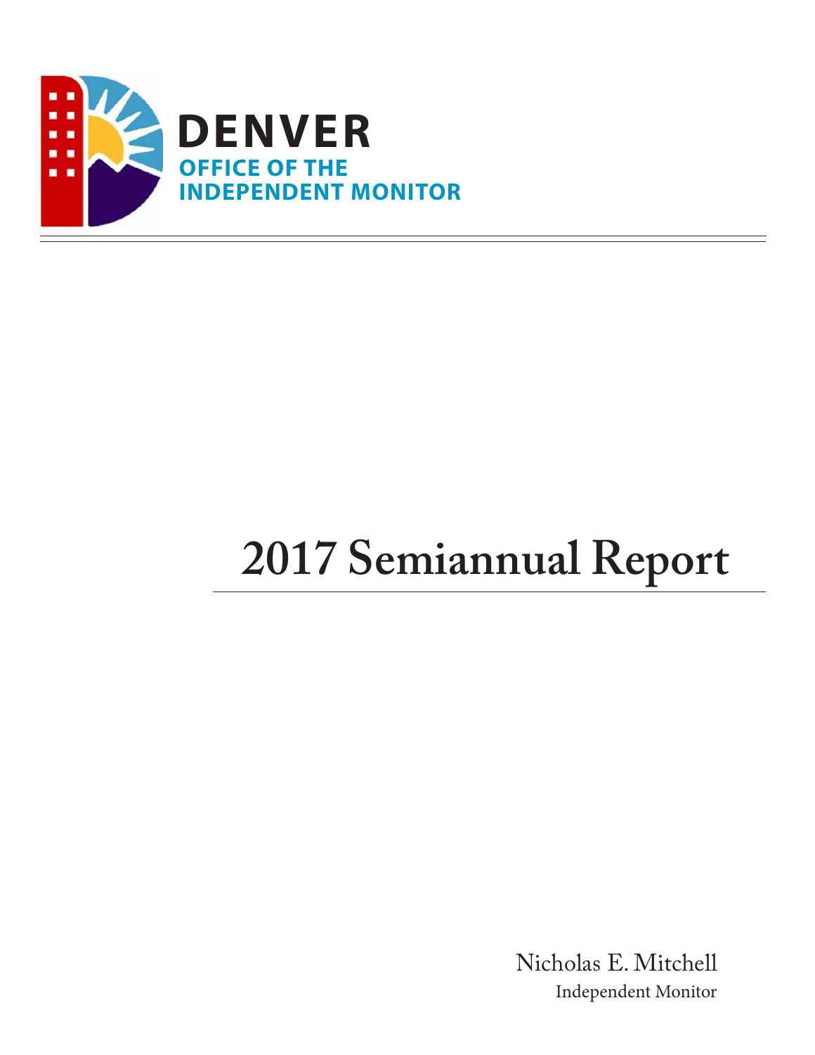**DENVER**
**OFFICE OF THE INDEPENDENT MONITOR**

# 2017 Semiannual Report

Nicholas E. Mitchell
Independent Monitor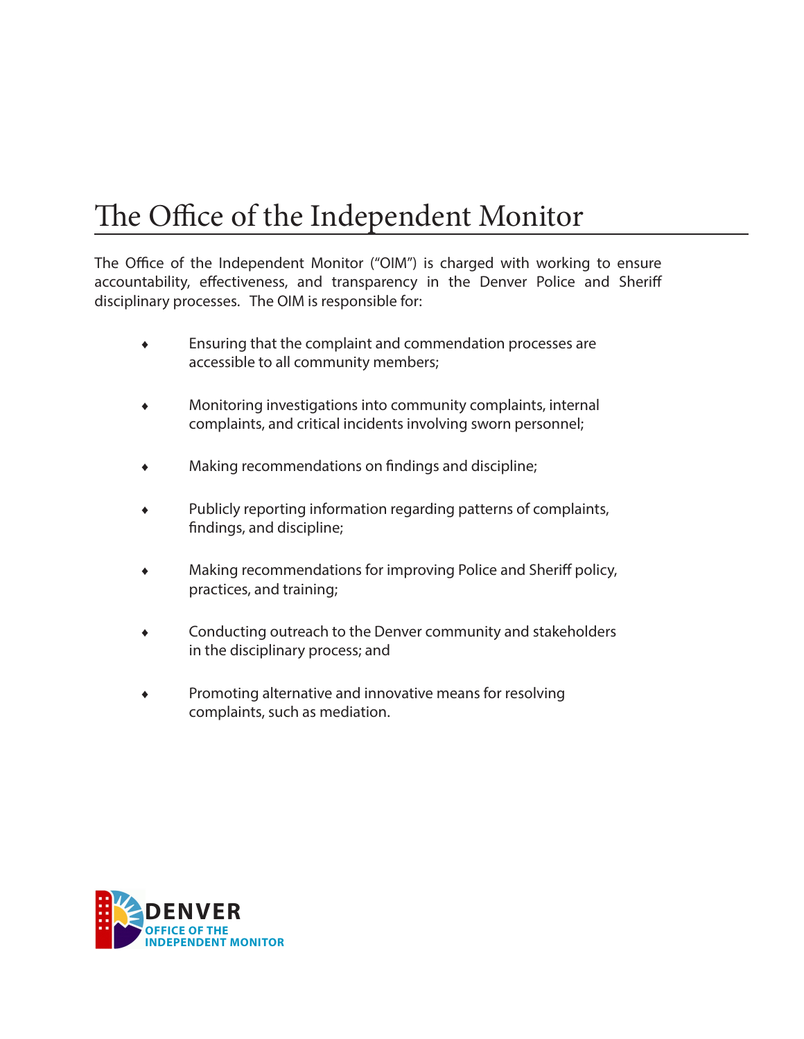# The Office of the Independent Monitor

The Office of the Independent Monitor ("OIM") is charged with working to ensure accountability, effectiveness, and transparency in the Denver Police and Sheriff disciplinary processes. The OIM is responsible for:

- Ensuring that the complaint and commendation processes are accessible to all community members;
- Monitoring investigations into community complaints, internal complaints, and critical incidents involving sworn personnel;
- Making recommendations on findings and discipline;
- Publicly reporting information regarding patterns of complaints, findings, and discipline;
- Making recommendations for improving Police and Sheriff policy, practices, and training;
- Conducting outreach to the Denver community and stakeholders in the disciplinary process; and
- Promoting alternative and innovative means for resolving complaints, such as mediation.

DENVER
OFFICE OF THE
INDEPENDENT MONITOR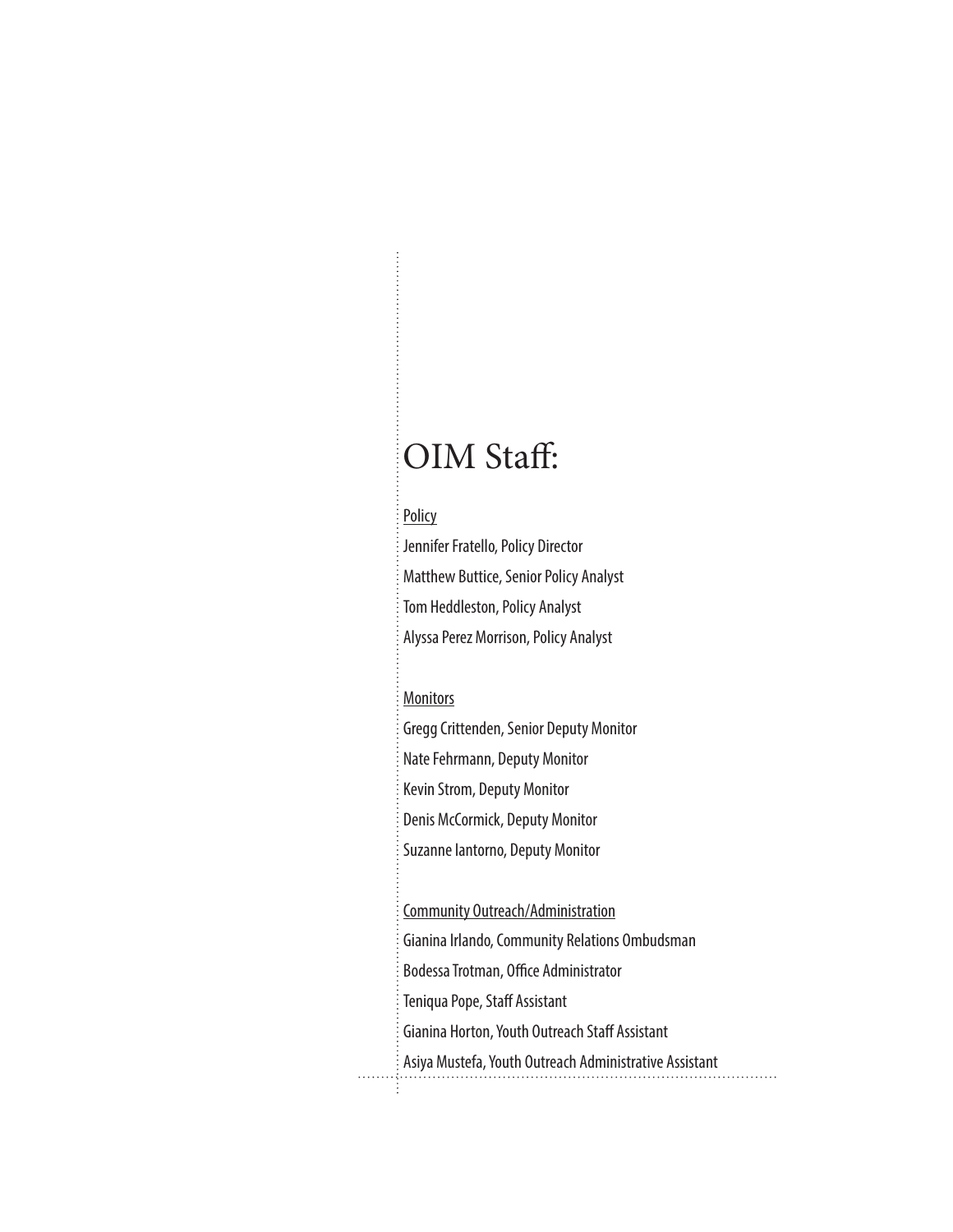# OIM Staff:

Policy

Jennifer Fratello, Policy Director

Matthew Buttice, Senior Policy Analyst

Tom Heddleston, Policy Analyst

Alyssa Perez Morrison, Policy Analyst

Monitors

Gregg Crittenden, Senior Deputy Monitor

Nate Fehrmann, Deputy Monitor

Kevin Strom, Deputy Monitor

Denis McCormick, Deputy Monitor

Suzanne Iantorno, Deputy Monitor

Community Outreach/Administration

Gianina Irlando, Community Relations Ombudsman

Bodessa Trotman, Office Administrator

Teniqua Pope, Staff Assistant

Gianina Horton, Youth Outreach Staff Assistant

Asiya Mustefa, Youth Outreach Administrative Assistant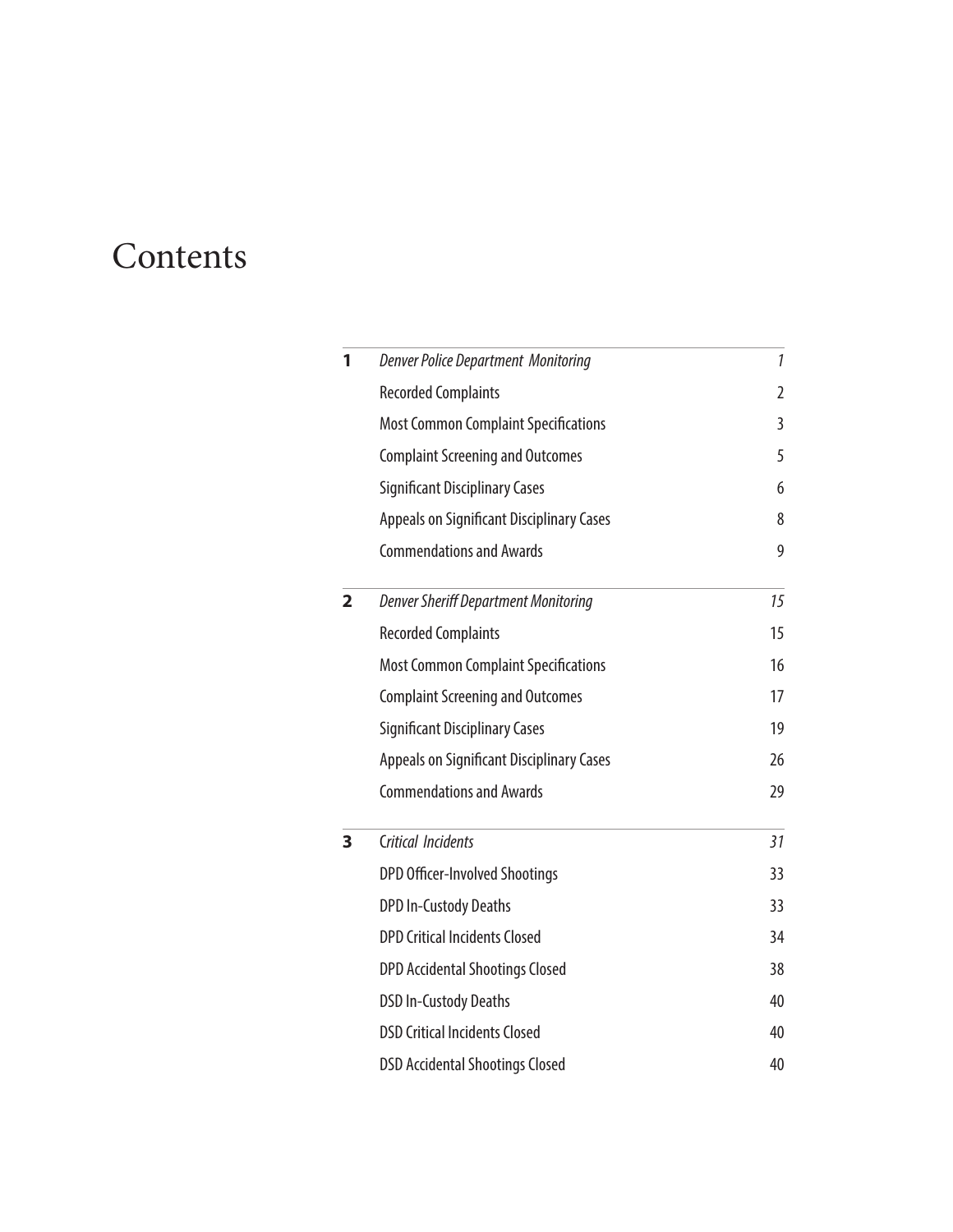# Contents

| | | |
|---|---|---|
| **1** | *Denver Police Department Monitoring* | *1* |
| | Recorded Complaints | 2 |
| | Most Common Complaint Specifications | 3 |
| | Complaint Screening and Outcomes | 5 |
| | Significant Disciplinary Cases | 6 |
| | Appeals on Significant Disciplinary Cases | 8 |
| | Commendations and Awards | 9 |
| **2** | *Denver Sheriff Department Monitoring* | *15* |
| | Recorded Complaints | 15 |
| | Most Common Complaint Specifications | 16 |
| | Complaint Screening and Outcomes | 17 |
| | Significant Disciplinary Cases | 19 |
| | Appeals on Significant Disciplinary Cases | 26 |
| | Commendations and Awards | 29 |
| **3** | *Critical Incidents* | *31* |
| | DPD Officer-Involved Shootings | 33 |
| | DPD In-Custody Deaths | 33 |
| | DPD Critical Incidents Closed | 34 |
| | DPD Accidental Shootings Closed | 38 |
| | DSD In-Custody Deaths | 40 |
| | DSD Critical Incidents Closed | 40 |
| | DSD Accidental Shootings Closed | 40 |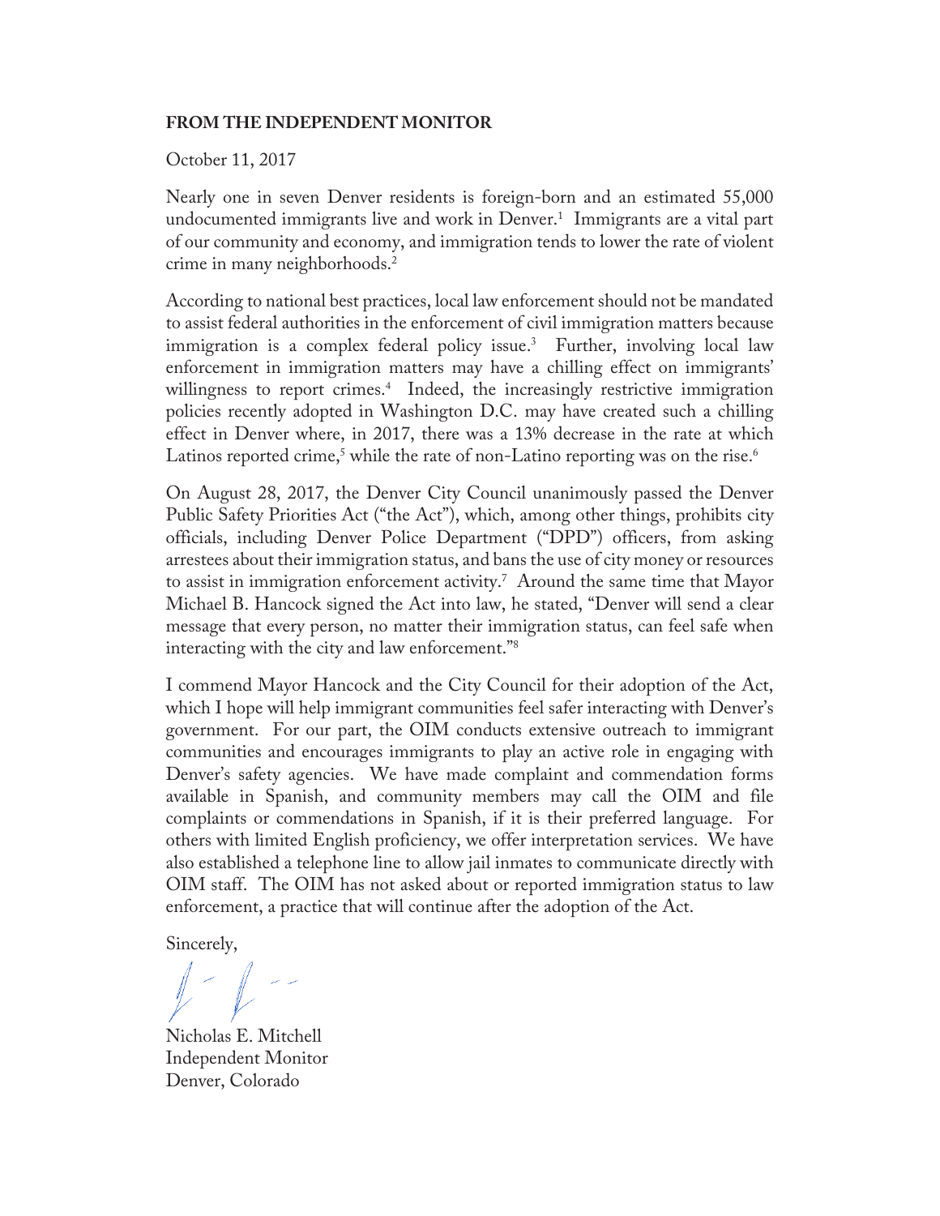**FROM THE INDEPENDENT MONITOR**

October 11, 2017

Nearly one in seven Denver residents is foreign-born and an estimated 55,000 undocumented immigrants live and work in Denver.[1] Immigrants are a vital part of our community and economy, and immigration tends to lower the rate of violent crime in many neighborhoods.[2]

According to national best practices, local law enforcement should not be mandated to assist federal authorities in the enforcement of civil immigration matters because immigration is a complex federal policy issue.[3] Further, involving local law enforcement in immigration matters may have a chilling effect on immigrants' willingness to report crimes.[4] Indeed, the increasingly restrictive immigration policies recently adopted in Washington D.C. may have created such a chilling effect in Denver where, in 2017, there was a 13% decrease in the rate at which Latinos reported crime,[5] while the rate of non-Latino reporting was on the rise.[6]

On August 28, 2017, the Denver City Council unanimously passed the Denver Public Safety Priorities Act ("the Act"), which, among other things, prohibits city officials, including Denver Police Department ("DPD") officers, from asking arrestees about their immigration status, and bans the use of city money or resources to assist in immigration enforcement activity.[7] Around the same time that Mayor Michael B. Hancock signed the Act into law, he stated, "Denver will send a clear message that every person, no matter their immigration status, can feel safe when interacting with the city and law enforcement."[8]

I commend Mayor Hancock and the City Council for their adoption of the Act, which I hope will help immigrant communities feel safer interacting with Denver's government. For our part, the OIM conducts extensive outreach to immigrant communities and encourages immigrants to play an active role in engaging with Denver's safety agencies. We have made complaint and commendation forms available in Spanish, and community members may call the OIM and file complaints or commendations in Spanish, if it is their preferred language. For others with limited English proficiency, we offer interpretation services. We have also established a telephone line to allow jail inmates to communicate directly with OIM staff. The OIM has not asked about or reported immigration status to law enforcement, a practice that will continue after the adoption of the Act.

Sincerely,

Nicholas E. Mitchell
Independent Monitor
Denver, Colorado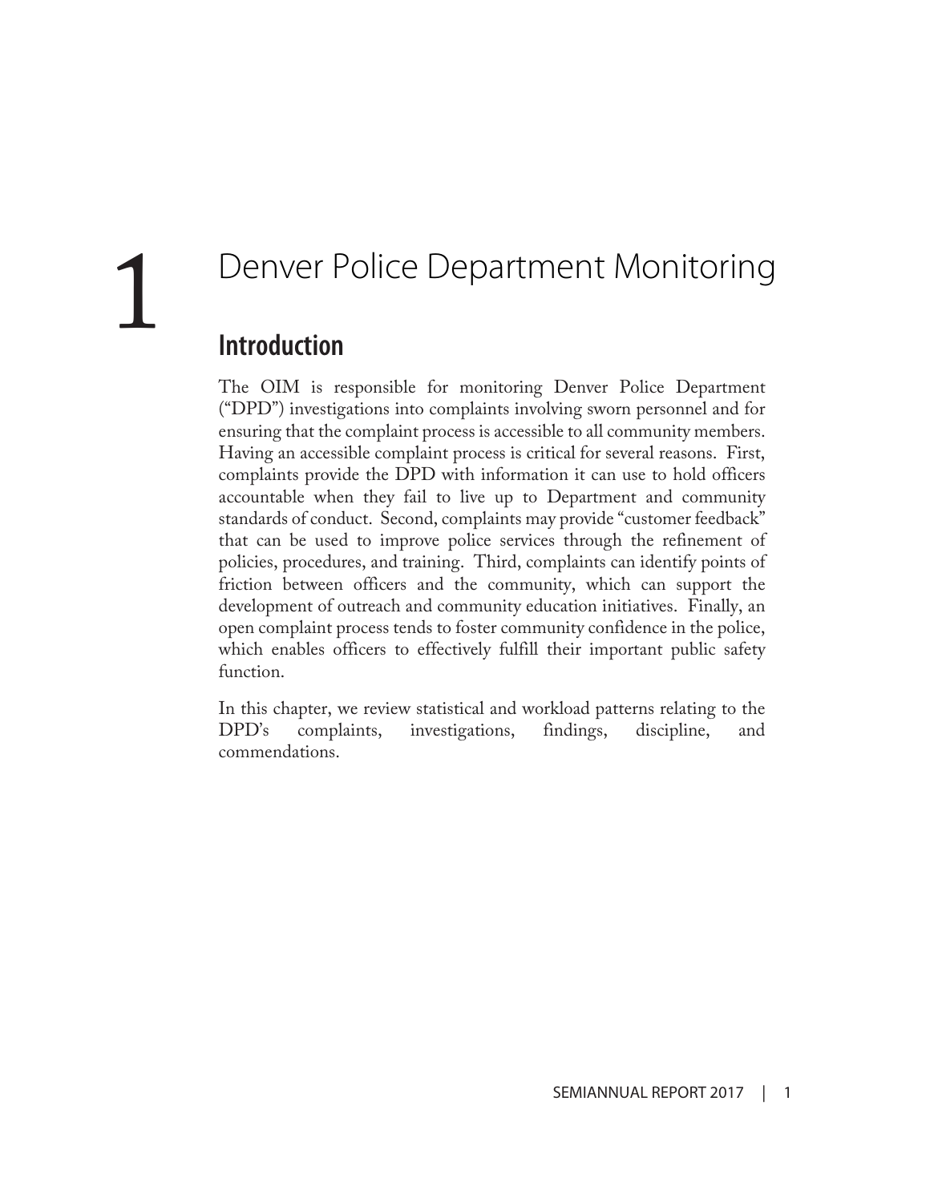# 1 Denver Police Department Monitoring

## Introduction

The OIM is responsible for monitoring Denver Police Department ("DPD") investigations into complaints involving sworn personnel and for ensuring that the complaint process is accessible to all community members. Having an accessible complaint process is critical for several reasons. First, complaints provide the DPD with information it can use to hold officers accountable when they fail to live up to Department and community standards of conduct. Second, complaints may provide "customer feedback" that can be used to improve police services through the refinement of policies, procedures, and training. Third, complaints can identify points of friction between officers and the community, which can support the development of outreach and community education initiatives. Finally, an open complaint process tends to foster community confidence in the police, which enables officers to effectively fulfill their important public safety function.

In this chapter, we review statistical and workload patterns relating to the DPD's complaints, investigations, findings, discipline, and commendations.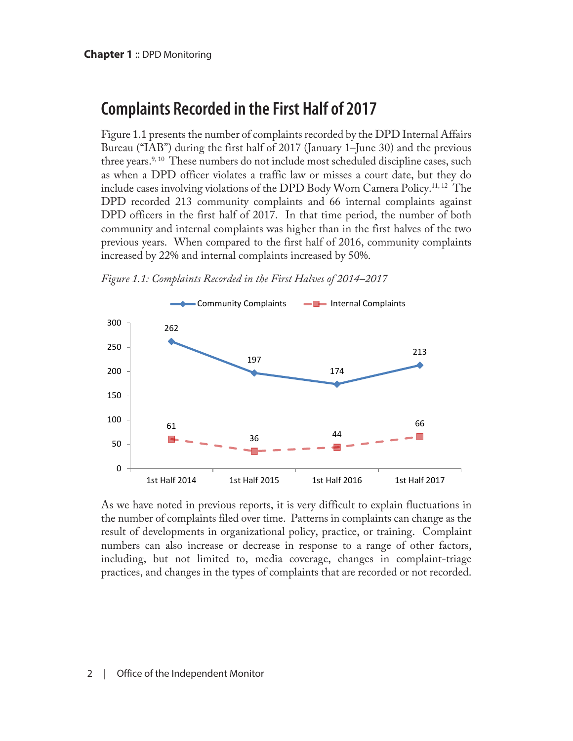## Complaints Recorded in the First Half of 2017

Figure 1.1 presents the number of complaints recorded by the DPD Internal Affairs Bureau ("IAB") during the first half of 2017 (January 1–June 30) and the previous three years.[9, 10] These numbers do not include most scheduled discipline cases, such as when a DPD officer violates a traffic law or misses a court date, but they do include cases involving violations of the DPD Body Worn Camera Policy.[11, 12] The DPD recorded 213 community complaints and 66 internal complaints against DPD officers in the first half of 2017. In that time period, the number of both community and internal complaints was higher than in the first halves of the two previous years. When compared to the first half of 2016, community complaints increased by 22% and internal complaints increased by 50%.

*Figure 1.1: Complaints Recorded in the First Halves of 2014–2017*

| | 1st Half 2014 | 1st Half 2015 | 1st Half 2016 | 1st Half 2017 |
|---|---|---|---|---|
| Community Complaints | 262 | 197 | 174 | 213 |
| Internal Complaints | 61 | 36 | 44 | 66 |

As we have noted in previous reports, it is very difficult to explain fluctuations in the number of complaints filed over time. Patterns in complaints can change as the result of developments in organizational policy, practice, or training. Complaint numbers can also increase or decrease in response to a range of other factors, including, but not limited to, media coverage, changes in complaint-triage practices, and changes in the types of complaints that are recorded or not recorded.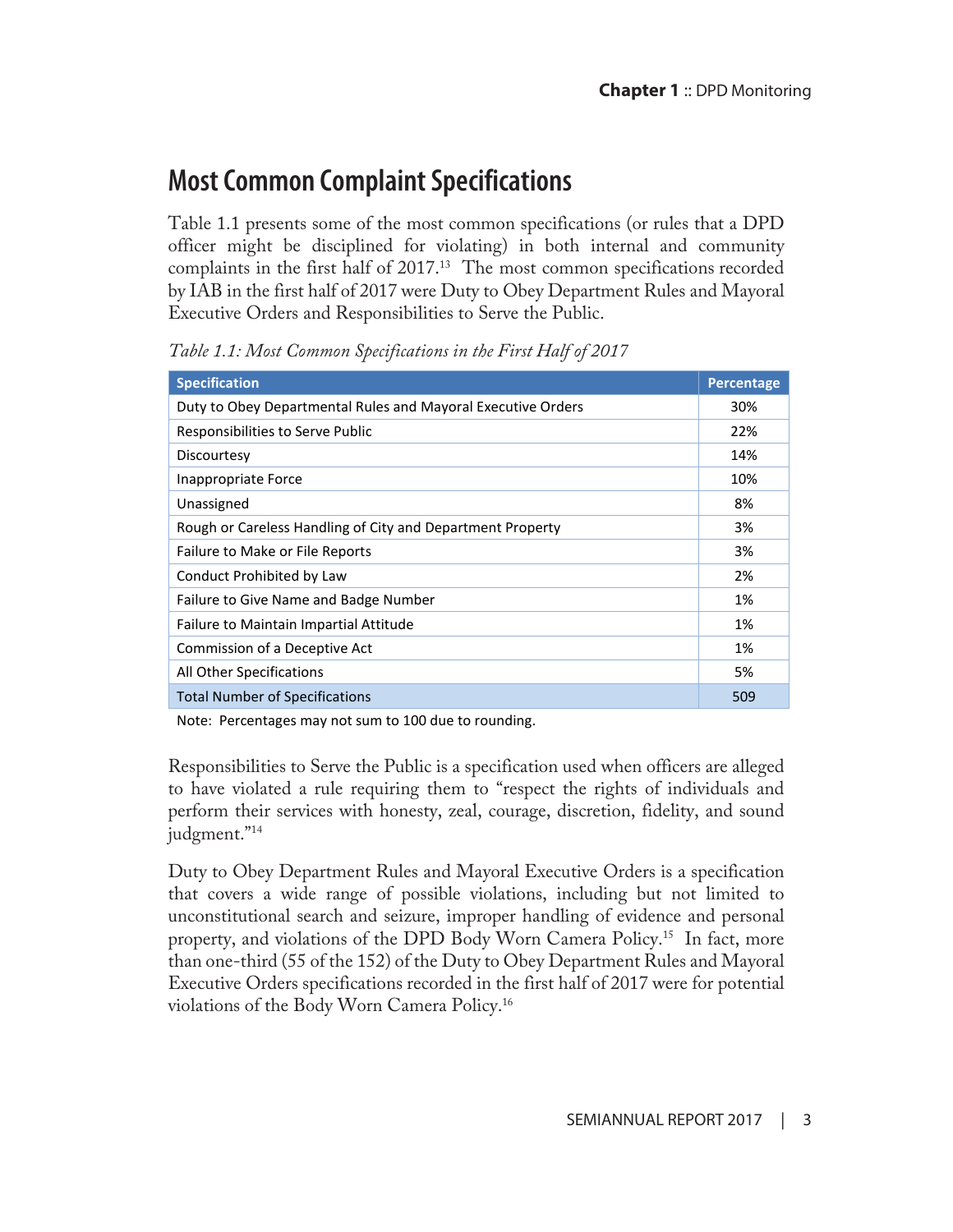## Most Common Complaint Specifications

Table 1.1 presents some of the most common specifications (or rules that a DPD officer might be disciplined for violating) in both internal and community complaints in the first half of 2017.[13] The most common specifications recorded by IAB in the first half of 2017 were Duty to Obey Department Rules and Mayoral Executive Orders and Responsibilities to Serve the Public.

*Table 1.1: Most Common Specifications in the First Half of 2017*

| Specification | Percentage |
|---|---|
| Duty to Obey Departmental Rules and Mayoral Executive Orders | 30% |
| Responsibilities to Serve Public | 22% |
| Discourtesy | 14% |
| Inappropriate Force | 10% |
| Unassigned | 8% |
| Rough or Careless Handling of City and Department Property | 3% |
| Failure to Make or File Reports | 3% |
| Conduct Prohibited by Law | 2% |
| Failure to Give Name and Badge Number | 1% |
| Failure to Maintain Impartial Attitude | 1% |
| Commission of a Deceptive Act | 1% |
| All Other Specifications | 5% |
| Total Number of Specifications | 509 |

Note: Percentages may not sum to 100 due to rounding.

Responsibilities to Serve the Public is a specification used when officers are alleged to have violated a rule requiring them to "respect the rights of individuals and perform their services with honesty, zeal, courage, discretion, fidelity, and sound judgment."[14]

Duty to Obey Department Rules and Mayoral Executive Orders is a specification that covers a wide range of possible violations, including but not limited to unconstitutional search and seizure, improper handling of evidence and personal property, and violations of the DPD Body Worn Camera Policy.[15] In fact, more than one-third (55 of the 152) of the Duty to Obey Department Rules and Mayoral Executive Orders specifications recorded in the first half of 2017 were for potential violations of the Body Worn Camera Policy.[16]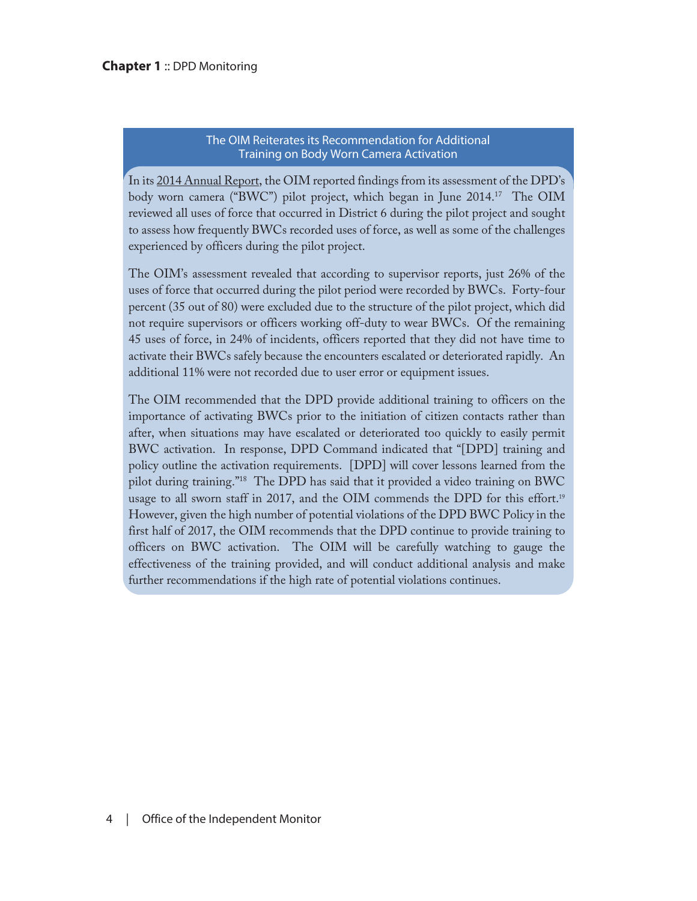### The OIM Reiterates its Recommendation for Additional Training on Body Worn Camera Activation

In its 2014 Annual Report, the OIM reported findings from its assessment of the DPD's body worn camera ("BWC") pilot project, which began in June 2014.[17] The OIM reviewed all uses of force that occurred in District 6 during the pilot project and sought to assess how frequently BWCs recorded uses of force, as well as some of the challenges experienced by officers during the pilot project.

The OIM's assessment revealed that according to supervisor reports, just 26% of the uses of force that occurred during the pilot period were recorded by BWCs. Forty-four percent (35 out of 80) were excluded due to the structure of the pilot project, which did not require supervisors or officers working off-duty to wear BWCs. Of the remaining 45 uses of force, in 24% of incidents, officers reported that they did not have time to activate their BWCs safely because the encounters escalated or deteriorated rapidly. An additional 11% were not recorded due to user error or equipment issues.

The OIM recommended that the DPD provide additional training to officers on the importance of activating BWCs prior to the initiation of citizen contacts rather than after, when situations may have escalated or deteriorated too quickly to easily permit BWC activation. In response, DPD Command indicated that "[DPD] training and policy outline the activation requirements. [DPD] will cover lessons learned from the pilot during training."[18] The DPD has said that it provided a video training on BWC usage to all sworn staff in 2017, and the OIM commends the DPD for this effort.[19] However, given the high number of potential violations of the DPD BWC Policy in the first half of 2017, the OIM recommends that the DPD continue to provide training to officers on BWC activation. The OIM will be carefully watching to gauge the effectiveness of the training provided, and will conduct additional analysis and make further recommendations if the high rate of potential violations continues.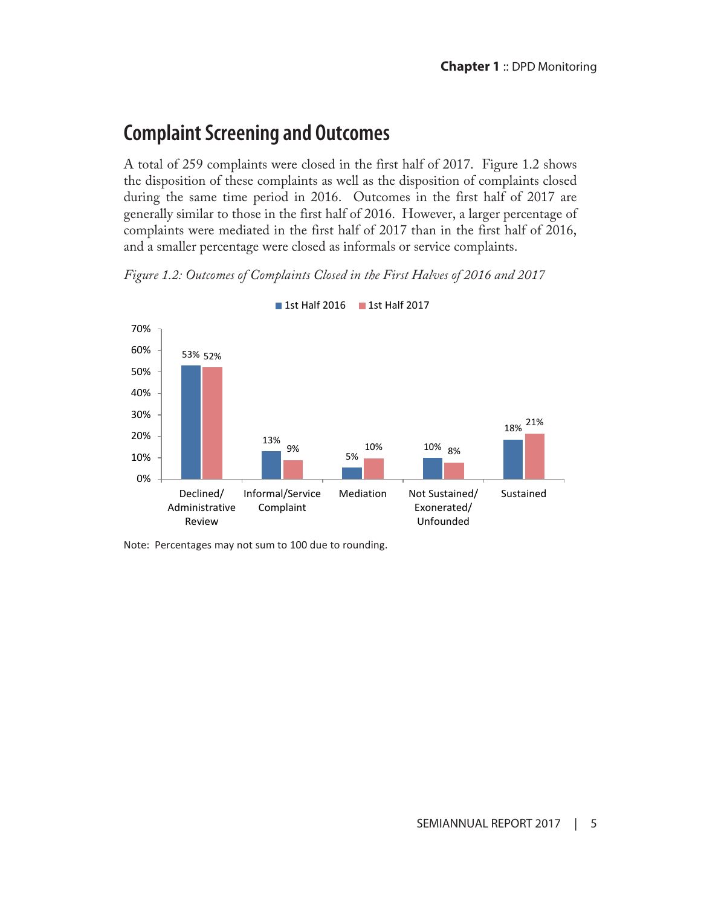## Complaint Screening and Outcomes

A total of 259 complaints were closed in the first half of 2017. Figure 1.2 shows the disposition of these complaints as well as the disposition of complaints closed during the same time period in 2016. Outcomes in the first half of 2017 are generally similar to those in the first half of 2016. However, a larger percentage of complaints were mediated in the first half of 2017 than in the first half of 2016, and a smaller percentage were closed as informals or service complaints.

*Figure 1.2: Outcomes of Complaints Closed in the First Halves of 2016 and 2017*

| Outcome | 1st Half 2016 | 1st Half 2017 |
|---|---|---|
| Declined/ Administrative Review | 53% | 52% |
| Informal/Service Complaint | 13% | 9% |
| Mediation | 5% | 10% |
| Not Sustained/ Exonerated/ Unfounded | 10% | 8% |
| Sustained | 18% | 21% |

Note: Percentages may not sum to 100 due to rounding.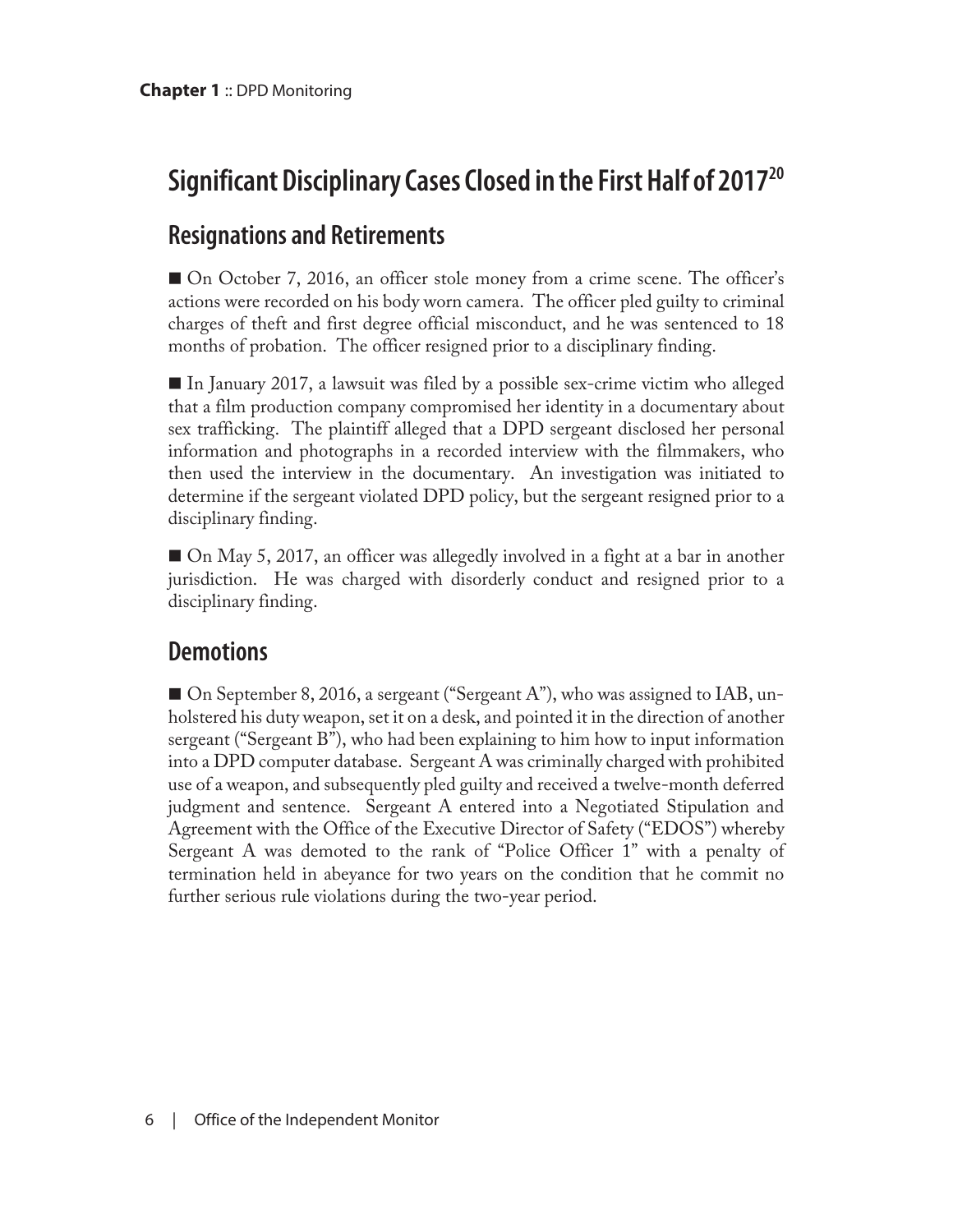## Significant Disciplinary Cases Closed in the First Half of 2017[20]

### Resignations and Retirements

■ On October 7, 2016, an officer stole money from a crime scene. The officer's actions were recorded on his body worn camera. The officer pled guilty to criminal charges of theft and first degree official misconduct, and he was sentenced to 18 months of probation. The officer resigned prior to a disciplinary finding.

■ In January 2017, a lawsuit was filed by a possible sex-crime victim who alleged that a film production company compromised her identity in a documentary about sex trafficking. The plaintiff alleged that a DPD sergeant disclosed her personal information and photographs in a recorded interview with the filmmakers, who then used the interview in the documentary. An investigation was initiated to determine if the sergeant violated DPD policy, but the sergeant resigned prior to a disciplinary finding.

■ On May 5, 2017, an officer was allegedly involved in a fight at a bar in another jurisdiction. He was charged with disorderly conduct and resigned prior to a disciplinary finding.

### Demotions

■ On September 8, 2016, a sergeant ("Sergeant A"), who was assigned to IAB, unholstered his duty weapon, set it on a desk, and pointed it in the direction of another sergeant ("Sergeant B"), who had been explaining to him how to input information into a DPD computer database. Sergeant A was criminally charged with prohibited use of a weapon, and subsequently pled guilty and received a twelve-month deferred judgment and sentence. Sergeant A entered into a Negotiated Stipulation and Agreement with the Office of the Executive Director of Safety ("EDOS") whereby Sergeant A was demoted to the rank of "Police Officer 1" with a penalty of termination held in abeyance for two years on the condition that he commit no further serious rule violations during the two-year period.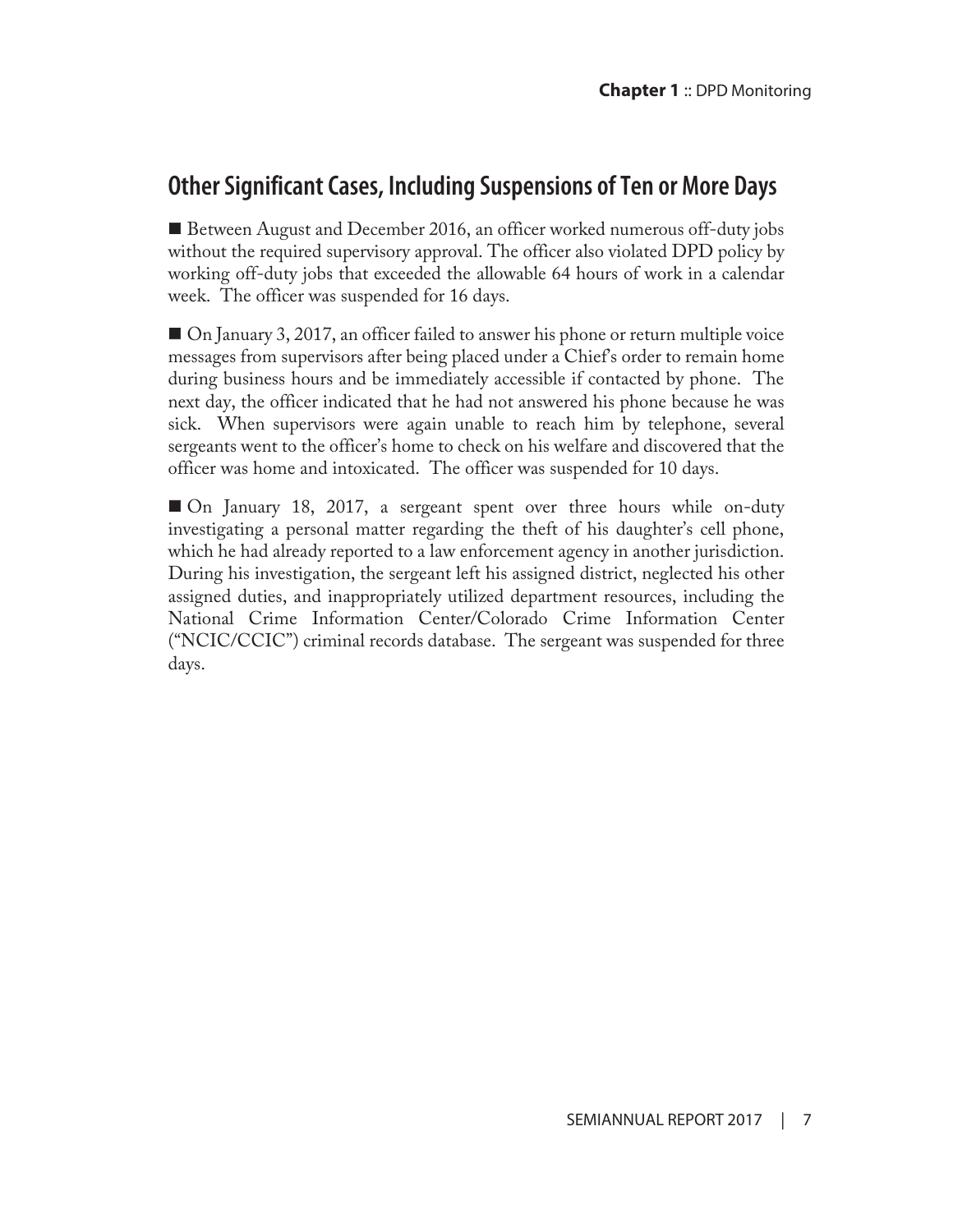## Other Significant Cases, Including Suspensions of Ten or More Days

■ Between August and December 2016, an officer worked numerous off-duty jobs without the required supervisory approval. The officer also violated DPD policy by working off-duty jobs that exceeded the allowable 64 hours of work in a calendar week. The officer was suspended for 16 days.

■ On January 3, 2017, an officer failed to answer his phone or return multiple voice messages from supervisors after being placed under a Chief's order to remain home during business hours and be immediately accessible if contacted by phone. The next day, the officer indicated that he had not answered his phone because he was sick. When supervisors were again unable to reach him by telephone, several sergeants went to the officer's home to check on his welfare and discovered that the officer was home and intoxicated. The officer was suspended for 10 days.

■ On January 18, 2017, a sergeant spent over three hours while on-duty investigating a personal matter regarding the theft of his daughter's cell phone, which he had already reported to a law enforcement agency in another jurisdiction. During his investigation, the sergeant left his assigned district, neglected his other assigned duties, and inappropriately utilized department resources, including the National Crime Information Center/Colorado Crime Information Center ("NCIC/CCIC") criminal records database. The sergeant was suspended for three days.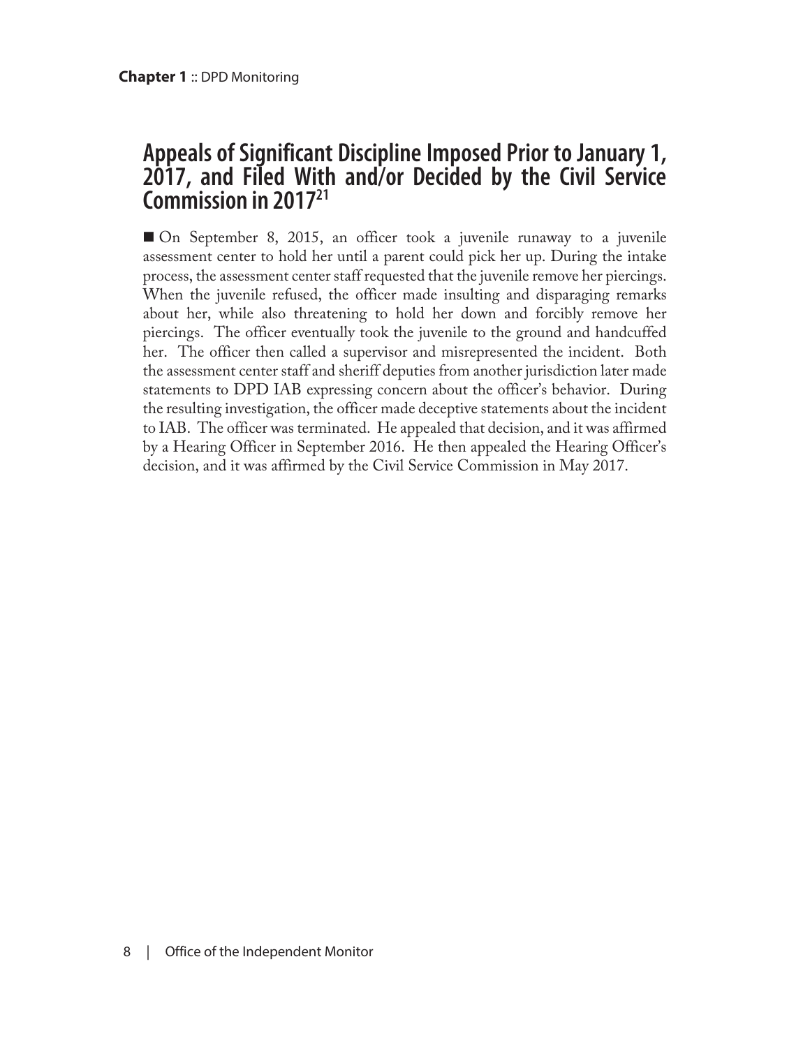## Appeals of Significant Discipline Imposed Prior to January 1, 2017, and Filed With and/or Decided by the Civil Service Commission in 2017[21]

■ On September 8, 2015, an officer took a juvenile runaway to a juvenile assessment center to hold her until a parent could pick her up. During the intake process, the assessment center staff requested that the juvenile remove her piercings. When the juvenile refused, the officer made insulting and disparaging remarks about her, while also threatening to hold her down and forcibly remove her piercings. The officer eventually took the juvenile to the ground and handcuffed her. The officer then called a supervisor and misrepresented the incident. Both the assessment center staff and sheriff deputies from another jurisdiction later made statements to DPD IAB expressing concern about the officer's behavior. During the resulting investigation, the officer made deceptive statements about the incident to IAB. The officer was terminated. He appealed that decision, and it was affirmed by a Hearing Officer in September 2016. He then appealed the Hearing Officer's decision, and it was affirmed by the Civil Service Commission in May 2017.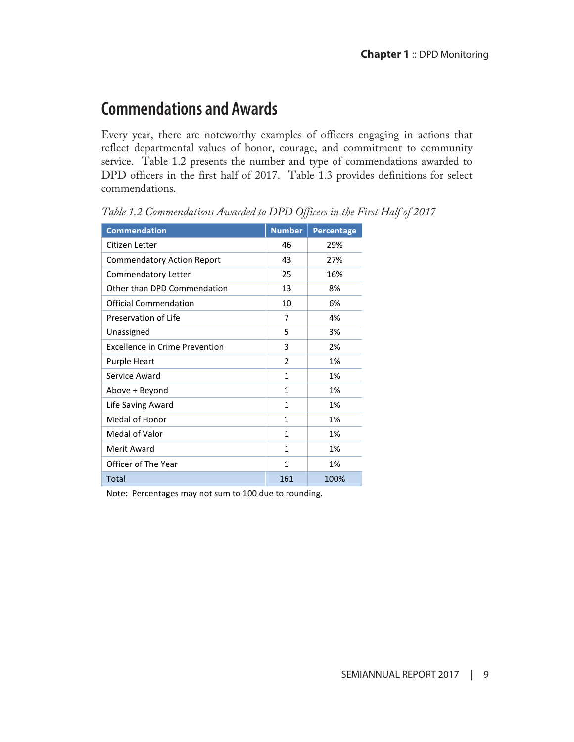## Commendations and Awards

Every year, there are noteworthy examples of officers engaging in actions that reflect departmental values of honor, courage, and commitment to community service. Table 1.2 presents the number and type of commendations awarded to DPD officers in the first half of 2017. Table 1.3 provides definitions for select commendations.

*Table 1.2 Commendations Awarded to DPD Officers in the First Half of 2017*

| Commendation | Number | Percentage |
|---|---|---|
| Citizen Letter | 46 | 29% |
| Commendatory Action Report | 43 | 27% |
| Commendatory Letter | 25 | 16% |
| Other than DPD Commendation | 13 | 8% |
| Official Commendation | 10 | 6% |
| Preservation of Life | 7 | 4% |
| Unassigned | 5 | 3% |
| Excellence in Crime Prevention | 3 | 2% |
| Purple Heart | 2 | 1% |
| Service Award | 1 | 1% |
| Above + Beyond | 1 | 1% |
| Life Saving Award | 1 | 1% |
| Medal of Honor | 1 | 1% |
| Medal of Valor | 1 | 1% |
| Merit Award | 1 | 1% |
| Officer of The Year | 1 | 1% |
| Total | 161 | 100% |

Note: Percentages may not sum to 100 due to rounding.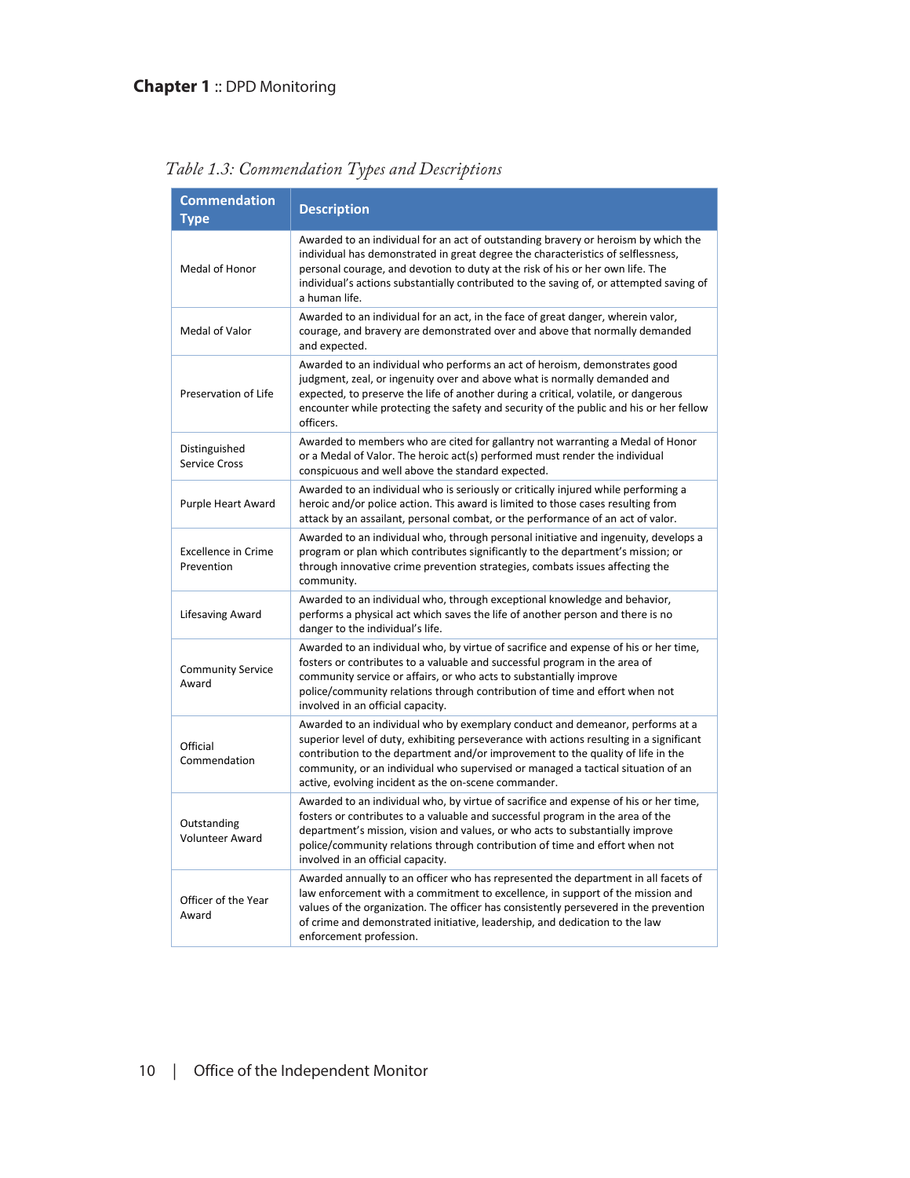*Table 1.3: Commendation Types and Descriptions*

| Commendation Type | Description |
|---|---|
| Medal of Honor | Awarded to an individual for an act of outstanding bravery or heroism by which the individual has demonstrated in great degree the characteristics of selflessness, personal courage, and devotion to duty at the risk of his or her own life. The individual's actions substantially contributed to the saving of, or attempted saving of a human life. |
| Medal of Valor | Awarded to an individual for an act, in the face of great danger, wherein valor, courage, and bravery are demonstrated over and above that normally demanded and expected. |
| Preservation of Life | Awarded to an individual who performs an act of heroism, demonstrates good judgment, zeal, or ingenuity over and above what is normally demanded and expected, to preserve the life of another during a critical, volatile, or dangerous encounter while protecting the safety and security of the public and his or her fellow officers. |
| Distinguished Service Cross | Awarded to members who are cited for gallantry not warranting a Medal of Honor or a Medal of Valor. The heroic act(s) performed must render the individual conspicuous and well above the standard expected. |
| Purple Heart Award | Awarded to an individual who is seriously or critically injured while performing a heroic and/or police action. This award is limited to those cases resulting from attack by an assailant, personal combat, or the performance of an act of valor. |
| Excellence in Crime Prevention | Awarded to an individual who, through personal initiative and ingenuity, develops a program or plan which contributes significantly to the department's mission; or through innovative crime prevention strategies, combats issues affecting the community. |
| Lifesaving Award | Awarded to an individual who, through exceptional knowledge and behavior, performs a physical act which saves the life of another person and there is no danger to the individual's life. |
| Community Service Award | Awarded to an individual who, by virtue of sacrifice and expense of his or her time, fosters or contributes to a valuable and successful program in the area of community service or affairs, or who acts to substantially improve police/community relations through contribution of time and effort when not involved in an official capacity. |
| Official Commendation | Awarded to an individual who by exemplary conduct and demeanor, performs at a superior level of duty, exhibiting perseverance with actions resulting in a significant contribution to the department and/or improvement to the quality of life in the community, or an individual who supervised or managed a tactical situation of an active, evolving incident as the on-scene commander. |
| Outstanding Volunteer Award | Awarded to an individual who, by virtue of sacrifice and expense of his or her time, fosters or contributes to a valuable and successful program in the area of the department's mission, vision and values, or who acts to substantially improve police/community relations through contribution of time and effort when not involved in an official capacity. |
| Officer of the Year Award | Awarded annually to an officer who has represented the department in all facets of law enforcement with a commitment to excellence, in support of the mission and values of the organization. The officer has consistently persevered in the prevention of crime and demonstrated initiative, leadership, and dedication to the law enforcement profession. |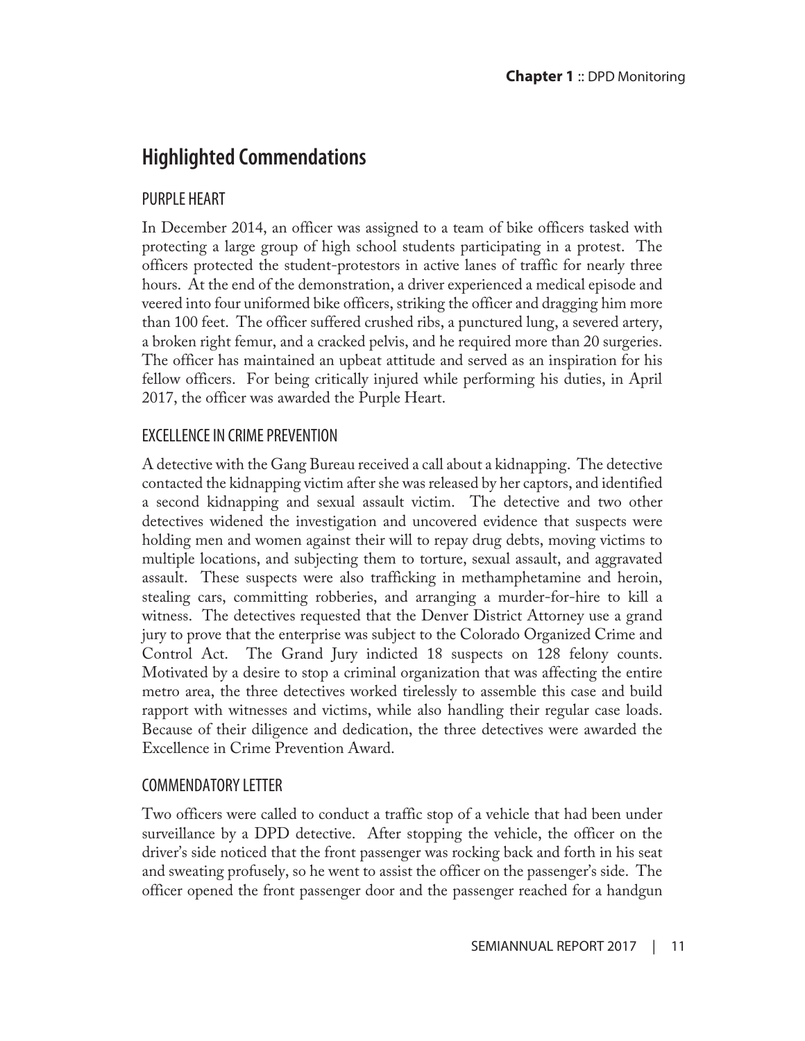## Highlighted Commendations

### PURPLE HEART

In December 2014, an officer was assigned to a team of bike officers tasked with protecting a large group of high school students participating in a protest. The officers protected the student-protestors in active lanes of traffic for nearly three hours. At the end of the demonstration, a driver experienced a medical episode and veered into four uniformed bike officers, striking the officer and dragging him more than 100 feet. The officer suffered crushed ribs, a punctured lung, a severed artery, a broken right femur, and a cracked pelvis, and he required more than 20 surgeries. The officer has maintained an upbeat attitude and served as an inspiration for his fellow officers. For being critically injured while performing his duties, in April 2017, the officer was awarded the Purple Heart.

### EXCELLENCE IN CRIME PREVENTION

A detective with the Gang Bureau received a call about a kidnapping. The detective contacted the kidnapping victim after she was released by her captors, and identified a second kidnapping and sexual assault victim. The detective and two other detectives widened the investigation and uncovered evidence that suspects were holding men and women against their will to repay drug debts, moving victims to multiple locations, and subjecting them to torture, sexual assault, and aggravated assault. These suspects were also trafficking in methamphetamine and heroin, stealing cars, committing robberies, and arranging a murder-for-hire to kill a witness. The detectives requested that the Denver District Attorney use a grand jury to prove that the enterprise was subject to the Colorado Organized Crime and Control Act. The Grand Jury indicted 18 suspects on 128 felony counts. Motivated by a desire to stop a criminal organization that was affecting the entire metro area, the three detectives worked tirelessly to assemble this case and build rapport with witnesses and victims, while also handling their regular case loads. Because of their diligence and dedication, the three detectives were awarded the Excellence in Crime Prevention Award.

### COMMENDATORY LETTER

Two officers were called to conduct a traffic stop of a vehicle that had been under surveillance by a DPD detective. After stopping the vehicle, the officer on the driver's side noticed that the front passenger was rocking back and forth in his seat and sweating profusely, so he went to assist the officer on the passenger's side. The officer opened the front passenger door and the passenger reached for a handgun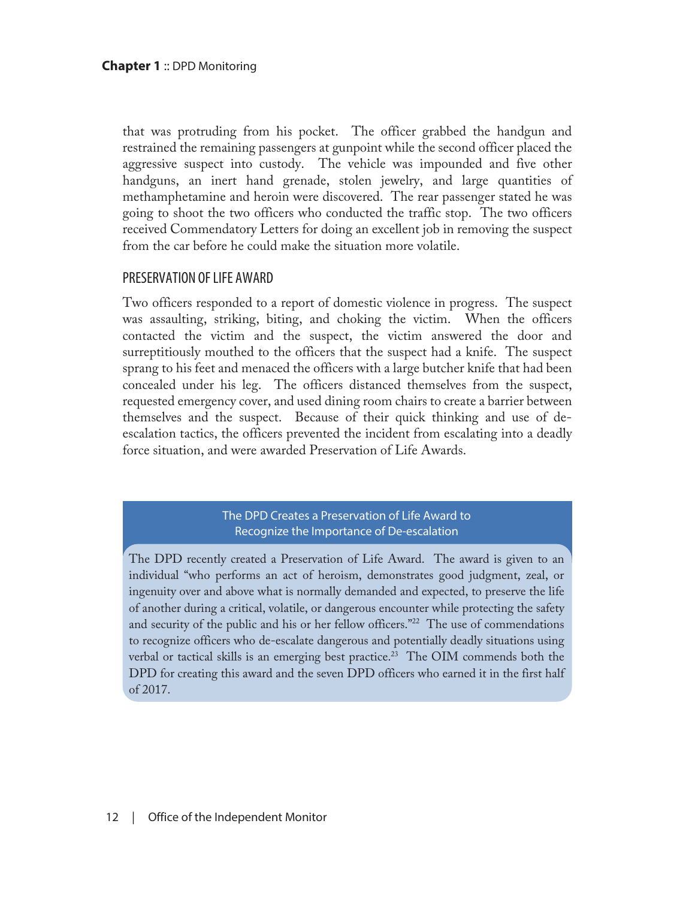that was protruding from his pocket. The officer grabbed the handgun and restrained the remaining passengers at gunpoint while the second officer placed the aggressive suspect into custody. The vehicle was impounded and five other handguns, an inert hand grenade, stolen jewelry, and large quantities of methamphetamine and heroin were discovered. The rear passenger stated he was going to shoot the two officers who conducted the traffic stop. The two officers received Commendatory Letters for doing an excellent job in removing the suspect from the car before he could make the situation more volatile.

### PRESERVATION OF LIFE AWARD

Two officers responded to a report of domestic violence in progress. The suspect was assaulting, striking, biting, and choking the victim. When the officers contacted the victim and the suspect, the victim answered the door and surreptitiously mouthed to the officers that the suspect had a knife. The suspect sprang to his feet and menaced the officers with a large butcher knife that had been concealed under his leg. The officers distanced themselves from the suspect, requested emergency cover, and used dining room chairs to create a barrier between themselves and the suspect. Because of their quick thinking and use of de-escalation tactics, the officers prevented the incident from escalating into a deadly force situation, and were awarded Preservation of Life Awards.

#### The DPD Creates a Preservation of Life Award to Recognize the Importance of De-escalation

The DPD recently created a Preservation of Life Award. The award is given to an individual "who performs an act of heroism, demonstrates good judgment, zeal, or ingenuity over and above what is normally demanded and expected, to preserve the life of another during a critical, volatile, or dangerous encounter while protecting the safety and security of the public and his or her fellow officers."[22] The use of commendations to recognize officers who de-escalate dangerous and potentially deadly situations using verbal or tactical skills is an emerging best practice.[23] The OIM commends both the DPD for creating this award and the seven DPD officers who earned it in the first half of 2017.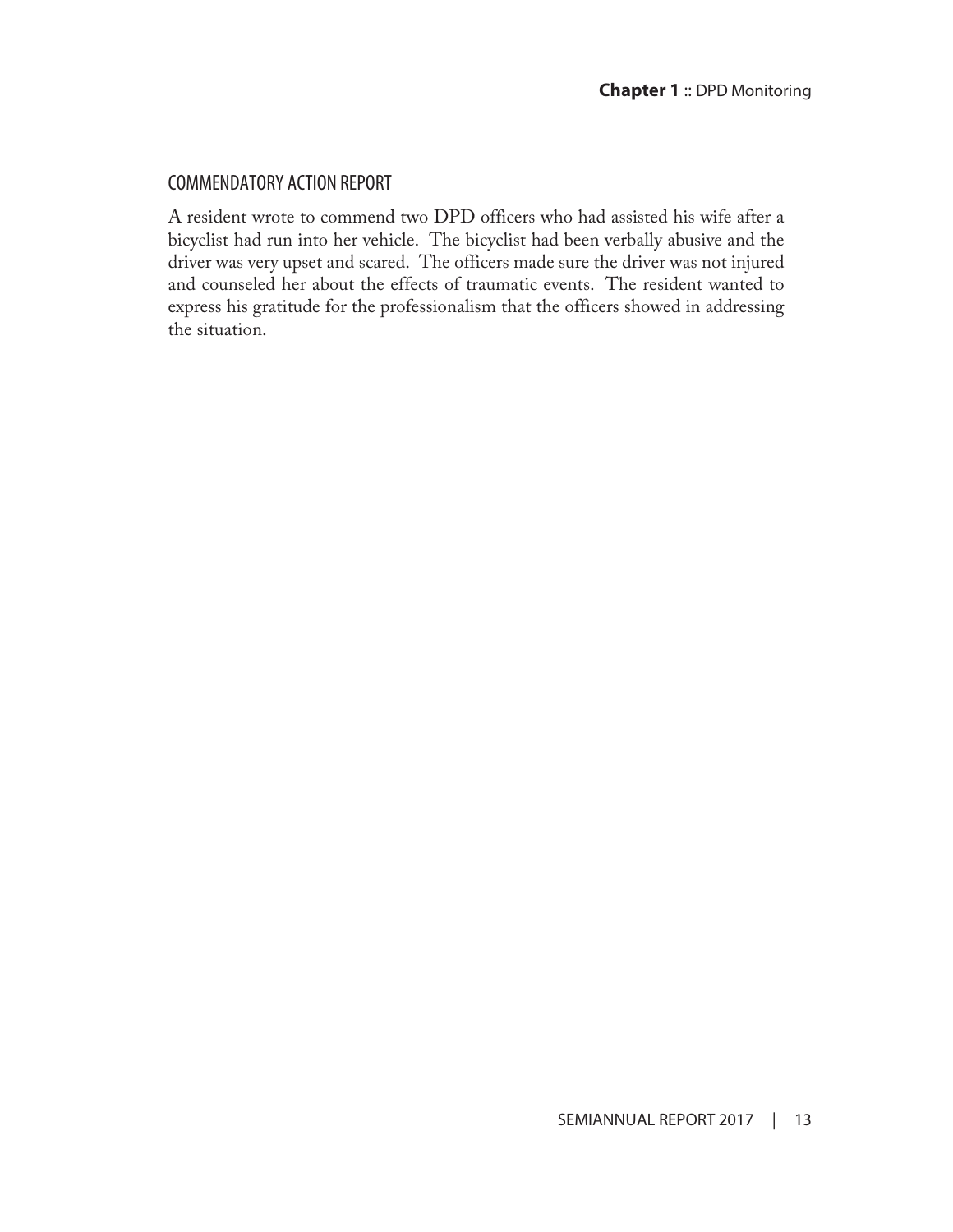## COMMENDATORY ACTION REPORT

A resident wrote to commend two DPD officers who had assisted his wife after a bicyclist had run into her vehicle. The bicyclist had been verbally abusive and the driver was very upset and scared. The officers made sure the driver was not injured and counseled her about the effects of traumatic events. The resident wanted to express his gratitude for the professionalism that the officers showed in addressing the situation.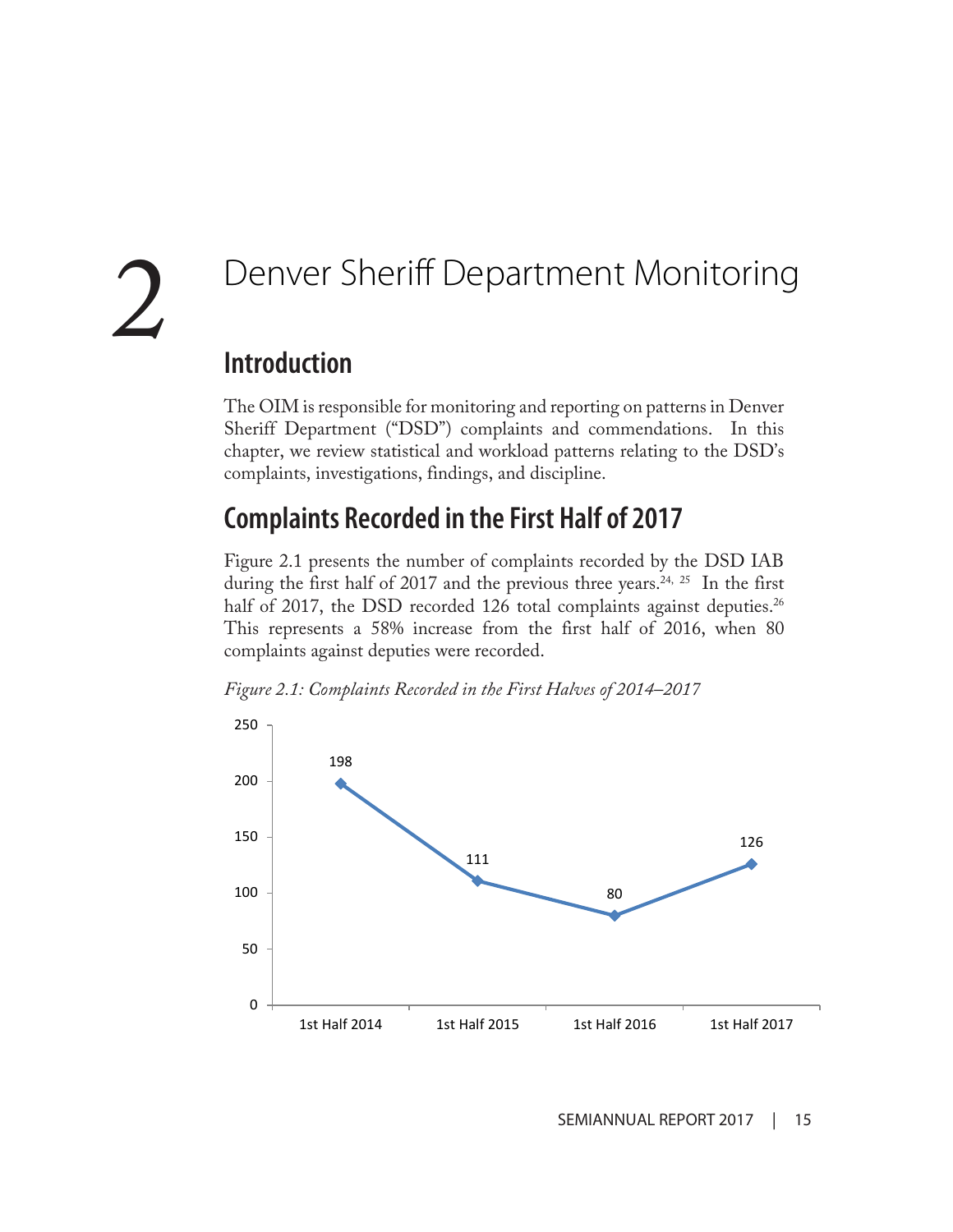# 2 Denver Sheriff Department Monitoring

## Introduction

The OIM is responsible for monitoring and reporting on patterns in Denver Sheriff Department ("DSD") complaints and commendations. In this chapter, we review statistical and workload patterns relating to the DSD's complaints, investigations, findings, and discipline.

## Complaints Recorded in the First Half of 2017

Figure 2.1 presents the number of complaints recorded by the DSD IAB during the first half of 2017 and the previous three years.[24, 25] In the first half of 2017, the DSD recorded 126 total complaints against deputies.[26] This represents a 58% increase from the first half of 2016, when 80 complaints against deputies were recorded.

*Figure 2.1: Complaints Recorded in the First Halves of 2014–2017*

| Period | Complaints |
| --- | --- |
| 1st Half 2014 | 198 |
| 1st Half 2015 | 111 |
| 1st Half 2016 | 80 |
| 1st Half 2017 | 126 |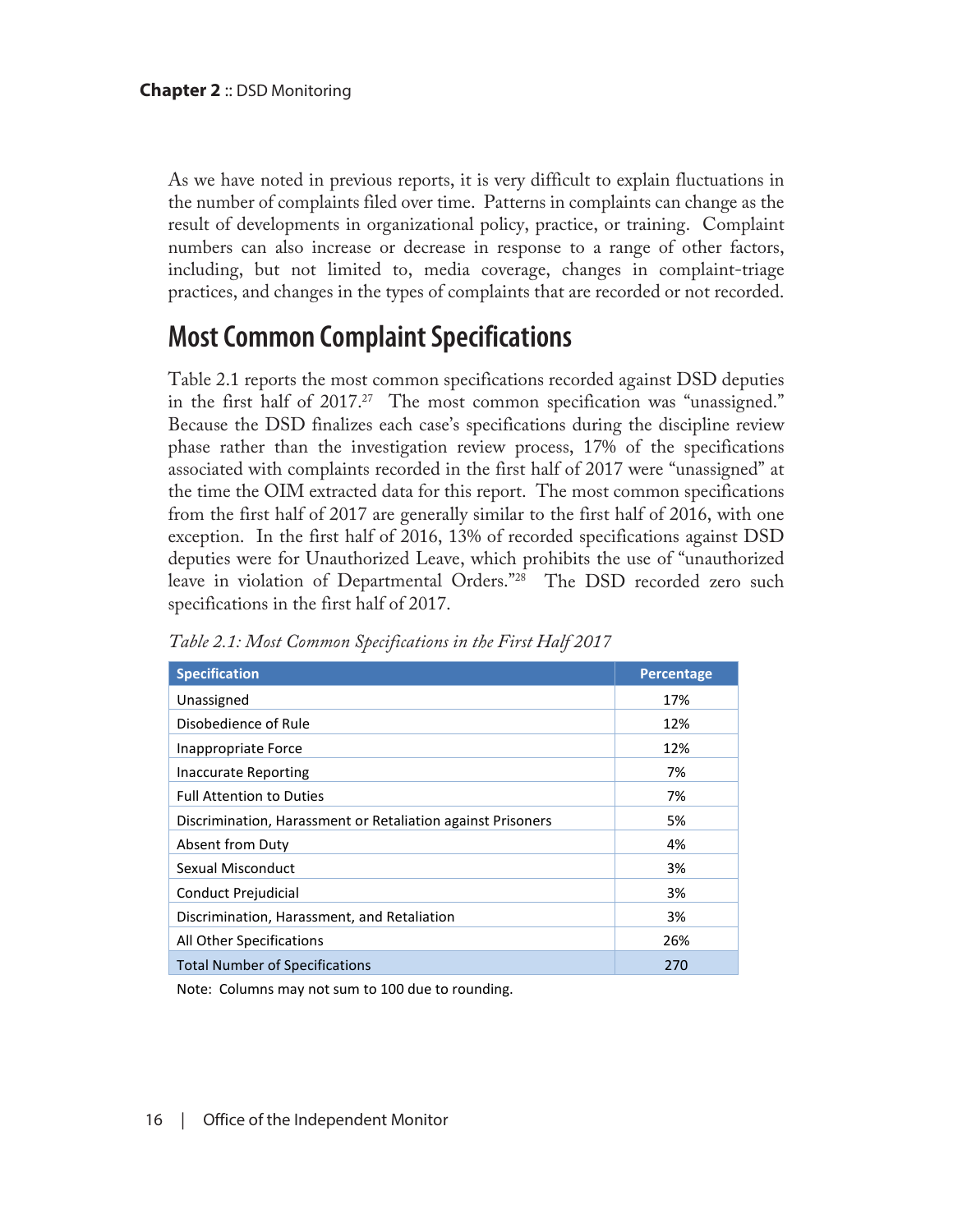As we have noted in previous reports, it is very difficult to explain fluctuations in the number of complaints filed over time. Patterns in complaints can change as the result of developments in organizational policy, practice, or training. Complaint numbers can also increase or decrease in response to a range of other factors, including, but not limited to, media coverage, changes in complaint-triage practices, and changes in the types of complaints that are recorded or not recorded.

## Most Common Complaint Specifications

Table 2.1 reports the most common specifications recorded against DSD deputies in the first half of 2017.[27] The most common specification was "unassigned." Because the DSD finalizes each case's specifications during the discipline review phase rather than the investigation review process, 17% of the specifications associated with complaints recorded in the first half of 2017 were "unassigned" at the time the OIM extracted data for this report. The most common specifications from the first half of 2017 are generally similar to the first half of 2016, with one exception. In the first half of 2016, 13% of recorded specifications against DSD deputies were for Unauthorized Leave, which prohibits the use of "unauthorized leave in violation of Departmental Orders."[28] The DSD recorded zero such specifications in the first half of 2017.

*Table 2.1: Most Common Specifications in the First Half 2017*

| Specification | Percentage |
|---|---|
| Unassigned | 17% |
| Disobedience of Rule | 12% |
| Inappropriate Force | 12% |
| Inaccurate Reporting | 7% |
| Full Attention to Duties | 7% |
| Discrimination, Harassment or Retaliation against Prisoners | 5% |
| Absent from Duty | 4% |
| Sexual Misconduct | 3% |
| Conduct Prejudicial | 3% |
| Discrimination, Harassment, and Retaliation | 3% |
| All Other Specifications | 26% |
| Total Number of Specifications | 270 |

Note: Columns may not sum to 100 due to rounding.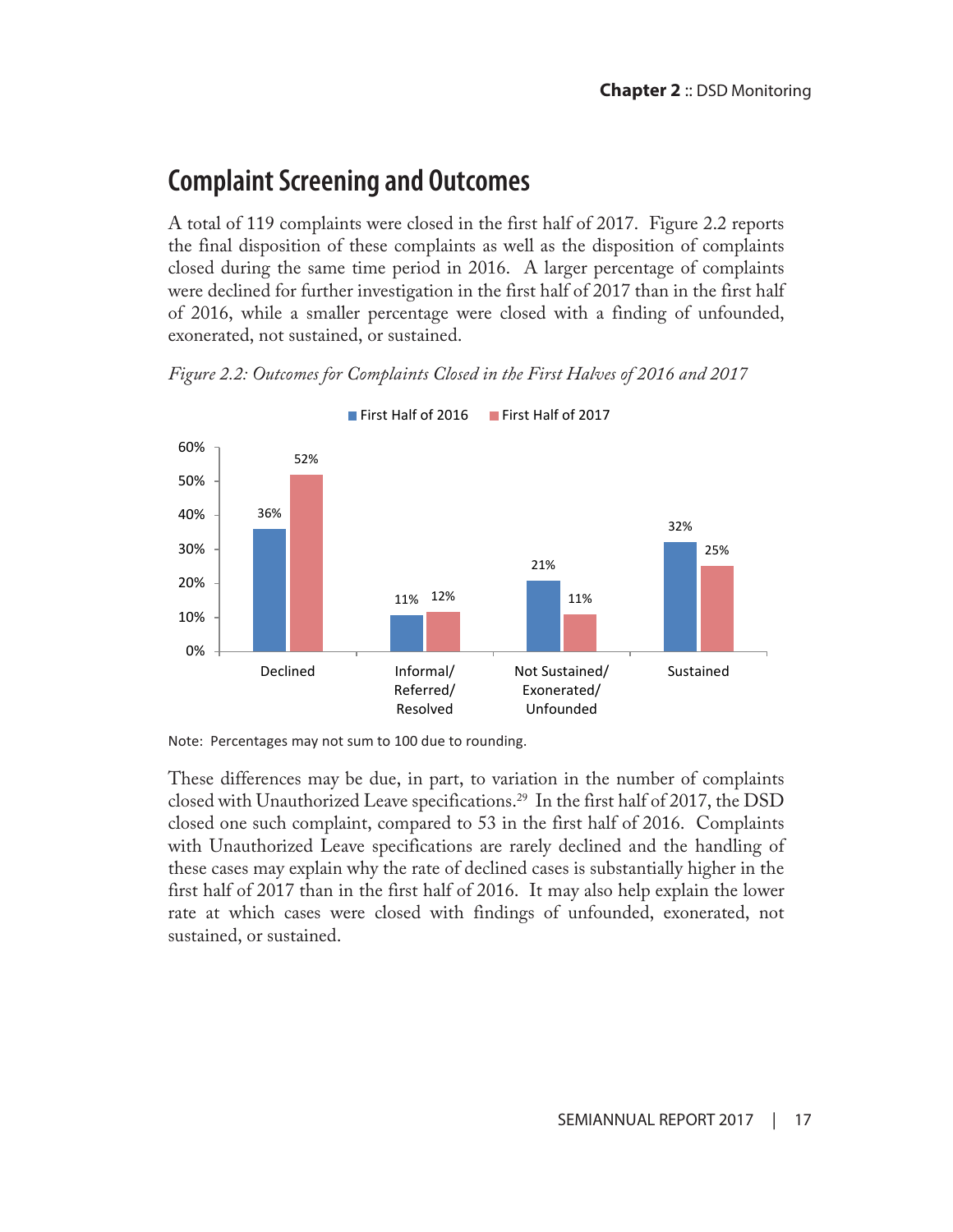## Complaint Screening and Outcomes

A total of 119 complaints were closed in the first half of 2017. Figure 2.2 reports the final disposition of these complaints as well as the disposition of complaints closed during the same time period in 2016. A larger percentage of complaints were declined for further investigation in the first half of 2017 than in the first half of 2016, while a smaller percentage were closed with a finding of unfounded, exonerated, not sustained, or sustained.

*Figure 2.2: Outcomes for Complaints Closed in the First Halves of 2016 and 2017*

| Outcome | First Half of 2016 | First Half of 2017 |
| --- | --- | --- |
| Declined | 36% | 52% |
| Informal/Referred/Resolved | 11% | 12% |
| Not Sustained/Exonerated/Unfounded | 21% | 11% |
| Sustained | 32% | 25% |

Note: Percentages may not sum to 100 due to rounding.

These differences may be due, in part, to variation in the number of complaints closed with Unauthorized Leave specifications.[29] In the first half of 2017, the DSD closed one such complaint, compared to 53 in the first half of 2016. Complaints with Unauthorized Leave specifications are rarely declined and the handling of these cases may explain why the rate of declined cases is substantially higher in the first half of 2017 than in the first half of 2016. It may also help explain the lower rate at which cases were closed with findings of unfounded, exonerated, not sustained, or sustained.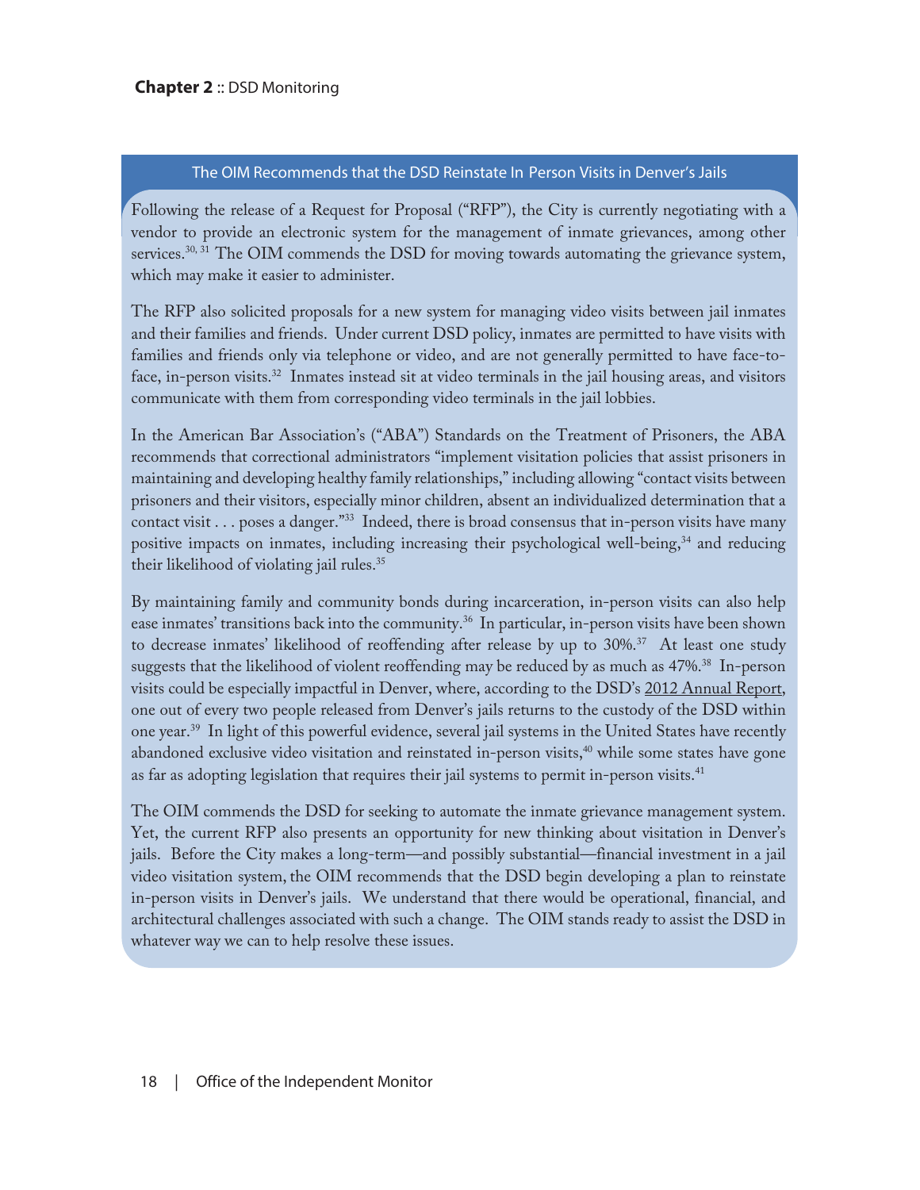## The OIM Recommends that the DSD Reinstate In Person Visits in Denver's Jails

Following the release of a Request for Proposal ("RFP"), the City is currently negotiating with a vendor to provide an electronic system for the management of inmate grievances, among other services.[30, 31] The OIM commends the DSD for moving towards automating the grievance system, which may make it easier to administer.

The RFP also solicited proposals for a new system for managing video visits between jail inmates and their families and friends. Under current DSD policy, inmates are permitted to have visits with families and friends only via telephone or video, and are not generally permitted to have face-to-face, in-person visits.[32] Inmates instead sit at video terminals in the jail housing areas, and visitors communicate with them from corresponding video terminals in the jail lobbies.

In the American Bar Association's ("ABA") Standards on the Treatment of Prisoners, the ABA recommends that correctional administrators "implement visitation policies that assist prisoners in maintaining and developing healthy family relationships," including allowing "contact visits between prisoners and their visitors, especially minor children, absent an individualized determination that a contact visit . . . poses a danger."[33] Indeed, there is broad consensus that in-person visits have many positive impacts on inmates, including increasing their psychological well-being,[34] and reducing their likelihood of violating jail rules.[35]

By maintaining family and community bonds during incarceration, in-person visits can also help ease inmates' transitions back into the community.[36] In particular, in-person visits have been shown to decrease inmates' likelihood of reoffending after release by up to 30%.[37] At least one study suggests that the likelihood of violent reoffending may be reduced by as much as 47%.[38] In-person visits could be especially impactful in Denver, where, according to the DSD's 2012 Annual Report, one out of every two people released from Denver's jails returns to the custody of the DSD within one year.[39] In light of this powerful evidence, several jail systems in the United States have recently abandoned exclusive video visitation and reinstated in-person visits,[40] while some states have gone as far as adopting legislation that requires their jail systems to permit in-person visits.[41]

The OIM commends the DSD for seeking to automate the inmate grievance management system. Yet, the current RFP also presents an opportunity for new thinking about visitation in Denver's jails. Before the City makes a long-term—and possibly substantial—financial investment in a jail video visitation system, the OIM recommends that the DSD begin developing a plan to reinstate in-person visits in Denver's jails. We understand that there would be operational, financial, and architectural challenges associated with such a change. The OIM stands ready to assist the DSD in whatever way we can to help resolve these issues.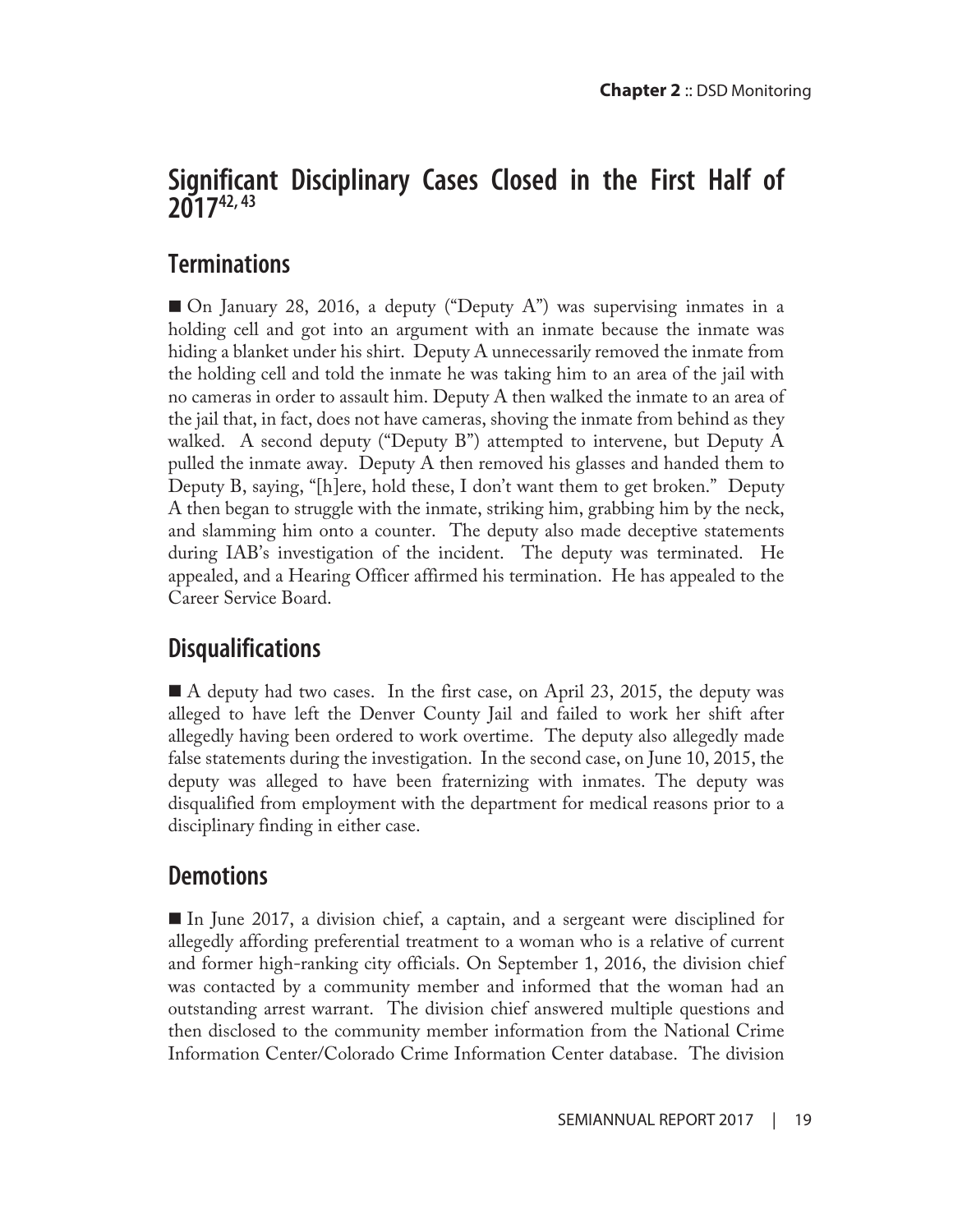## Significant Disciplinary Cases Closed in the First Half of 2017[42, 43]

### Terminations

■ On January 28, 2016, a deputy ("Deputy A") was supervising inmates in a holding cell and got into an argument with an inmate because the inmate was hiding a blanket under his shirt. Deputy A unnecessarily removed the inmate from the holding cell and told the inmate he was taking him to an area of the jail with no cameras in order to assault him. Deputy A then walked the inmate to an area of the jail that, in fact, does not have cameras, shoving the inmate from behind as they walked. A second deputy ("Deputy B") attempted to intervene, but Deputy A pulled the inmate away. Deputy A then removed his glasses and handed them to Deputy B, saying, "[h]ere, hold these, I don't want them to get broken." Deputy A then began to struggle with the inmate, striking him, grabbing him by the neck, and slamming him onto a counter. The deputy also made deceptive statements during IAB's investigation of the incident. The deputy was terminated. He appealed, and a Hearing Officer affirmed his termination. He has appealed to the Career Service Board.

### Disqualifications

■ A deputy had two cases. In the first case, on April 23, 2015, the deputy was alleged to have left the Denver County Jail and failed to work her shift after allegedly having been ordered to work overtime. The deputy also allegedly made false statements during the investigation. In the second case, on June 10, 2015, the deputy was alleged to have been fraternizing with inmates. The deputy was disqualified from employment with the department for medical reasons prior to a disciplinary finding in either case.

### Demotions

■ In June 2017, a division chief, a captain, and a sergeant were disciplined for allegedly affording preferential treatment to a woman who is a relative of current and former high-ranking city officials. On September 1, 2016, the division chief was contacted by a community member and informed that the woman had an outstanding arrest warrant. The division chief answered multiple questions and then disclosed to the community member information from the National Crime Information Center/Colorado Crime Information Center database. The division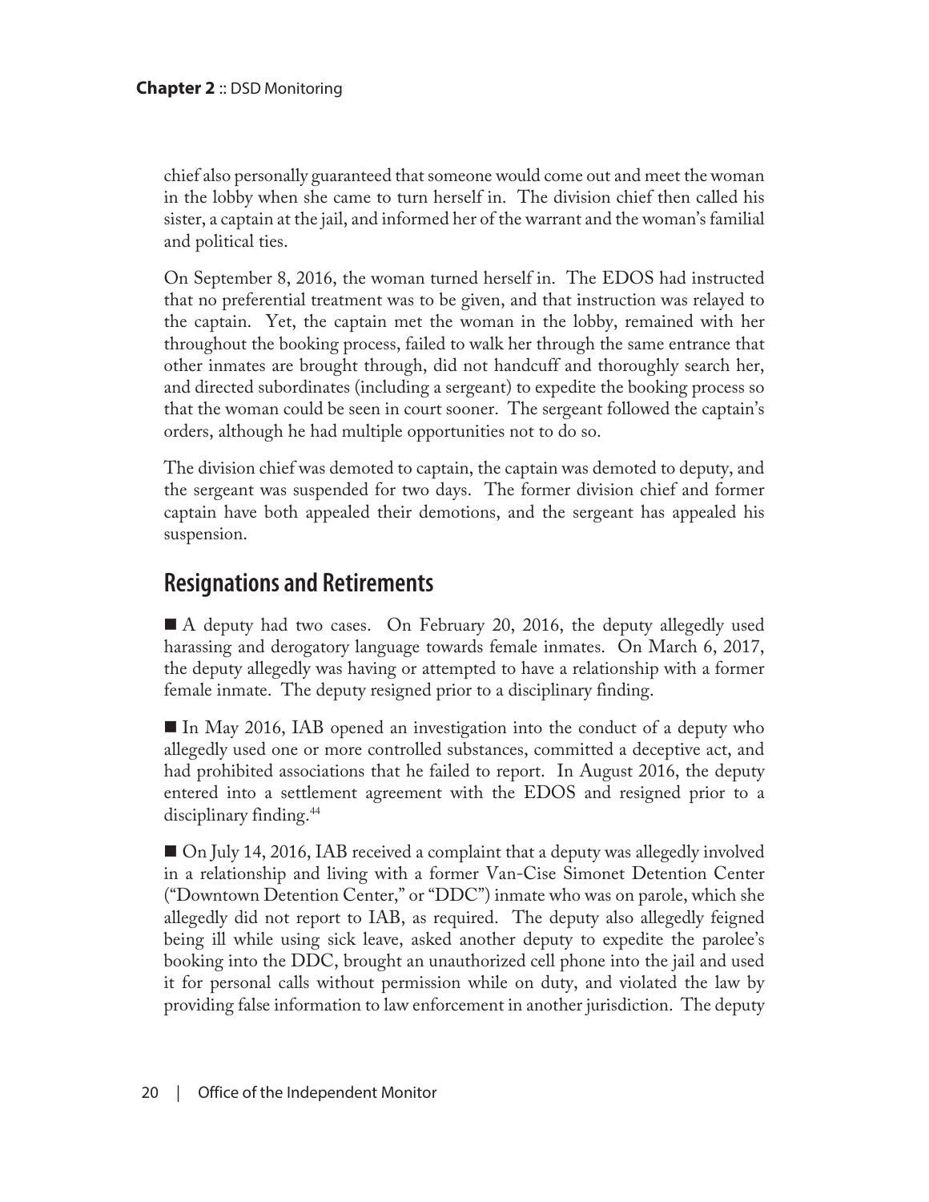chief also personally guaranteed that someone would come out and meet the woman in the lobby when she came to turn herself in. The division chief then called his sister, a captain at the jail, and informed her of the warrant and the woman's familial and political ties.

On September 8, 2016, the woman turned herself in. The EDOS had instructed that no preferential treatment was to be given, and that instruction was relayed to the captain. Yet, the captain met the woman in the lobby, remained with her throughout the booking process, failed to walk her through the same entrance that other inmates are brought through, did not handcuff and thoroughly search her, and directed subordinates (including a sergeant) to expedite the booking process so that the woman could be seen in court sooner. The sergeant followed the captain's orders, although he had multiple opportunities not to do so.

The division chief was demoted to captain, the captain was demoted to deputy, and the sergeant was suspended for two days. The former division chief and former captain have both appealed their demotions, and the sergeant has appealed his suspension.

## Resignations and Retirements

- A deputy had two cases. On February 20, 2016, the deputy allegedly used harassing and derogatory language towards female inmates. On March 6, 2017, the deputy allegedly was having or attempted to have a relationship with a former female inmate. The deputy resigned prior to a disciplinary finding.

- In May 2016, IAB opened an investigation into the conduct of a deputy who allegedly used one or more controlled substances, committed a deceptive act, and had prohibited associations that he failed to report. In August 2016, the deputy entered into a settlement agreement with the EDOS and resigned prior to a disciplinary finding.[44]

- On July 14, 2016, IAB received a complaint that a deputy was allegedly involved in a relationship and living with a former Van-Cise Simonet Detention Center ("Downtown Detention Center," or "DDC") inmate who was on parole, which she allegedly did not report to IAB, as required. The deputy also allegedly feigned being ill while using sick leave, asked another deputy to expedite the parolee's booking into the DDC, brought an unauthorized cell phone into the jail and used it for personal calls without permission while on duty, and violated the law by providing false information to law enforcement in another jurisdiction. The deputy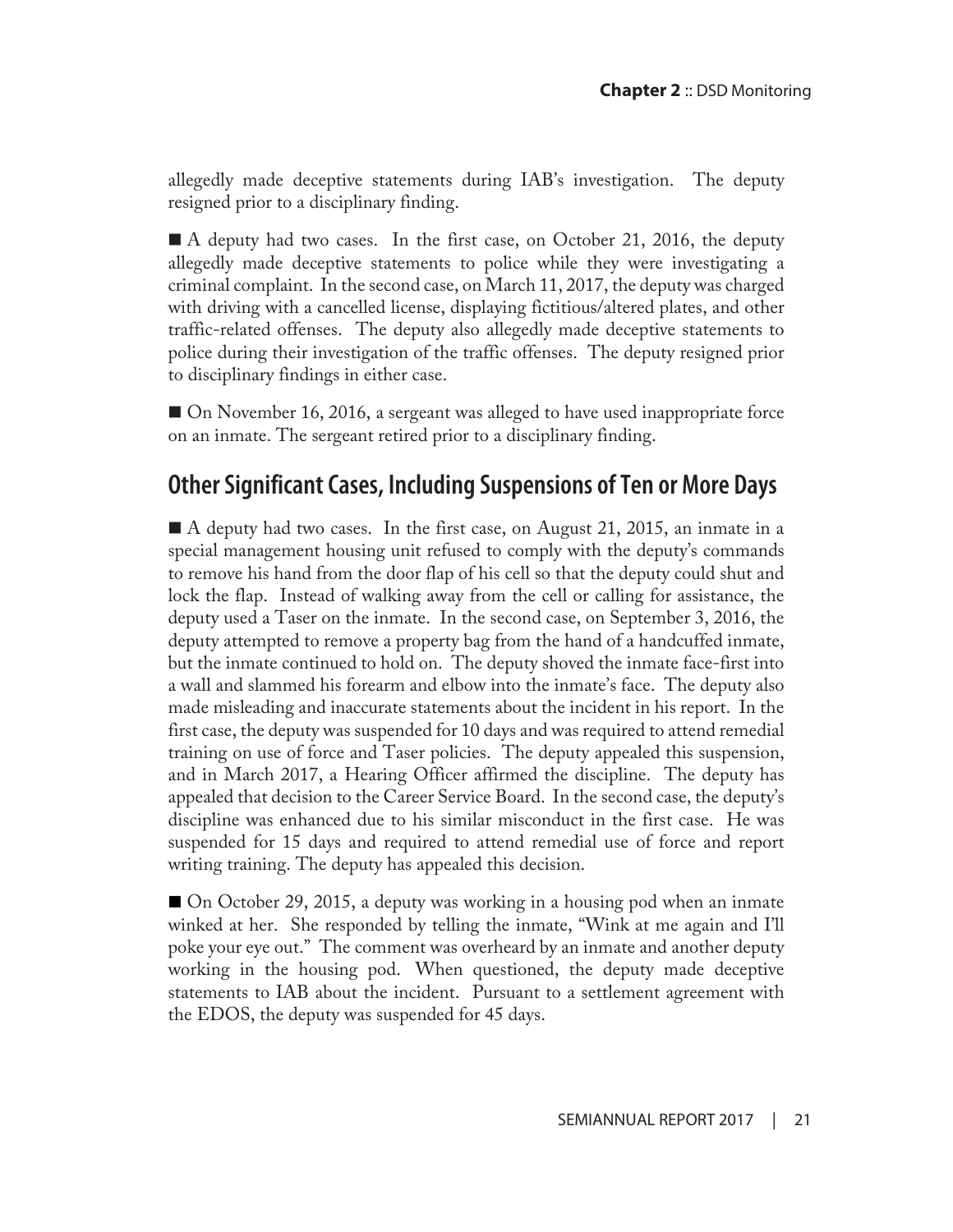allegedly made deceptive statements during IAB's investigation. The deputy resigned prior to a disciplinary finding.

■ A deputy had two cases. In the first case, on October 21, 2016, the deputy allegedly made deceptive statements to police while they were investigating a criminal complaint. In the second case, on March 11, 2017, the deputy was charged with driving with a cancelled license, displaying fictitious/altered plates, and other traffic-related offenses. The deputy also allegedly made deceptive statements to police during their investigation of the traffic offenses. The deputy resigned prior to disciplinary findings in either case.

■ On November 16, 2016, a sergeant was alleged to have used inappropriate force on an inmate. The sergeant retired prior to a disciplinary finding.

## Other Significant Cases, Including Suspensions of Ten or More Days

■ A deputy had two cases. In the first case, on August 21, 2015, an inmate in a special management housing unit refused to comply with the deputy's commands to remove his hand from the door flap of his cell so that the deputy could shut and lock the flap. Instead of walking away from the cell or calling for assistance, the deputy used a Taser on the inmate. In the second case, on September 3, 2016, the deputy attempted to remove a property bag from the hand of a handcuffed inmate, but the inmate continued to hold on. The deputy shoved the inmate face-first into a wall and slammed his forearm and elbow into the inmate's face. The deputy also made misleading and inaccurate statements about the incident in his report. In the first case, the deputy was suspended for 10 days and was required to attend remedial training on use of force and Taser policies. The deputy appealed this suspension, and in March 2017, a Hearing Officer affirmed the discipline. The deputy has appealed that decision to the Career Service Board. In the second case, the deputy's discipline was enhanced due to his similar misconduct in the first case. He was suspended for 15 days and required to attend remedial use of force and report writing training. The deputy has appealed this decision.

■ On October 29, 2015, a deputy was working in a housing pod when an inmate winked at her. She responded by telling the inmate, "Wink at me again and I'll poke your eye out." The comment was overheard by an inmate and another deputy working in the housing pod. When questioned, the deputy made deceptive statements to IAB about the incident. Pursuant to a settlement agreement with the EDOS, the deputy was suspended for 45 days.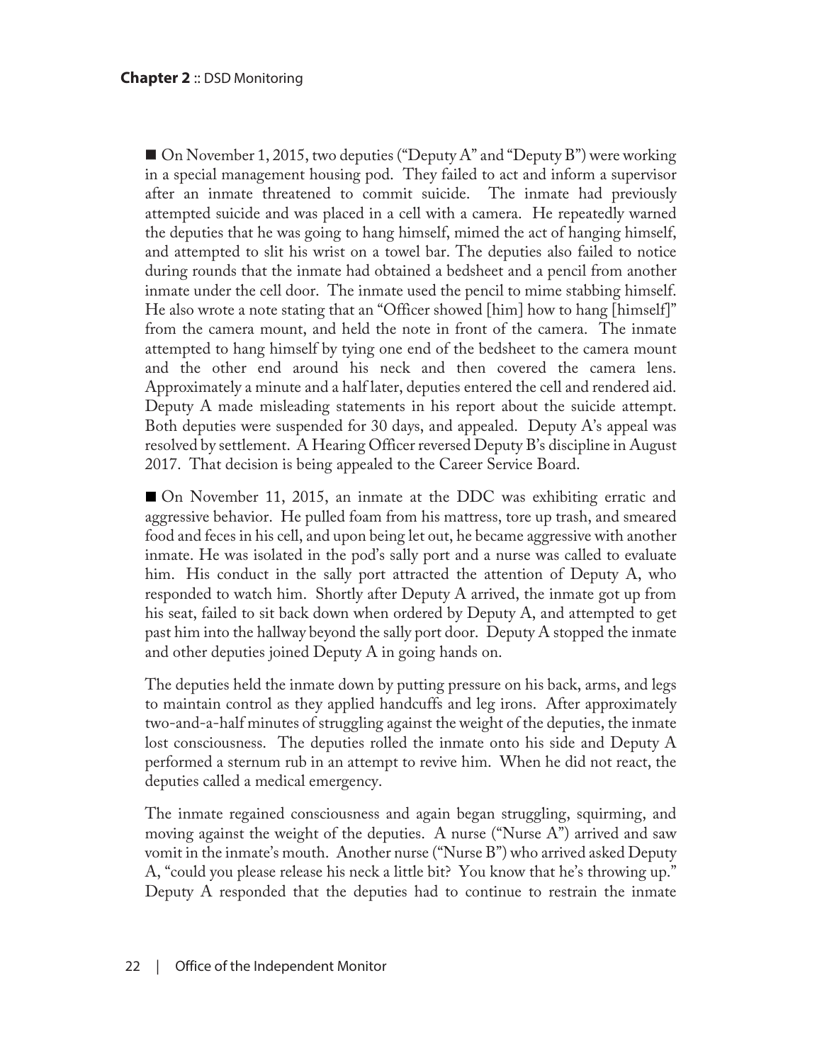■ On November 1, 2015, two deputies ("Deputy A" and "Deputy B") were working in a special management housing pod. They failed to act and inform a supervisor after an inmate threatened to commit suicide. The inmate had previously attempted suicide and was placed in a cell with a camera. He repeatedly warned the deputies that he was going to hang himself, mimed the act of hanging himself, and attempted to slit his wrist on a towel bar. The deputies also failed to notice during rounds that the inmate had obtained a bedsheet and a pencil from another inmate under the cell door. The inmate used the pencil to mime stabbing himself. He also wrote a note stating that an "Officer showed [him] how to hang [himself]" from the camera mount, and held the note in front of the camera. The inmate attempted to hang himself by tying one end of the bedsheet to the camera mount and the other end around his neck and then covered the camera lens. Approximately a minute and a half later, deputies entered the cell and rendered aid. Deputy A made misleading statements in his report about the suicide attempt. Both deputies were suspended for 30 days, and appealed. Deputy A's appeal was resolved by settlement. A Hearing Officer reversed Deputy B's discipline in August 2017. That decision is being appealed to the Career Service Board.

■ On November 11, 2015, an inmate at the DDC was exhibiting erratic and aggressive behavior. He pulled foam from his mattress, tore up trash, and smeared food and feces in his cell, and upon being let out, he became aggressive with another inmate. He was isolated in the pod's sally port and a nurse was called to evaluate him. His conduct in the sally port attracted the attention of Deputy A, who responded to watch him. Shortly after Deputy A arrived, the inmate got up from his seat, failed to sit back down when ordered by Deputy A, and attempted to get past him into the hallway beyond the sally port door. Deputy A stopped the inmate and other deputies joined Deputy A in going hands on.

The deputies held the inmate down by putting pressure on his back, arms, and legs to maintain control as they applied handcuffs and leg irons. After approximately two-and-a-half minutes of struggling against the weight of the deputies, the inmate lost consciousness. The deputies rolled the inmate onto his side and Deputy A performed a sternum rub in an attempt to revive him. When he did not react, the deputies called a medical emergency.

The inmate regained consciousness and again began struggling, squirming, and moving against the weight of the deputies. A nurse ("Nurse A") arrived and saw vomit in the inmate's mouth. Another nurse ("Nurse B") who arrived asked Deputy A, "could you please release his neck a little bit? You know that he's throwing up." Deputy A responded that the deputies had to continue to restrain the inmate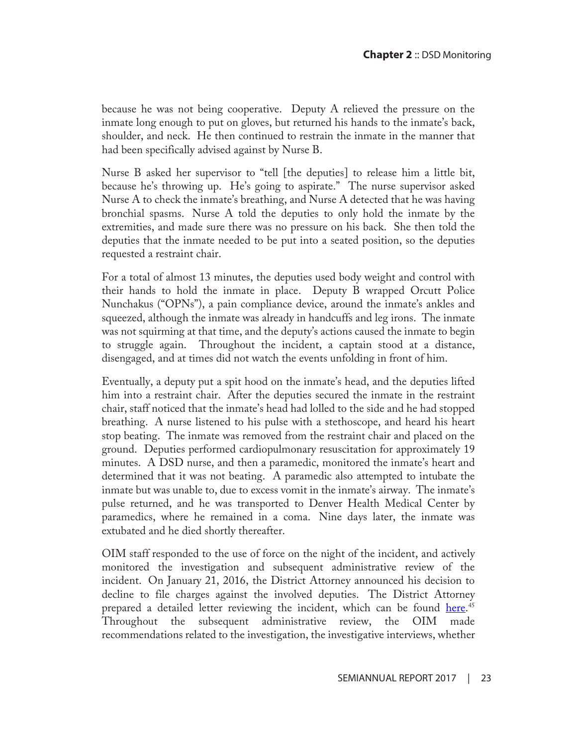because he was not being cooperative. Deputy A relieved the pressure on the inmate long enough to put on gloves, but returned his hands to the inmate's back, shoulder, and neck. He then continued to restrain the inmate in the manner that had been specifically advised against by Nurse B.

Nurse B asked her supervisor to "tell [the deputies] to release him a little bit, because he's throwing up. He's going to aspirate." The nurse supervisor asked Nurse A to check the inmate's breathing, and Nurse A detected that he was having bronchial spasms. Nurse A told the deputies to only hold the inmate by the extremities, and made sure there was no pressure on his back. She then told the deputies that the inmate needed to be put into a seated position, so the deputies requested a restraint chair.

For a total of almost 13 minutes, the deputies used body weight and control with their hands to hold the inmate in place. Deputy B wrapped Orcutt Police Nunchakus ("OPNs"), a pain compliance device, around the inmate's ankles and squeezed, although the inmate was already in handcuffs and leg irons. The inmate was not squirming at that time, and the deputy's actions caused the inmate to begin to struggle again. Throughout the incident, a captain stood at a distance, disengaged, and at times did not watch the events unfolding in front of him.

Eventually, a deputy put a spit hood on the inmate's head, and the deputies lifted him into a restraint chair. After the deputies secured the inmate in the restraint chair, staff noticed that the inmate's head had lolled to the side and he had stopped breathing. A nurse listened to his pulse with a stethoscope, and heard his heart stop beating. The inmate was removed from the restraint chair and placed on the ground. Deputies performed cardiopulmonary resuscitation for approximately 19 minutes. A DSD nurse, and then a paramedic, monitored the inmate's heart and determined that it was not beating. A paramedic also attempted to intubate the inmate but was unable to, due to excess vomit in the inmate's airway. The inmate's pulse returned, and he was transported to Denver Health Medical Center by paramedics, where he remained in a coma. Nine days later, the inmate was extubated and he died shortly thereafter.

OIM staff responded to the use of force on the night of the incident, and actively monitored the investigation and subsequent administrative review of the incident. On January 21, 2016, the District Attorney announced his decision to decline to file charges against the involved deputies. The District Attorney prepared a detailed letter reviewing the incident, which can be found here.[45] Throughout the subsequent administrative review, the OIM made recommendations related to the investigation, the investigative interviews, whether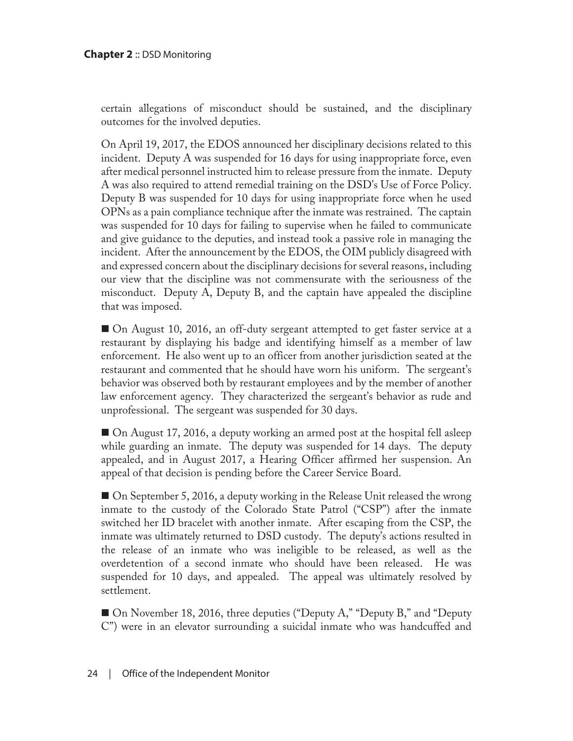certain allegations of misconduct should be sustained, and the disciplinary outcomes for the involved deputies.

On April 19, 2017, the EDOS announced her disciplinary decisions related to this incident. Deputy A was suspended for 16 days for using inappropriate force, even after medical personnel instructed him to release pressure from the inmate. Deputy A was also required to attend remedial training on the DSD's Use of Force Policy. Deputy B was suspended for 10 days for using inappropriate force when he used OPNs as a pain compliance technique after the inmate was restrained. The captain was suspended for 10 days for failing to supervise when he failed to communicate and give guidance to the deputies, and instead took a passive role in managing the incident. After the announcement by the EDOS, the OIM publicly disagreed with and expressed concern about the disciplinary decisions for several reasons, including our view that the discipline was not commensurate with the seriousness of the misconduct. Deputy A, Deputy B, and the captain have appealed the discipline that was imposed.

- On August 10, 2016, an off-duty sergeant attempted to get faster service at a restaurant by displaying his badge and identifying himself as a member of law enforcement. He also went up to an officer from another jurisdiction seated at the restaurant and commented that he should have worn his uniform. The sergeant's behavior was observed both by restaurant employees and by the member of another law enforcement agency. They characterized the sergeant's behavior as rude and unprofessional. The sergeant was suspended for 30 days.

- On August 17, 2016, a deputy working an armed post at the hospital fell asleep while guarding an inmate. The deputy was suspended for 14 days. The deputy appealed, and in August 2017, a Hearing Officer affirmed her suspension. An appeal of that decision is pending before the Career Service Board.

- On September 5, 2016, a deputy working in the Release Unit released the wrong inmate to the custody of the Colorado State Patrol ("CSP") after the inmate switched her ID bracelet with another inmate. After escaping from the CSP, the inmate was ultimately returned to DSD custody. The deputy's actions resulted in the release of an inmate who was ineligible to be released, as well as the overdetention of a second inmate who should have been released. He was suspended for 10 days, and appealed. The appeal was ultimately resolved by settlement.

- On November 18, 2016, three deputies ("Deputy A," "Deputy B," and "Deputy C") were in an elevator surrounding a suicidal inmate who was handcuffed and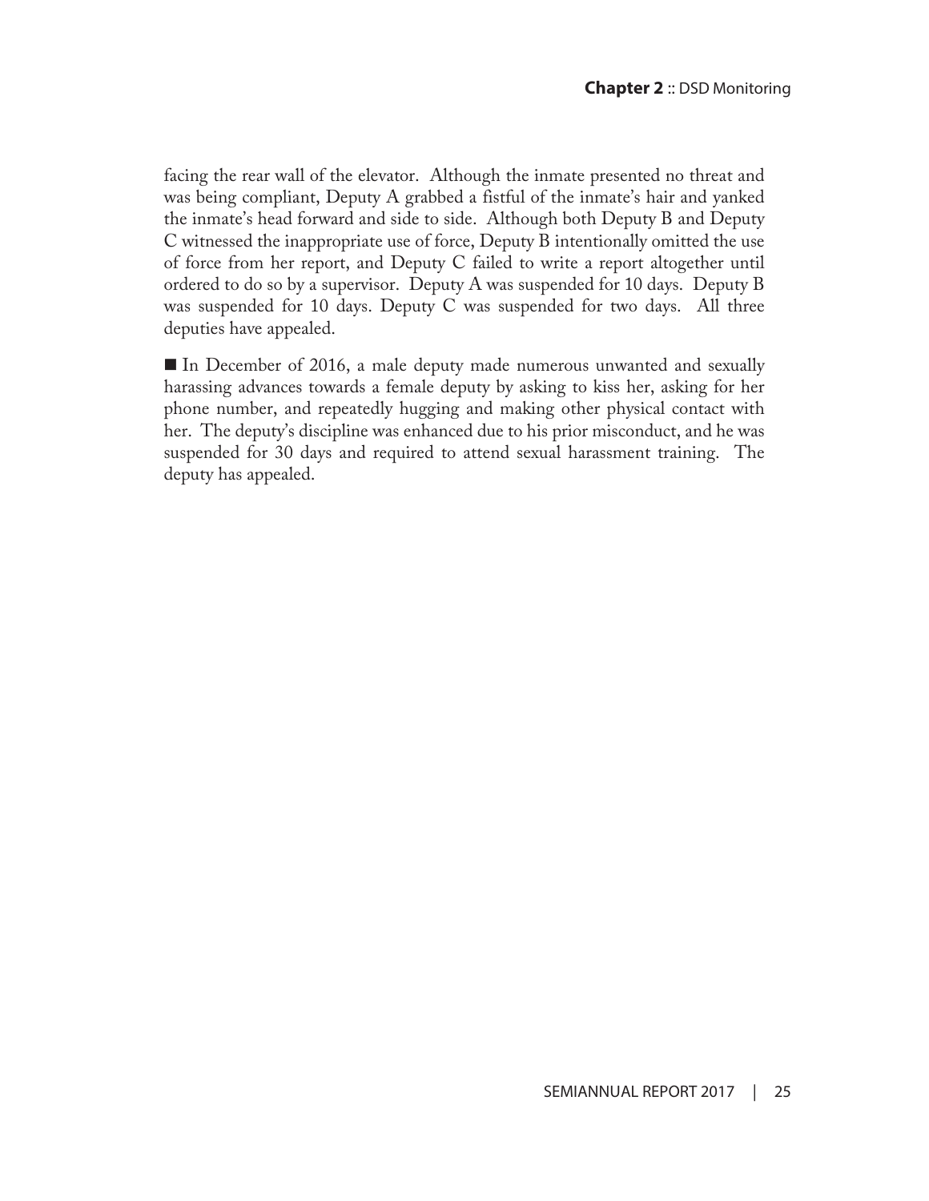facing the rear wall of the elevator. Although the inmate presented no threat and was being compliant, Deputy A grabbed a fistful of the inmate's hair and yanked the inmate's head forward and side to side. Although both Deputy B and Deputy C witnessed the inappropriate use of force, Deputy B intentionally omitted the use of force from her report, and Deputy C failed to write a report altogether until ordered to do so by a supervisor. Deputy A was suspended for 10 days. Deputy B was suspended for 10 days. Deputy C was suspended for two days. All three deputies have appealed.

- In December of 2016, a male deputy made numerous unwanted and sexually harassing advances towards a female deputy by asking to kiss her, asking for her phone number, and repeatedly hugging and making other physical contact with her. The deputy's discipline was enhanced due to his prior misconduct, and he was suspended for 30 days and required to attend sexual harassment training. The deputy has appealed.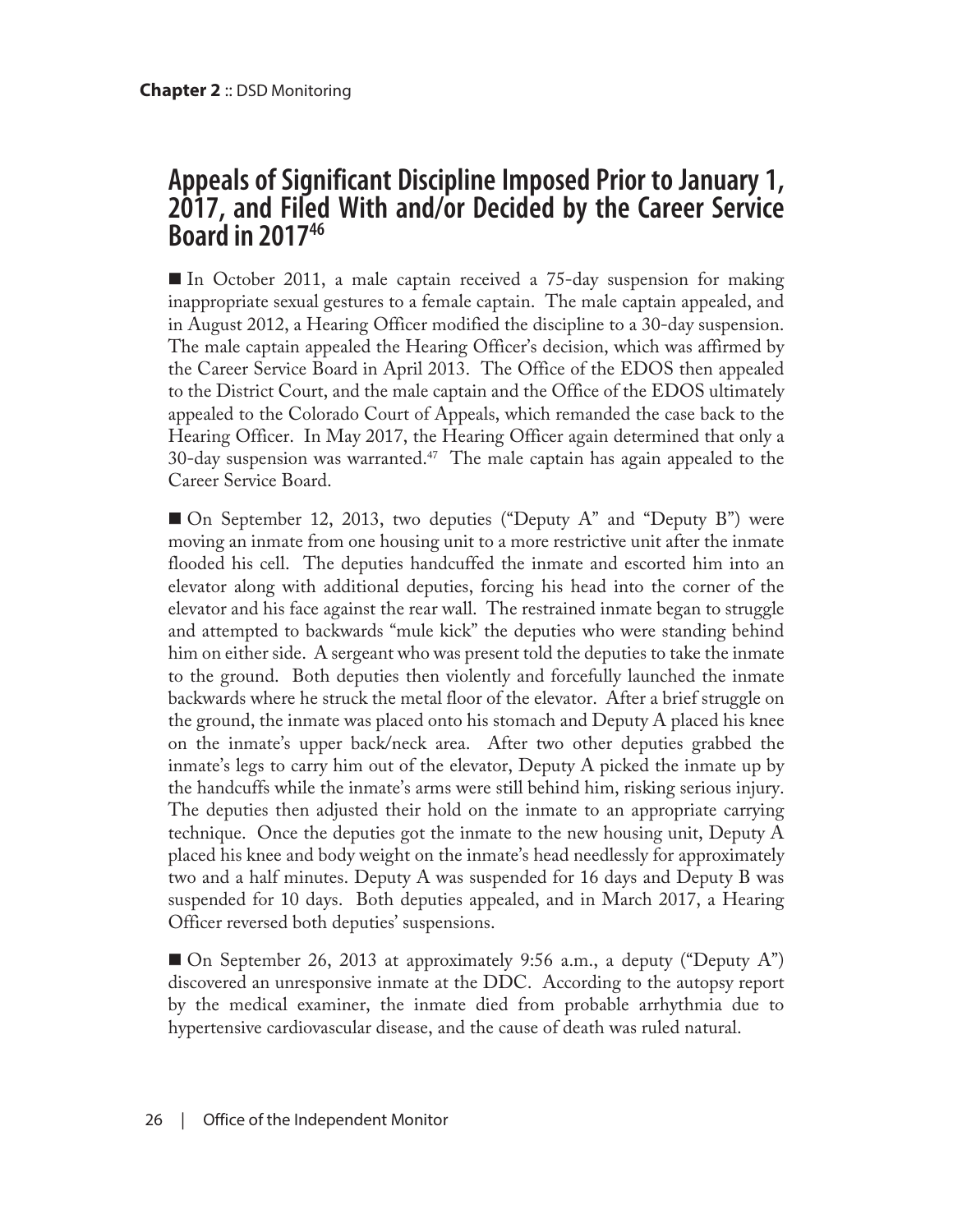## Appeals of Significant Discipline Imposed Prior to January 1, 2017, and Filed With and/or Decided by the Career Service Board in 2017[46]

■ In October 2011, a male captain received a 75-day suspension for making inappropriate sexual gestures to a female captain. The male captain appealed, and in August 2012, a Hearing Officer modified the discipline to a 30-day suspension. The male captain appealed the Hearing Officer's decision, which was affirmed by the Career Service Board in April 2013. The Office of the EDOS then appealed to the District Court, and the male captain and the Office of the EDOS ultimately appealed to the Colorado Court of Appeals, which remanded the case back to the Hearing Officer. In May 2017, the Hearing Officer again determined that only a 30-day suspension was warranted.[47] The male captain has again appealed to the Career Service Board.

■ On September 12, 2013, two deputies ("Deputy A" and "Deputy B") were moving an inmate from one housing unit to a more restrictive unit after the inmate flooded his cell. The deputies handcuffed the inmate and escorted him into an elevator along with additional deputies, forcing his head into the corner of the elevator and his face against the rear wall. The restrained inmate began to struggle and attempted to backwards "mule kick" the deputies who were standing behind him on either side. A sergeant who was present told the deputies to take the inmate to the ground. Both deputies then violently and forcefully launched the inmate backwards where he struck the metal floor of the elevator. After a brief struggle on the ground, the inmate was placed onto his stomach and Deputy A placed his knee on the inmate's upper back/neck area. After two other deputies grabbed the inmate's legs to carry him out of the elevator, Deputy A picked the inmate up by the handcuffs while the inmate's arms were still behind him, risking serious injury. The deputies then adjusted their hold on the inmate to an appropriate carrying technique. Once the deputies got the inmate to the new housing unit, Deputy A placed his knee and body weight on the inmate's head needlessly for approximately two and a half minutes. Deputy A was suspended for 16 days and Deputy B was suspended for 10 days. Both deputies appealed, and in March 2017, a Hearing Officer reversed both deputies' suspensions.

■ On September 26, 2013 at approximately 9:56 a.m., a deputy ("Deputy A") discovered an unresponsive inmate at the DDC. According to the autopsy report by the medical examiner, the inmate died from probable arrhythmia due to hypertensive cardiovascular disease, and the cause of death was ruled natural.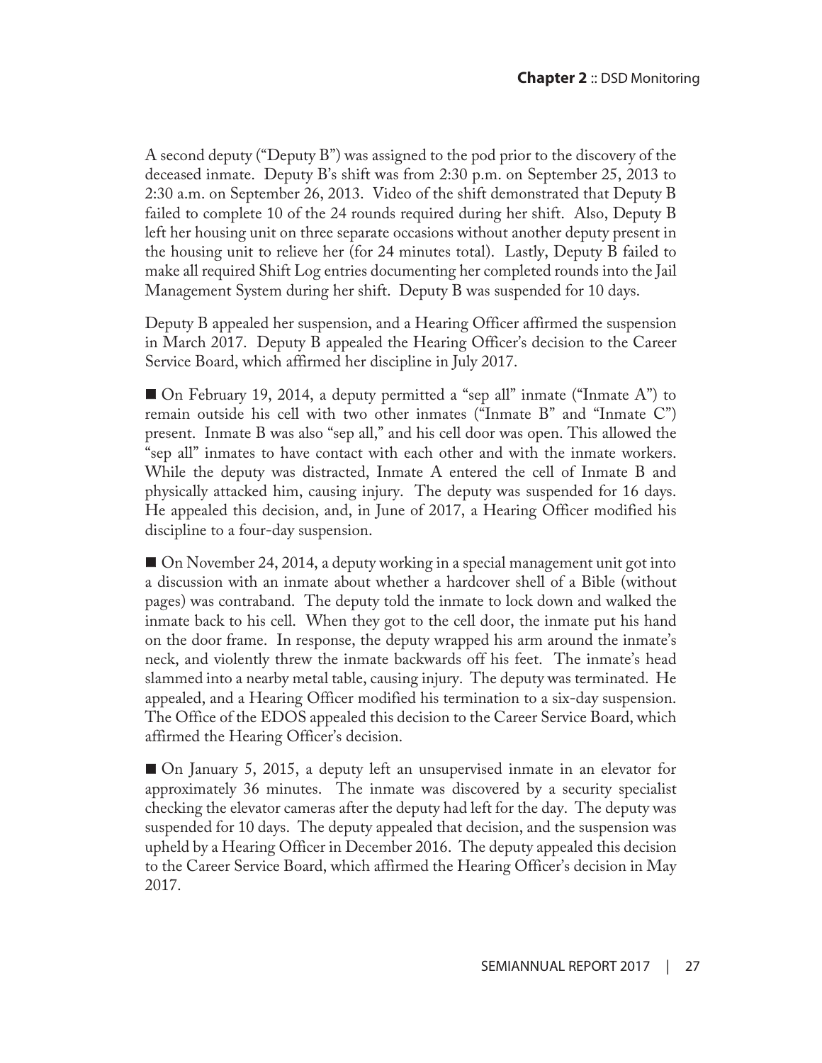A second deputy ("Deputy B") was assigned to the pod prior to the discovery of the deceased inmate. Deputy B's shift was from 2:30 p.m. on September 25, 2013 to 2:30 a.m. on September 26, 2013. Video of the shift demonstrated that Deputy B failed to complete 10 of the 24 rounds required during her shift. Also, Deputy B left her housing unit on three separate occasions without another deputy present in the housing unit to relieve her (for 24 minutes total). Lastly, Deputy B failed to make all required Shift Log entries documenting her completed rounds into the Jail Management System during her shift. Deputy B was suspended for 10 days.

Deputy B appealed her suspension, and a Hearing Officer affirmed the suspension in March 2017. Deputy B appealed the Hearing Officer's decision to the Career Service Board, which affirmed her discipline in July 2017.

- On February 19, 2014, a deputy permitted a "sep all" inmate ("Inmate A") to remain outside his cell with two other inmates ("Inmate B" and "Inmate C") present. Inmate B was also "sep all," and his cell door was open. This allowed the "sep all" inmates to have contact with each other and with the inmate workers. While the deputy was distracted, Inmate A entered the cell of Inmate B and physically attacked him, causing injury. The deputy was suspended for 16 days. He appealed this decision, and, in June of 2017, a Hearing Officer modified his discipline to a four-day suspension.

- On November 24, 2014, a deputy working in a special management unit got into a discussion with an inmate about whether a hardcover shell of a Bible (without pages) was contraband. The deputy told the inmate to lock down and walked the inmate back to his cell. When they got to the cell door, the inmate put his hand on the door frame. In response, the deputy wrapped his arm around the inmate's neck, and violently threw the inmate backwards off his feet. The inmate's head slammed into a nearby metal table, causing injury. The deputy was terminated. He appealed, and a Hearing Officer modified his termination to a six-day suspension. The Office of the EDOS appealed this decision to the Career Service Board, which affirmed the Hearing Officer's decision.

- On January 5, 2015, a deputy left an unsupervised inmate in an elevator for approximately 36 minutes. The inmate was discovered by a security specialist checking the elevator cameras after the deputy had left for the day. The deputy was suspended for 10 days. The deputy appealed that decision, and the suspension was upheld by a Hearing Officer in December 2016. The deputy appealed this decision to the Career Service Board, which affirmed the Hearing Officer's decision in May 2017.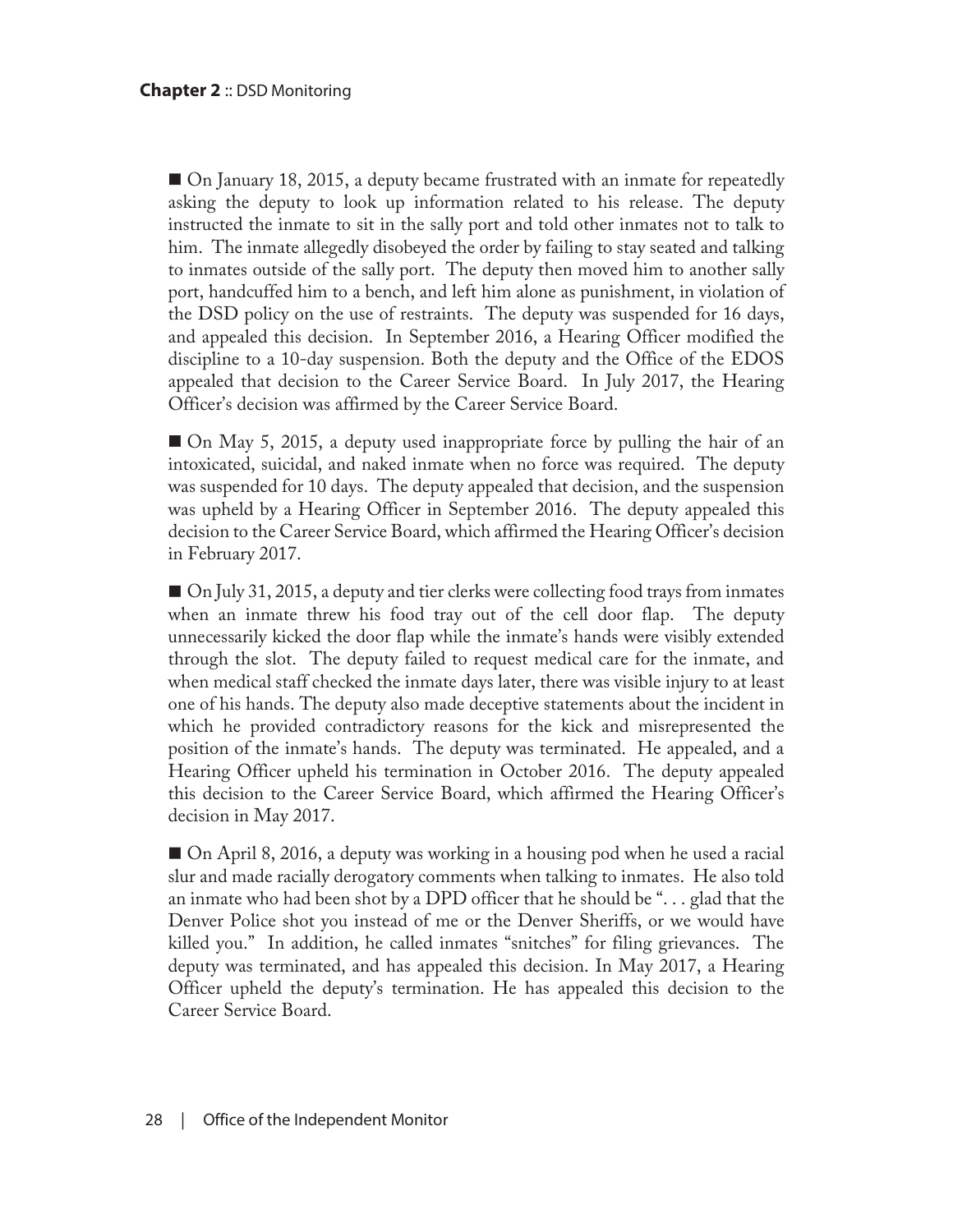- On January 18, 2015, a deputy became frustrated with an inmate for repeatedly asking the deputy to look up information related to his release. The deputy instructed the inmate to sit in the sally port and told other inmates not to talk to him. The inmate allegedly disobeyed the order by failing to stay seated and talking to inmates outside of the sally port. The deputy then moved him to another sally port, handcuffed him to a bench, and left him alone as punishment, in violation of the DSD policy on the use of restraints. The deputy was suspended for 16 days, and appealed this decision. In September 2016, a Hearing Officer modified the discipline to a 10-day suspension. Both the deputy and the Office of the EDOS appealed that decision to the Career Service Board. In July 2017, the Hearing Officer's decision was affirmed by the Career Service Board.

- On May 5, 2015, a deputy used inappropriate force by pulling the hair of an intoxicated, suicidal, and naked inmate when no force was required. The deputy was suspended for 10 days. The deputy appealed that decision, and the suspension was upheld by a Hearing Officer in September 2016. The deputy appealed this decision to the Career Service Board, which affirmed the Hearing Officer's decision in February 2017.

- On July 31, 2015, a deputy and tier clerks were collecting food trays from inmates when an inmate threw his food tray out of the cell door flap. The deputy unnecessarily kicked the door flap while the inmate's hands were visibly extended through the slot. The deputy failed to request medical care for the inmate, and when medical staff checked the inmate days later, there was visible injury to at least one of his hands. The deputy also made deceptive statements about the incident in which he provided contradictory reasons for the kick and misrepresented the position of the inmate's hands. The deputy was terminated. He appealed, and a Hearing Officer upheld his termination in October 2016. The deputy appealed this decision to the Career Service Board, which affirmed the Hearing Officer's decision in May 2017.

- On April 8, 2016, a deputy was working in a housing pod when he used a racial slur and made racially derogatory comments when talking to inmates. He also told an inmate who had been shot by a DPD officer that he should be ". . . glad that the Denver Police shot you instead of me or the Denver Sheriffs, or we would have killed you." In addition, he called inmates "snitches" for filing grievances. The deputy was terminated, and has appealed this decision. In May 2017, a Hearing Officer upheld the deputy's termination. He has appealed this decision to the Career Service Board.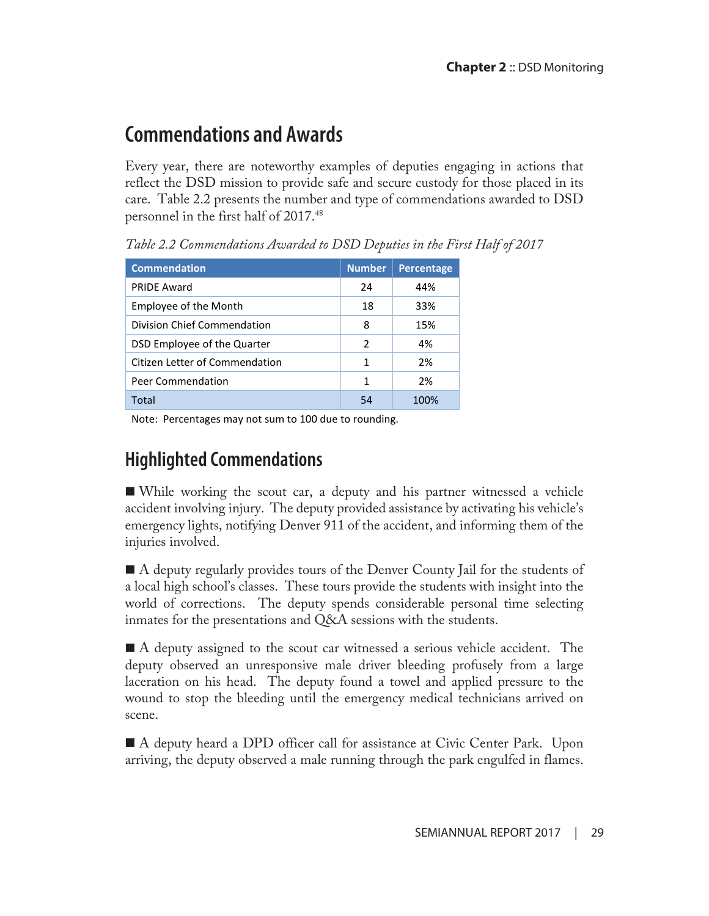## Commendations and Awards

Every year, there are noteworthy examples of deputies engaging in actions that reflect the DSD mission to provide safe and secure custody for those placed in its care. Table 2.2 presents the number and type of commendations awarded to DSD personnel in the first half of 2017.[48]

*Table 2.2 Commendations Awarded to DSD Deputies in the First Half of 2017*

| Commendation | Number | Percentage |
|---|---|---|
| PRIDE Award | 24 | 44% |
| Employee of the Month | 18 | 33% |
| Division Chief Commendation | 8 | 15% |
| DSD Employee of the Quarter | 2 | 4% |
| Citizen Letter of Commendation | 1 | 2% |
| Peer Commendation | 1 | 2% |
| Total | 54 | 100% |

Note: Percentages may not sum to 100 due to rounding.

## Highlighted Commendations

■ While working the scout car, a deputy and his partner witnessed a vehicle accident involving injury. The deputy provided assistance by activating his vehicle's emergency lights, notifying Denver 911 of the accident, and informing them of the injuries involved.

■ A deputy regularly provides tours of the Denver County Jail for the students of a local high school's classes. These tours provide the students with insight into the world of corrections. The deputy spends considerable personal time selecting inmates for the presentations and Q&A sessions with the students.

■ A deputy assigned to the scout car witnessed a serious vehicle accident. The deputy observed an unresponsive male driver bleeding profusely from a large laceration on his head. The deputy found a towel and applied pressure to the wound to stop the bleeding until the emergency medical technicians arrived on scene.

■ A deputy heard a DPD officer call for assistance at Civic Center Park. Upon arriving, the deputy observed a male running through the park engulfed in flames.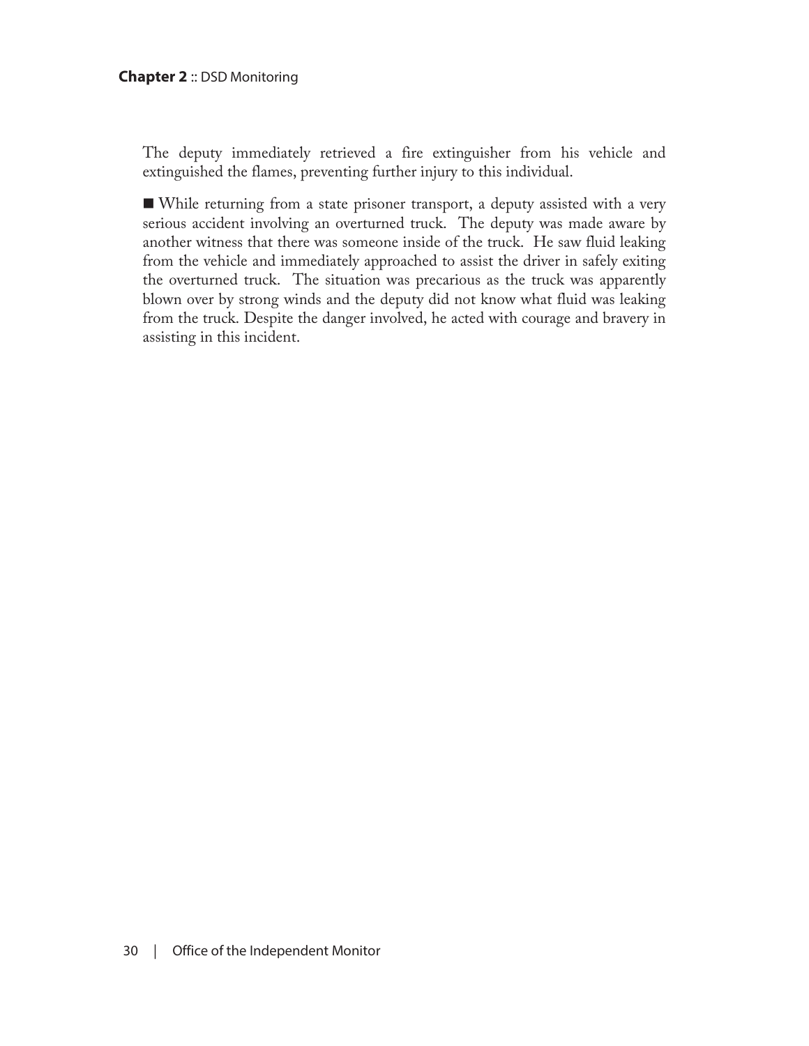The deputy immediately retrieved a fire extinguisher from his vehicle and extinguished the flames, preventing further injury to this individual.

- While returning from a state prisoner transport, a deputy assisted with a very serious accident involving an overturned truck. The deputy was made aware by another witness that there was someone inside of the truck. He saw fluid leaking from the vehicle and immediately approached to assist the driver in safely exiting the overturned truck. The situation was precarious as the truck was apparently blown over by strong winds and the deputy did not know what fluid was leaking from the truck. Despite the danger involved, he acted with courage and bravery in assisting in this incident.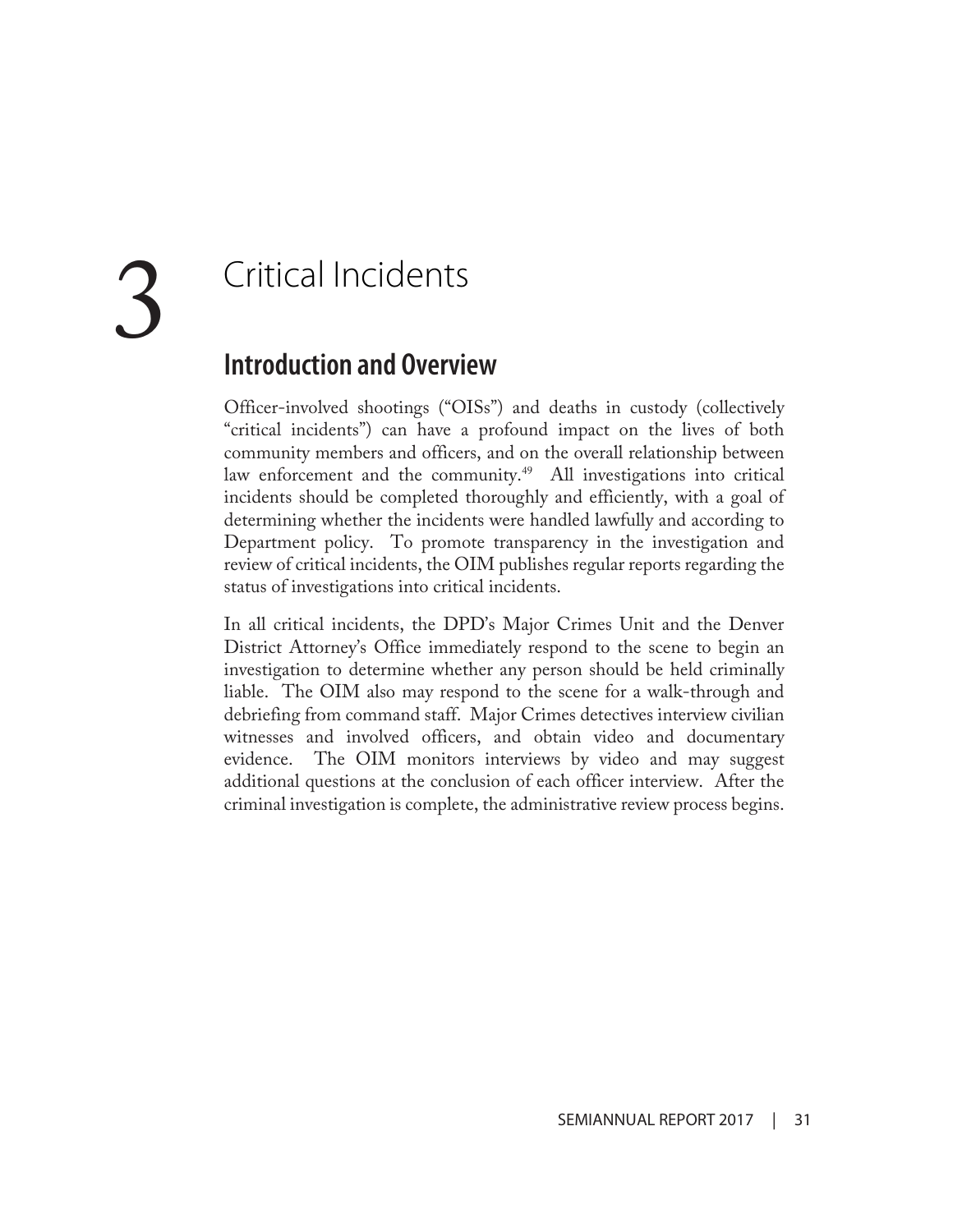# 3 Critical Incidents

## Introduction and Overview

Officer-involved shootings ("OISs") and deaths in custody (collectively "critical incidents") can have a profound impact on the lives of both community members and officers, and on the overall relationship between law enforcement and the community.[49] All investigations into critical incidents should be completed thoroughly and efficiently, with a goal of determining whether the incidents were handled lawfully and according to Department policy. To promote transparency in the investigation and review of critical incidents, the OIM publishes regular reports regarding the status of investigations into critical incidents.

In all critical incidents, the DPD's Major Crimes Unit and the Denver District Attorney's Office immediately respond to the scene to begin an investigation to determine whether any person should be held criminally liable. The OIM also may respond to the scene for a walk-through and debriefing from command staff. Major Crimes detectives interview civilian witnesses and involved officers, and obtain video and documentary evidence. The OIM monitors interviews by video and may suggest additional questions at the conclusion of each officer interview. After the criminal investigation is complete, the administrative review process begins.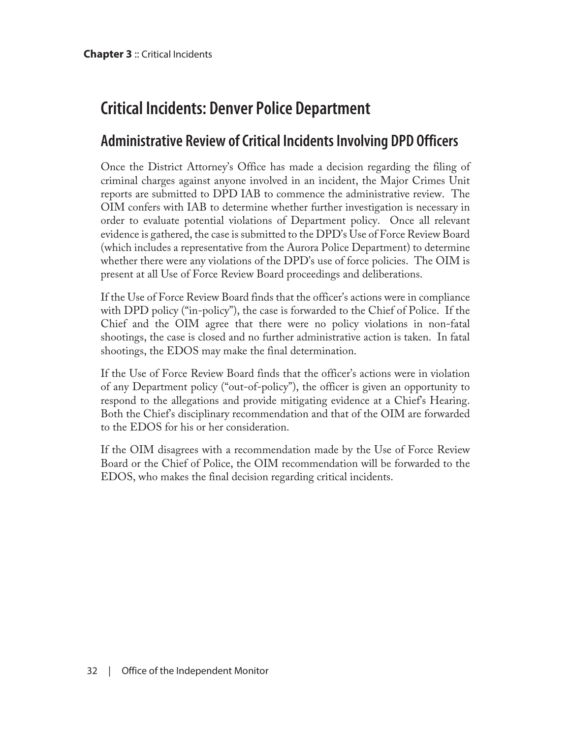# Critical Incidents: Denver Police Department

## Administrative Review of Critical Incidents Involving DPD Officers

Once the District Attorney's Office has made a decision regarding the filing of criminal charges against anyone involved in an incident, the Major Crimes Unit reports are submitted to DPD IAB to commence the administrative review. The OIM confers with IAB to determine whether further investigation is necessary in order to evaluate potential violations of Department policy. Once all relevant evidence is gathered, the case is submitted to the DPD's Use of Force Review Board (which includes a representative from the Aurora Police Department) to determine whether there were any violations of the DPD's use of force policies. The OIM is present at all Use of Force Review Board proceedings and deliberations.

If the Use of Force Review Board finds that the officer's actions were in compliance with DPD policy ("in-policy"), the case is forwarded to the Chief of Police. If the Chief and the OIM agree that there were no policy violations in non-fatal shootings, the case is closed and no further administrative action is taken. In fatal shootings, the EDOS may make the final determination.

If the Use of Force Review Board finds that the officer's actions were in violation of any Department policy ("out-of-policy"), the officer is given an opportunity to respond to the allegations and provide mitigating evidence at a Chief's Hearing. Both the Chief's disciplinary recommendation and that of the OIM are forwarded to the EDOS for his or her consideration.

If the OIM disagrees with a recommendation made by the Use of Force Review Board or the Chief of Police, the OIM recommendation will be forwarded to the EDOS, who makes the final decision regarding critical incidents.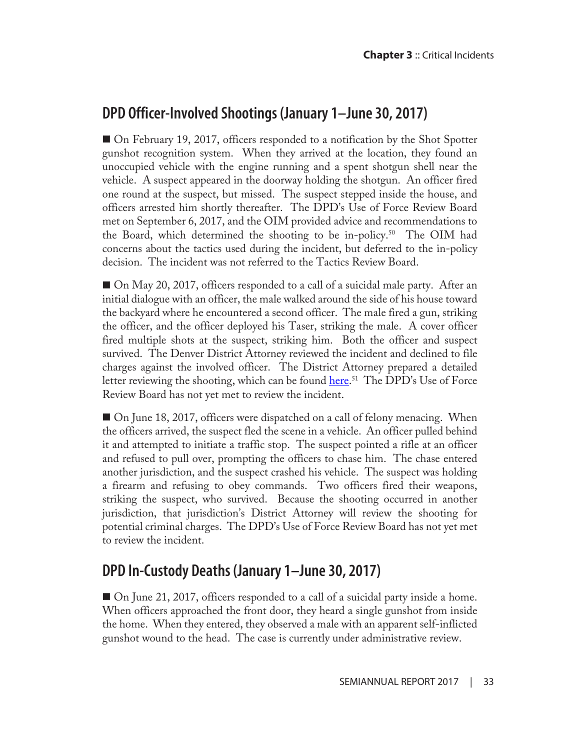## DPD Officer-Involved Shootings (January 1–June 30, 2017)

■ On February 19, 2017, officers responded to a notification by the Shot Spotter gunshot recognition system. When they arrived at the location, they found an unoccupied vehicle with the engine running and a spent shotgun shell near the vehicle. A suspect appeared in the doorway holding the shotgun. An officer fired one round at the suspect, but missed. The suspect stepped inside the house, and officers arrested him shortly thereafter. The DPD's Use of Force Review Board met on September 6, 2017, and the OIM provided advice and recommendations to the Board, which determined the shooting to be in-policy.[50] The OIM had concerns about the tactics used during the incident, but deferred to the in-policy decision. The incident was not referred to the Tactics Review Board.

■ On May 20, 2017, officers responded to a call of a suicidal male party. After an initial dialogue with an officer, the male walked around the side of his house toward the backyard where he encountered a second officer. The male fired a gun, striking the officer, and the officer deployed his Taser, striking the male. A cover officer fired multiple shots at the suspect, striking him. Both the officer and suspect survived. The Denver District Attorney reviewed the incident and declined to file charges against the involved officer. The District Attorney prepared a detailed letter reviewing the shooting, which can be found here.[51] The DPD's Use of Force Review Board has not yet met to review the incident.

■ On June 18, 2017, officers were dispatched on a call of felony menacing. When the officers arrived, the suspect fled the scene in a vehicle. An officer pulled behind it and attempted to initiate a traffic stop. The suspect pointed a rifle at an officer and refused to pull over, prompting the officers to chase him. The chase entered another jurisdiction, and the suspect crashed his vehicle. The suspect was holding a firearm and refusing to obey commands. Two officers fired their weapons, striking the suspect, who survived. Because the shooting occurred in another jurisdiction, that jurisdiction's District Attorney will review the shooting for potential criminal charges. The DPD's Use of Force Review Board has not yet met to review the incident.

## DPD In-Custody Deaths (January 1–June 30, 2017)

■ On June 21, 2017, officers responded to a call of a suicidal party inside a home. When officers approached the front door, they heard a single gunshot from inside the home. When they entered, they observed a male with an apparent self-inflicted gunshot wound to the head. The case is currently under administrative review.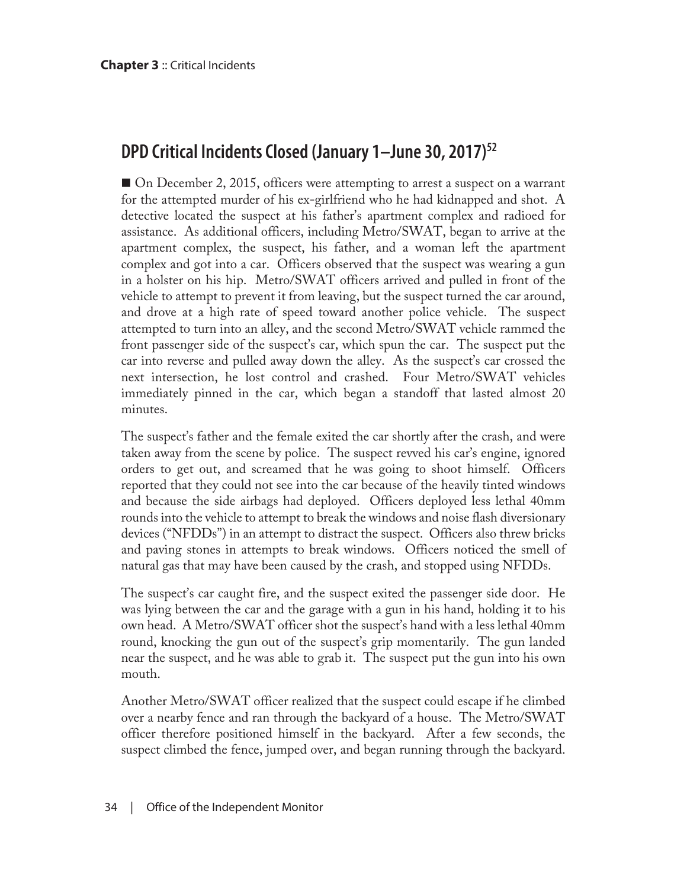## DPD Critical Incidents Closed (January 1–June 30, 2017)[52]

■ On December 2, 2015, officers were attempting to arrest a suspect on a warrant for the attempted murder of his ex-girlfriend who he had kidnapped and shot. A detective located the suspect at his father's apartment complex and radioed for assistance. As additional officers, including Metro/SWAT, began to arrive at the apartment complex, the suspect, his father, and a woman left the apartment complex and got into a car. Officers observed that the suspect was wearing a gun in a holster on his hip. Metro/SWAT officers arrived and pulled in front of the vehicle to attempt to prevent it from leaving, but the suspect turned the car around, and drove at a high rate of speed toward another police vehicle. The suspect attempted to turn into an alley, and the second Metro/SWAT vehicle rammed the front passenger side of the suspect's car, which spun the car. The suspect put the car into reverse and pulled away down the alley. As the suspect's car crossed the next intersection, he lost control and crashed. Four Metro/SWAT vehicles immediately pinned in the car, which began a standoff that lasted almost 20 minutes.

The suspect's father and the female exited the car shortly after the crash, and were taken away from the scene by police. The suspect revved his car's engine, ignored orders to get out, and screamed that he was going to shoot himself. Officers reported that they could not see into the car because of the heavily tinted windows and because the side airbags had deployed. Officers deployed less lethal 40mm rounds into the vehicle to attempt to break the windows and noise flash diversionary devices ("NFDDs") in an attempt to distract the suspect. Officers also threw bricks and paving stones in attempts to break windows. Officers noticed the smell of natural gas that may have been caused by the crash, and stopped using NFDDs.

The suspect's car caught fire, and the suspect exited the passenger side door. He was lying between the car and the garage with a gun in his hand, holding it to his own head. A Metro/SWAT officer shot the suspect's hand with a less lethal 40mm round, knocking the gun out of the suspect's grip momentarily. The gun landed near the suspect, and he was able to grab it. The suspect put the gun into his own mouth.

Another Metro/SWAT officer realized that the suspect could escape if he climbed over a nearby fence and ran through the backyard of a house. The Metro/SWAT officer therefore positioned himself in the backyard. After a few seconds, the suspect climbed the fence, jumped over, and began running through the backyard.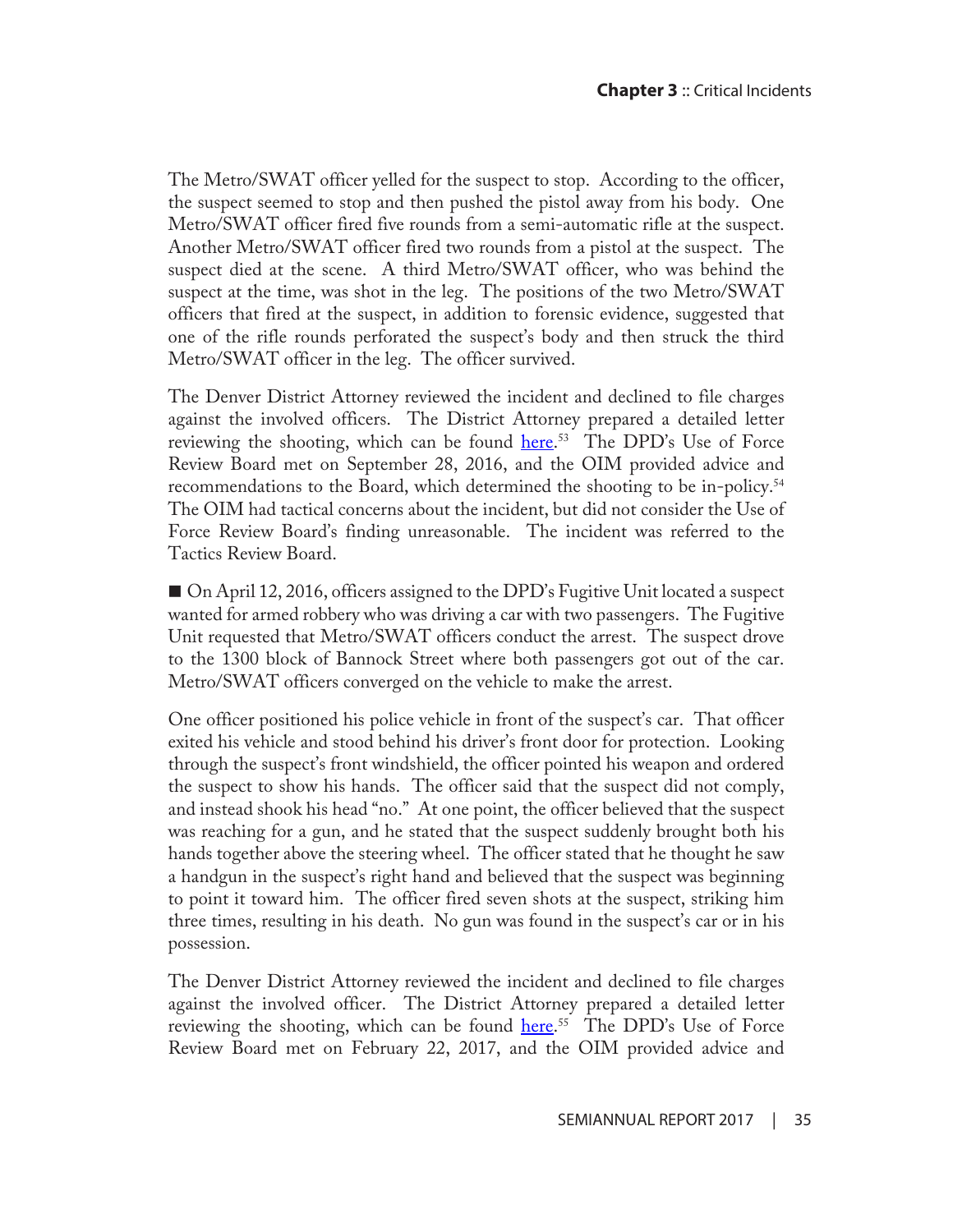The Metro/SWAT officer yelled for the suspect to stop. According to the officer, the suspect seemed to stop and then pushed the pistol away from his body. One Metro/SWAT officer fired five rounds from a semi-automatic rifle at the suspect. Another Metro/SWAT officer fired two rounds from a pistol at the suspect. The suspect died at the scene. A third Metro/SWAT officer, who was behind the suspect at the time, was shot in the leg. The positions of the two Metro/SWAT officers that fired at the suspect, in addition to forensic evidence, suggested that one of the rifle rounds perforated the suspect's body and then struck the third Metro/SWAT officer in the leg. The officer survived.

The Denver District Attorney reviewed the incident and declined to file charges against the involved officers. The District Attorney prepared a detailed letter reviewing the shooting, which can be found here.[53] The DPD's Use of Force Review Board met on September 28, 2016, and the OIM provided advice and recommendations to the Board, which determined the shooting to be in-policy.[54] The OIM had tactical concerns about the incident, but did not consider the Use of Force Review Board's finding unreasonable. The incident was referred to the Tactics Review Board.

■ On April 12, 2016, officers assigned to the DPD's Fugitive Unit located a suspect wanted for armed robbery who was driving a car with two passengers. The Fugitive Unit requested that Metro/SWAT officers conduct the arrest. The suspect drove to the 1300 block of Bannock Street where both passengers got out of the car. Metro/SWAT officers converged on the vehicle to make the arrest.

One officer positioned his police vehicle in front of the suspect's car. That officer exited his vehicle and stood behind his driver's front door for protection. Looking through the suspect's front windshield, the officer pointed his weapon and ordered the suspect to show his hands. The officer said that the suspect did not comply, and instead shook his head "no." At one point, the officer believed that the suspect was reaching for a gun, and he stated that the suspect suddenly brought both his hands together above the steering wheel. The officer stated that he thought he saw a handgun in the suspect's right hand and believed that the suspect was beginning to point it toward him. The officer fired seven shots at the suspect, striking him three times, resulting in his death. No gun was found in the suspect's car or in his possession.

The Denver District Attorney reviewed the incident and declined to file charges against the involved officer. The District Attorney prepared a detailed letter reviewing the shooting, which can be found here.[55] The DPD's Use of Force Review Board met on February 22, 2017, and the OIM provided advice and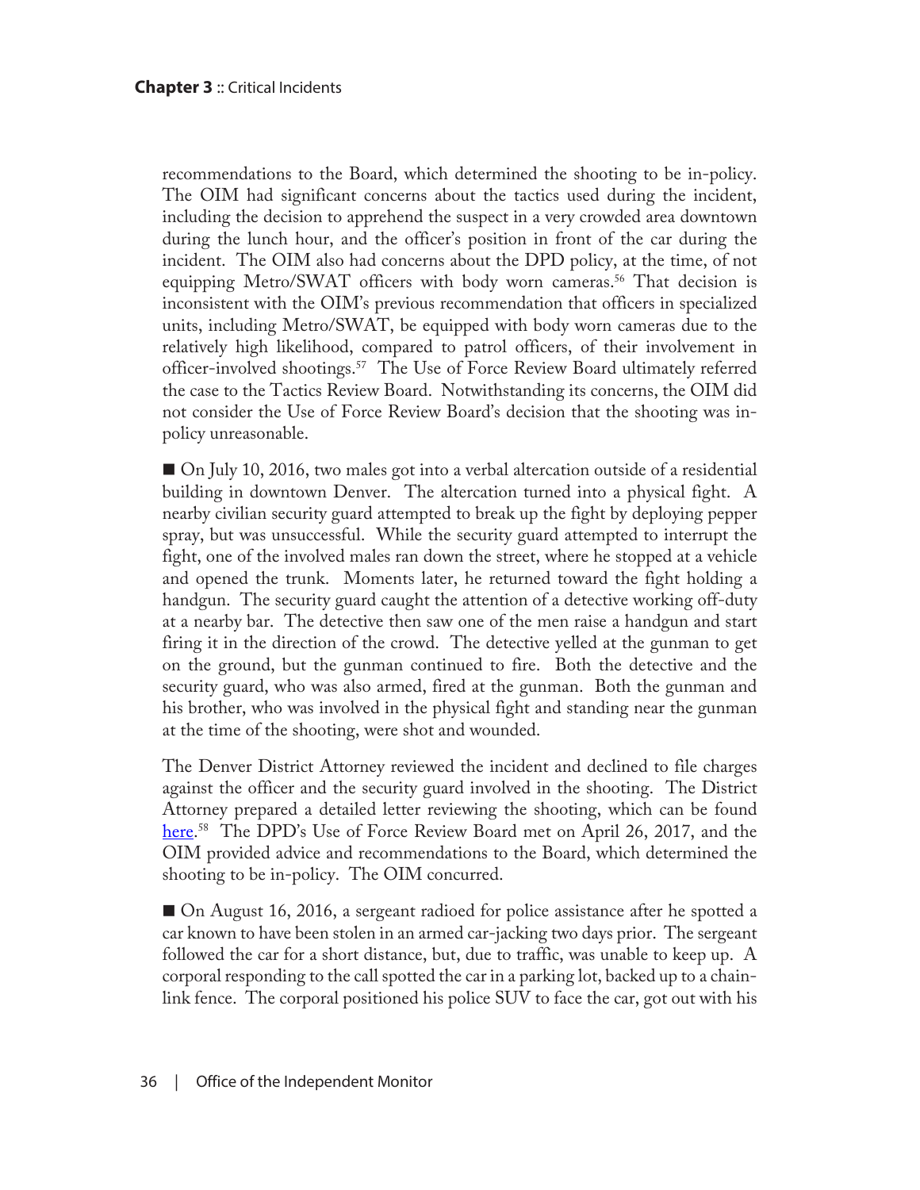recommendations to the Board, which determined the shooting to be in-policy. The OIM had significant concerns about the tactics used during the incident, including the decision to apprehend the suspect in a very crowded area downtown during the lunch hour, and the officer's position in front of the car during the incident. The OIM also had concerns about the DPD policy, at the time, of not equipping Metro/SWAT officers with body worn cameras.[56] That decision is inconsistent with the OIM's previous recommendation that officers in specialized units, including Metro/SWAT, be equipped with body worn cameras due to the relatively high likelihood, compared to patrol officers, of their involvement in officer-involved shootings.[57] The Use of Force Review Board ultimately referred the case to the Tactics Review Board. Notwithstanding its concerns, the OIM did not consider the Use of Force Review Board's decision that the shooting was in-policy unreasonable.

■ On July 10, 2016, two males got into a verbal altercation outside of a residential building in downtown Denver. The altercation turned into a physical fight. A nearby civilian security guard attempted to break up the fight by deploying pepper spray, but was unsuccessful. While the security guard attempted to interrupt the fight, one of the involved males ran down the street, where he stopped at a vehicle and opened the trunk. Moments later, he returned toward the fight holding a handgun. The security guard caught the attention of a detective working off-duty at a nearby bar. The detective then saw one of the men raise a handgun and start firing it in the direction of the crowd. The detective yelled at the gunman to get on the ground, but the gunman continued to fire. Both the detective and the security guard, who was also armed, fired at the gunman. Both the gunman and his brother, who was involved in the physical fight and standing near the gunman at the time of the shooting, were shot and wounded.

The Denver District Attorney reviewed the incident and declined to file charges against the officer and the security guard involved in the shooting. The District Attorney prepared a detailed letter reviewing the shooting, which can be found here.[58] The DPD's Use of Force Review Board met on April 26, 2017, and the OIM provided advice and recommendations to the Board, which determined the shooting to be in-policy. The OIM concurred.

■ On August 16, 2016, a sergeant radioed for police assistance after he spotted a car known to have been stolen in an armed car-jacking two days prior. The sergeant followed the car for a short distance, but, due to traffic, was unable to keep up. A corporal responding to the call spotted the car in a parking lot, backed up to a chain-link fence. The corporal positioned his police SUV to face the car, got out with his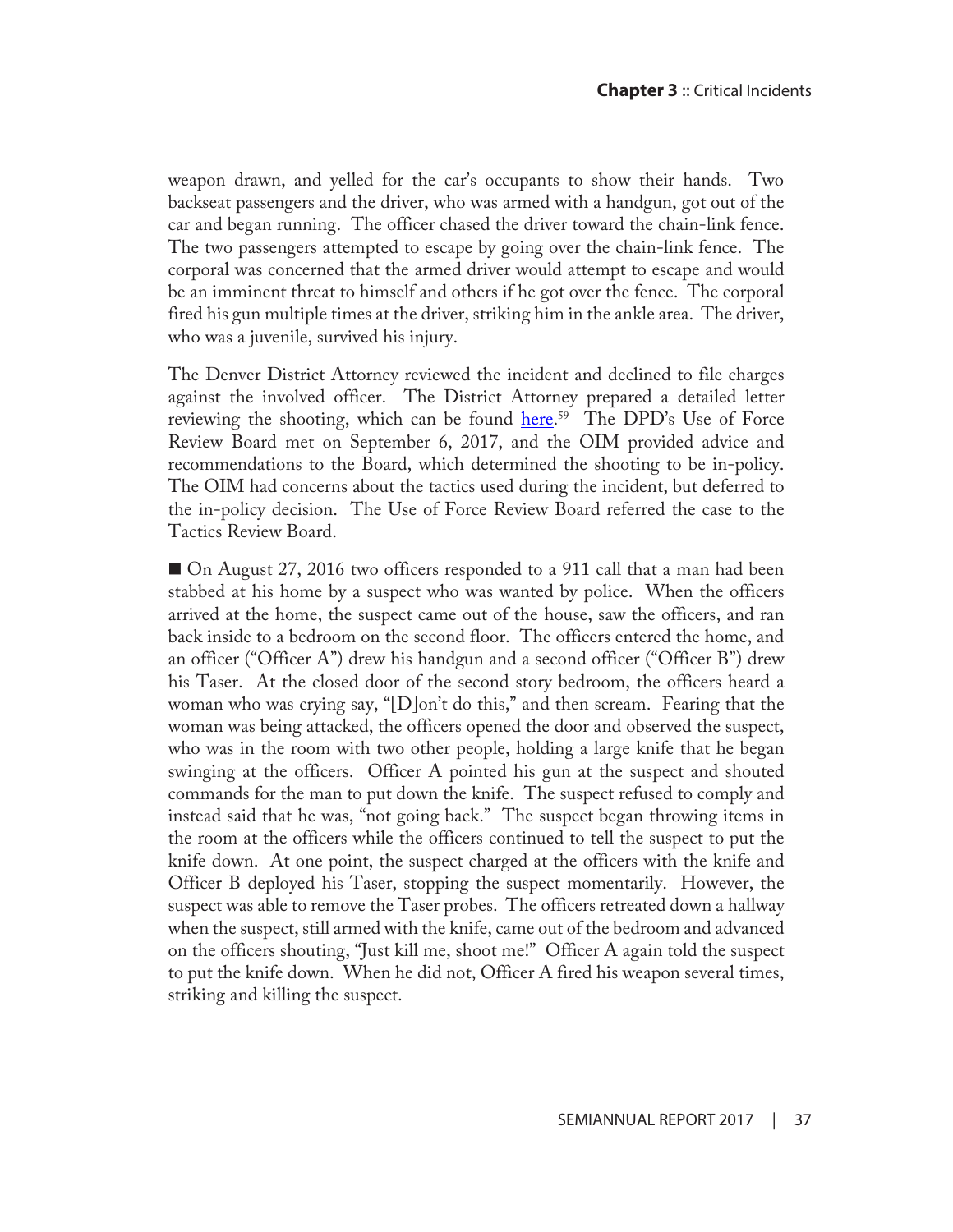weapon drawn, and yelled for the car's occupants to show their hands. Two backseat passengers and the driver, who was armed with a handgun, got out of the car and began running. The officer chased the driver toward the chain-link fence. The two passengers attempted to escape by going over the chain-link fence. The corporal was concerned that the armed driver would attempt to escape and would be an imminent threat to himself and others if he got over the fence. The corporal fired his gun multiple times at the driver, striking him in the ankle area. The driver, who was a juvenile, survived his injury.

The Denver District Attorney reviewed the incident and declined to file charges against the involved officer. The District Attorney prepared a detailed letter reviewing the shooting, which can be found here.[59] The DPD's Use of Force Review Board met on September 6, 2017, and the OIM provided advice and recommendations to the Board, which determined the shooting to be in-policy. The OIM had concerns about the tactics used during the incident, but deferred to the in-policy decision. The Use of Force Review Board referred the case to the Tactics Review Board.

■ On August 27, 2016 two officers responded to a 911 call that a man had been stabbed at his home by a suspect who was wanted by police. When the officers arrived at the home, the suspect came out of the house, saw the officers, and ran back inside to a bedroom on the second floor. The officers entered the home, and an officer ("Officer A") drew his handgun and a second officer ("Officer B") drew his Taser. At the closed door of the second story bedroom, the officers heard a woman who was crying say, "[D]on't do this," and then scream. Fearing that the woman was being attacked, the officers opened the door and observed the suspect, who was in the room with two other people, holding a large knife that he began swinging at the officers. Officer A pointed his gun at the suspect and shouted commands for the man to put down the knife. The suspect refused to comply and instead said that he was, "not going back." The suspect began throwing items in the room at the officers while the officers continued to tell the suspect to put the knife down. At one point, the suspect charged at the officers with the knife and Officer B deployed his Taser, stopping the suspect momentarily. However, the suspect was able to remove the Taser probes. The officers retreated down a hallway when the suspect, still armed with the knife, came out of the bedroom and advanced on the officers shouting, "Just kill me, shoot me!" Officer A again told the suspect to put the knife down. When he did not, Officer A fired his weapon several times, striking and killing the suspect.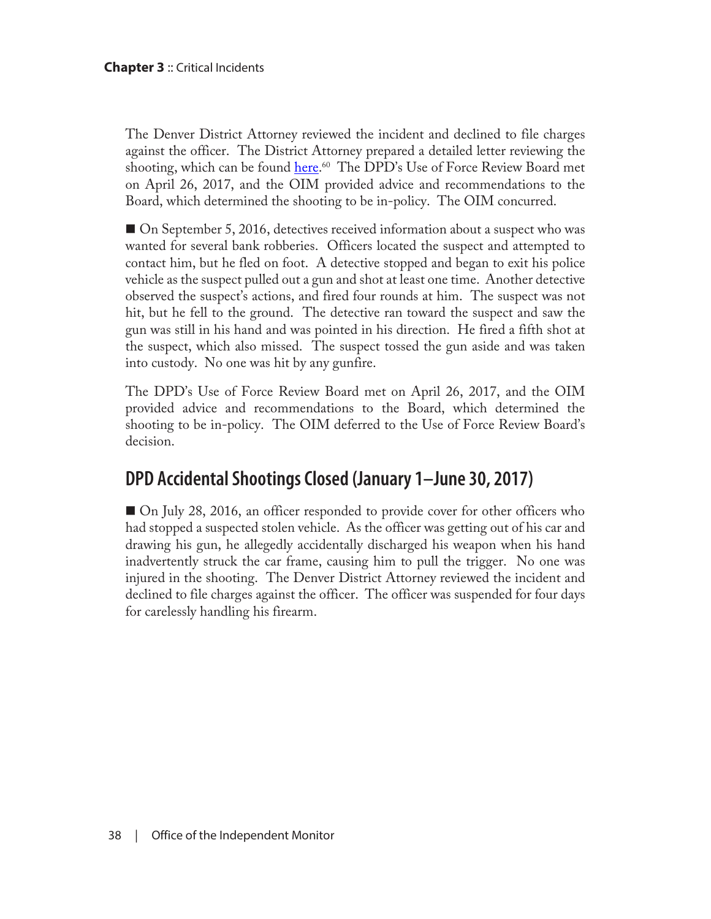The Denver District Attorney reviewed the incident and declined to file charges against the officer. The District Attorney prepared a detailed letter reviewing the shooting, which can be found here.[60] The DPD's Use of Force Review Board met on April 26, 2017, and the OIM provided advice and recommendations to the Board, which determined the shooting to be in-policy. The OIM concurred.

■ On September 5, 2016, detectives received information about a suspect who was wanted for several bank robberies. Officers located the suspect and attempted to contact him, but he fled on foot. A detective stopped and began to exit his police vehicle as the suspect pulled out a gun and shot at least one time. Another detective observed the suspect's actions, and fired four rounds at him. The suspect was not hit, but he fell to the ground. The detective ran toward the suspect and saw the gun was still in his hand and was pointed in his direction. He fired a fifth shot at the suspect, which also missed. The suspect tossed the gun aside and was taken into custody. No one was hit by any gunfire.

The DPD's Use of Force Review Board met on April 26, 2017, and the OIM provided advice and recommendations to the Board, which determined the shooting to be in-policy. The OIM deferred to the Use of Force Review Board's decision.

## DPD Accidental Shootings Closed (January 1–June 30, 2017)

■ On July 28, 2016, an officer responded to provide cover for other officers who had stopped a suspected stolen vehicle. As the officer was getting out of his car and drawing his gun, he allegedly accidentally discharged his weapon when his hand inadvertently struck the car frame, causing him to pull the trigger. No one was injured in the shooting. The Denver District Attorney reviewed the incident and declined to file charges against the officer. The officer was suspended for four days for carelessly handling his firearm.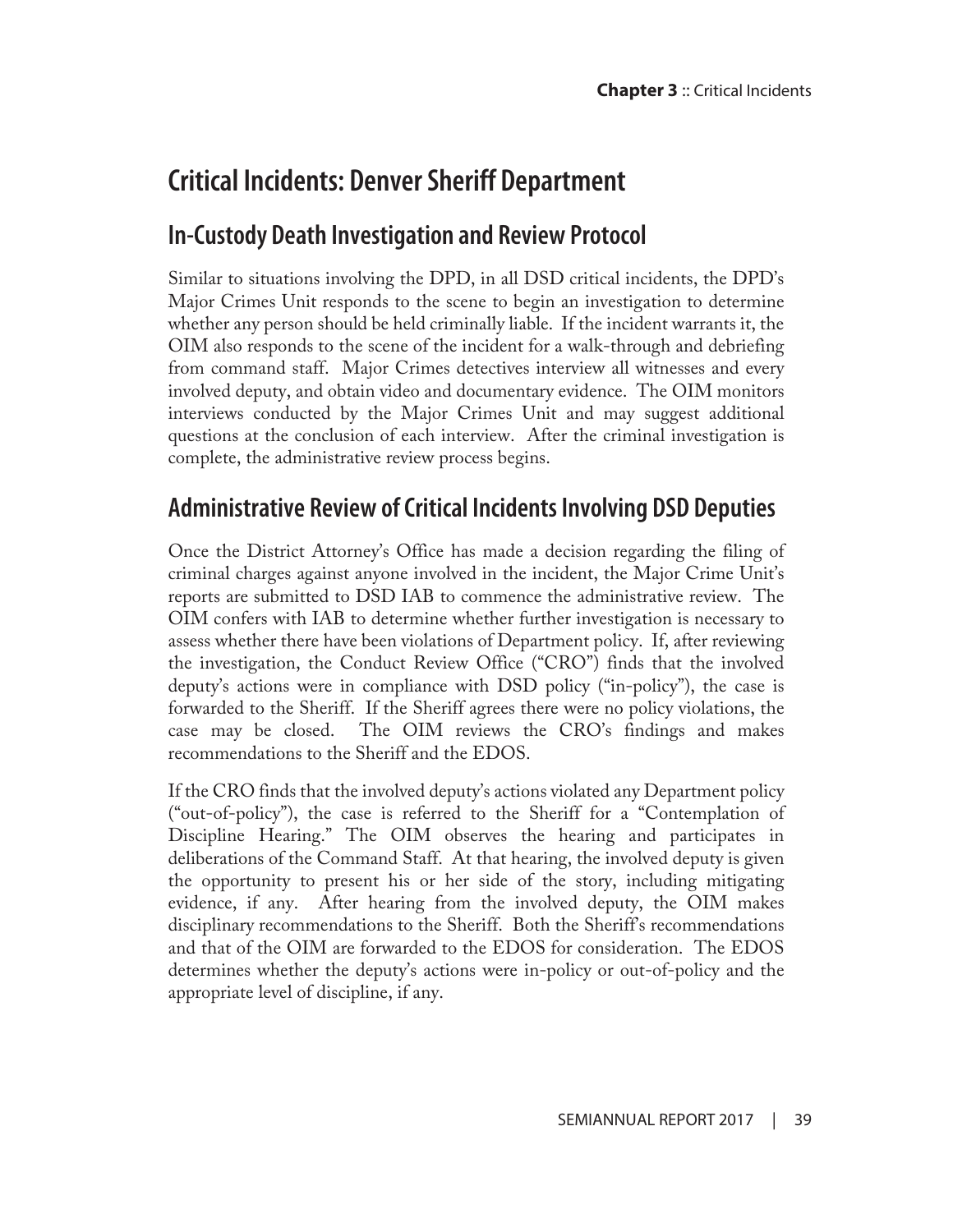# Critical Incidents: Denver Sheriff Department

## In-Custody Death Investigation and Review Protocol

Similar to situations involving the DPD, in all DSD critical incidents, the DPD's Major Crimes Unit responds to the scene to begin an investigation to determine whether any person should be held criminally liable. If the incident warrants it, the OIM also responds to the scene of the incident for a walk-through and debriefing from command staff. Major Crimes detectives interview all witnesses and every involved deputy, and obtain video and documentary evidence. The OIM monitors interviews conducted by the Major Crimes Unit and may suggest additional questions at the conclusion of each interview. After the criminal investigation is complete, the administrative review process begins.

## Administrative Review of Critical Incidents Involving DSD Deputies

Once the District Attorney's Office has made a decision regarding the filing of criminal charges against anyone involved in the incident, the Major Crime Unit's reports are submitted to DSD IAB to commence the administrative review. The OIM confers with IAB to determine whether further investigation is necessary to assess whether there have been violations of Department policy. If, after reviewing the investigation, the Conduct Review Office ("CRO") finds that the involved deputy's actions were in compliance with DSD policy ("in-policy"), the case is forwarded to the Sheriff. If the Sheriff agrees there were no policy violations, the case may be closed. The OIM reviews the CRO's findings and makes recommendations to the Sheriff and the EDOS.

If the CRO finds that the involved deputy's actions violated any Department policy ("out-of-policy"), the case is referred to the Sheriff for a "Contemplation of Discipline Hearing." The OIM observes the hearing and participates in deliberations of the Command Staff. At that hearing, the involved deputy is given the opportunity to present his or her side of the story, including mitigating evidence, if any. After hearing from the involved deputy, the OIM makes disciplinary recommendations to the Sheriff. Both the Sheriff's recommendations and that of the OIM are forwarded to the EDOS for consideration. The EDOS determines whether the deputy's actions were in-policy or out-of-policy and the appropriate level of discipline, if any.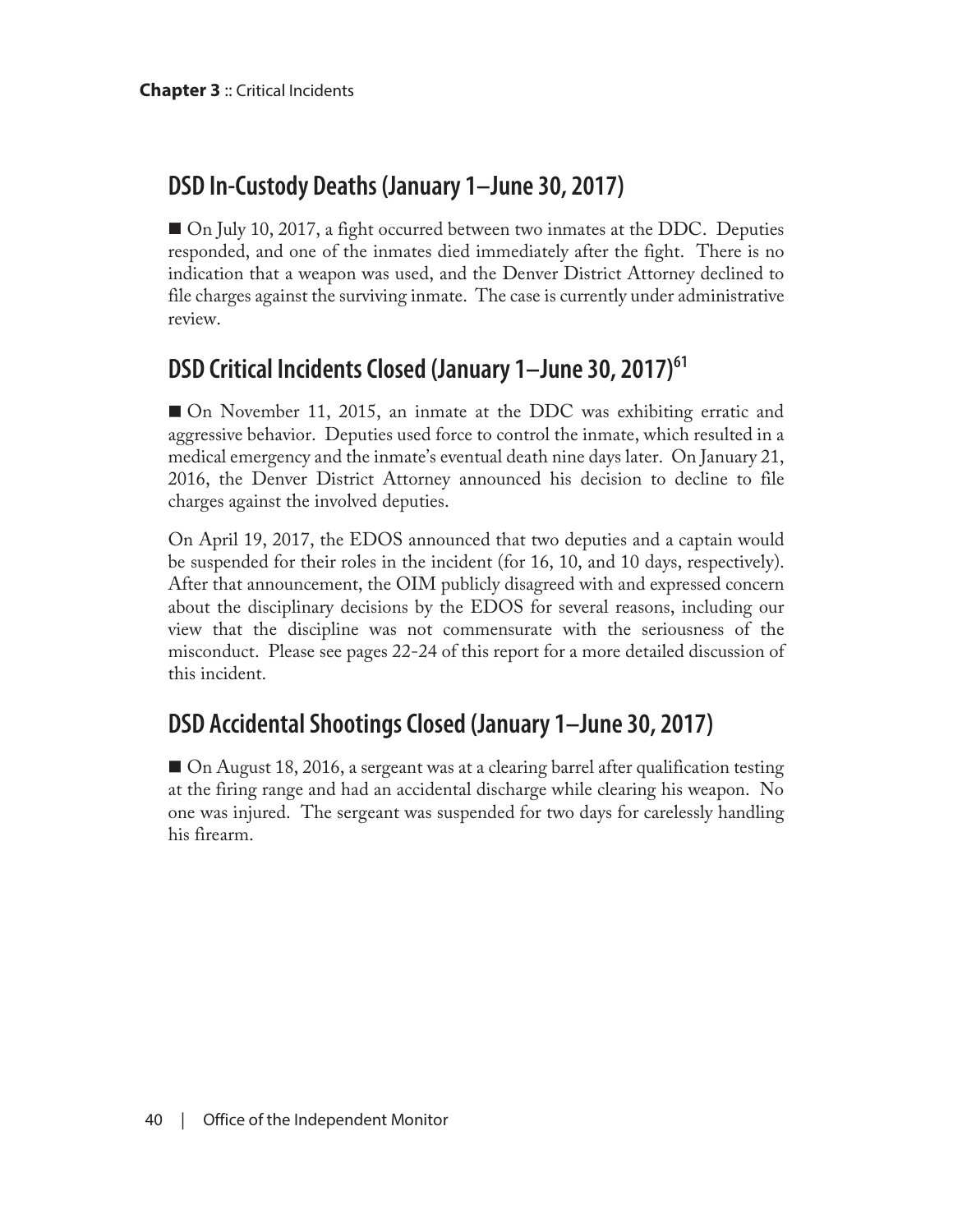## DSD In-Custody Deaths (January 1–June 30, 2017)

■ On July 10, 2017, a fight occurred between two inmates at the DDC. Deputies responded, and one of the inmates died immediately after the fight. There is no indication that a weapon was used, and the Denver District Attorney declined to file charges against the surviving inmate. The case is currently under administrative review.

## DSD Critical Incidents Closed (January 1–June 30, 2017)[61]

■ On November 11, 2015, an inmate at the DDC was exhibiting erratic and aggressive behavior. Deputies used force to control the inmate, which resulted in a medical emergency and the inmate's eventual death nine days later. On January 21, 2016, the Denver District Attorney announced his decision to decline to file charges against the involved deputies.

On April 19, 2017, the EDOS announced that two deputies and a captain would be suspended for their roles in the incident (for 16, 10, and 10 days, respectively). After that announcement, the OIM publicly disagreed with and expressed concern about the disciplinary decisions by the EDOS for several reasons, including our view that the discipline was not commensurate with the seriousness of the misconduct. Please see pages 22-24 of this report for a more detailed discussion of this incident.

## DSD Accidental Shootings Closed (January 1–June 30, 2017)

■ On August 18, 2016, a sergeant was at a clearing barrel after qualification testing at the firing range and had an accidental discharge while clearing his weapon. No one was injured. The sergeant was suspended for two days for carelessly handling his firearm.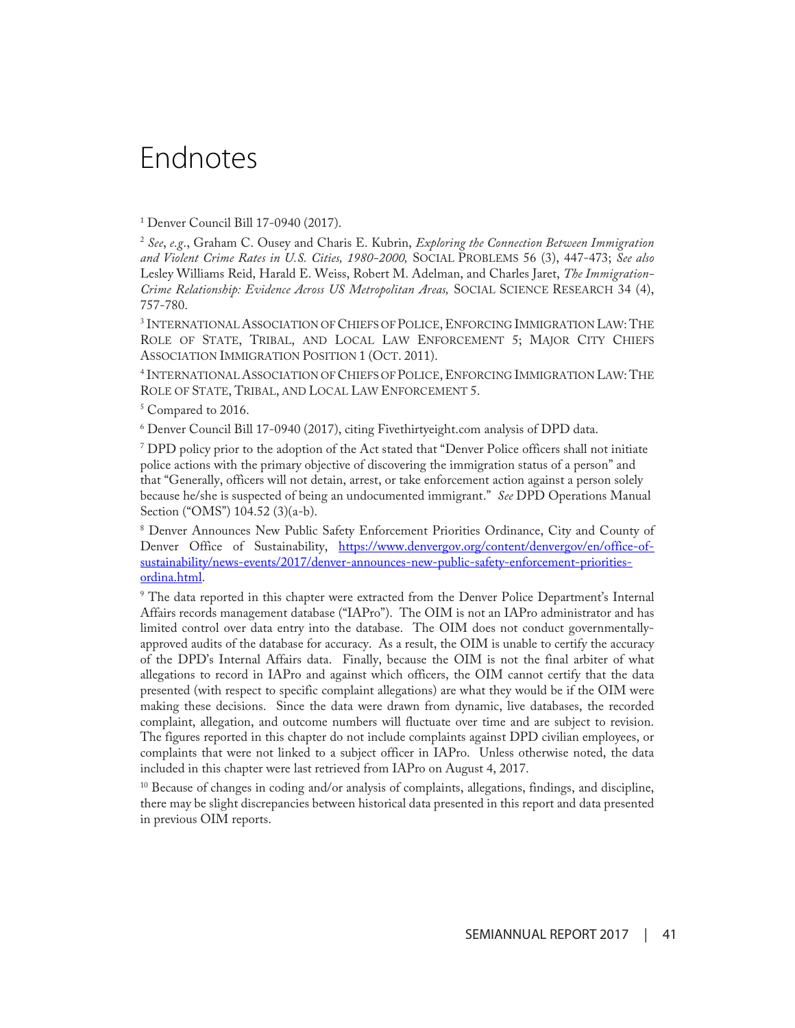# Endnotes

[1] Denver Council Bill 17-0940 (2017).

[2] *See*, *e.g.*, Graham C. Ousey and Charis E. Kubrin, *Exploring the Connection Between Immigration and Violent Crime Rates in U.S. Cities, 1980-2000,* SOCIAL PROBLEMS 56 (3), 447-473; *See also* Lesley Williams Reid, Harald E. Weiss, Robert M. Adelman, and Charles Jaret, *The Immigration-Crime Relationship: Evidence Across US Metropolitan Areas,* SOCIAL SCIENCE RESEARCH 34 (4), 757-780.

[3] INTERNATIONAL ASSOCIATION OF CHIEFS OF POLICE, ENFORCING IMMIGRATION LAW: THE ROLE OF STATE, TRIBAL, AND LOCAL LAW ENFORCEMENT 5; MAJOR CITY CHIEFS ASSOCIATION IMMIGRATION POSITION 1 (OCT. 2011).

[4] INTERNATIONAL ASSOCIATION OF CHIEFS OF POLICE, ENFORCING IMMIGRATION LAW: THE ROLE OF STATE, TRIBAL, AND LOCAL LAW ENFORCEMENT 5.

[5] Compared to 2016.

[6] Denver Council Bill 17-0940 (2017), citing Fivethirtyeight.com analysis of DPD data.

[7] DPD policy prior to the adoption of the Act stated that "Denver Police officers shall not initiate police actions with the primary objective of discovering the immigration status of a person" and that "Generally, officers will not detain, arrest, or take enforcement action against a person solely because he/she is suspected of being an undocumented immigrant." *See* DPD Operations Manual Section ("OMS") 104.52 (3)(a-b).

[8] Denver Announces New Public Safety Enforcement Priorities Ordinance, City and County of Denver Office of Sustainability, https://www.denvergov.org/content/denvergov/en/office-of-sustainability/news-events/2017/denver-announces-new-public-safety-enforcement-priorities-ordina.html.

[9] The data reported in this chapter were extracted from the Denver Police Department's Internal Affairs records management database ("IAPro"). The OIM is not an IAPro administrator and has limited control over data entry into the database. The OIM does not conduct governmentally-approved audits of the database for accuracy. As a result, the OIM is unable to certify the accuracy of the DPD's Internal Affairs data. Finally, because the OIM is not the final arbiter of what allegations to record in IAPro and against which officers, the OIM cannot certify that the data presented (with respect to specific complaint allegations) are what they would be if the OIM were making these decisions. Since the data were drawn from dynamic, live databases, the recorded complaint, allegation, and outcome numbers will fluctuate over time and are subject to revision. The figures reported in this chapter do not include complaints against DPD civilian employees, or complaints that were not linked to a subject officer in IAPro. Unless otherwise noted, the data included in this chapter were last retrieved from IAPro on August 4, 2017.

[10] Because of changes in coding and/or analysis of complaints, allegations, findings, and discipline, there may be slight discrepancies between historical data presented in this report and data presented in previous OIM reports.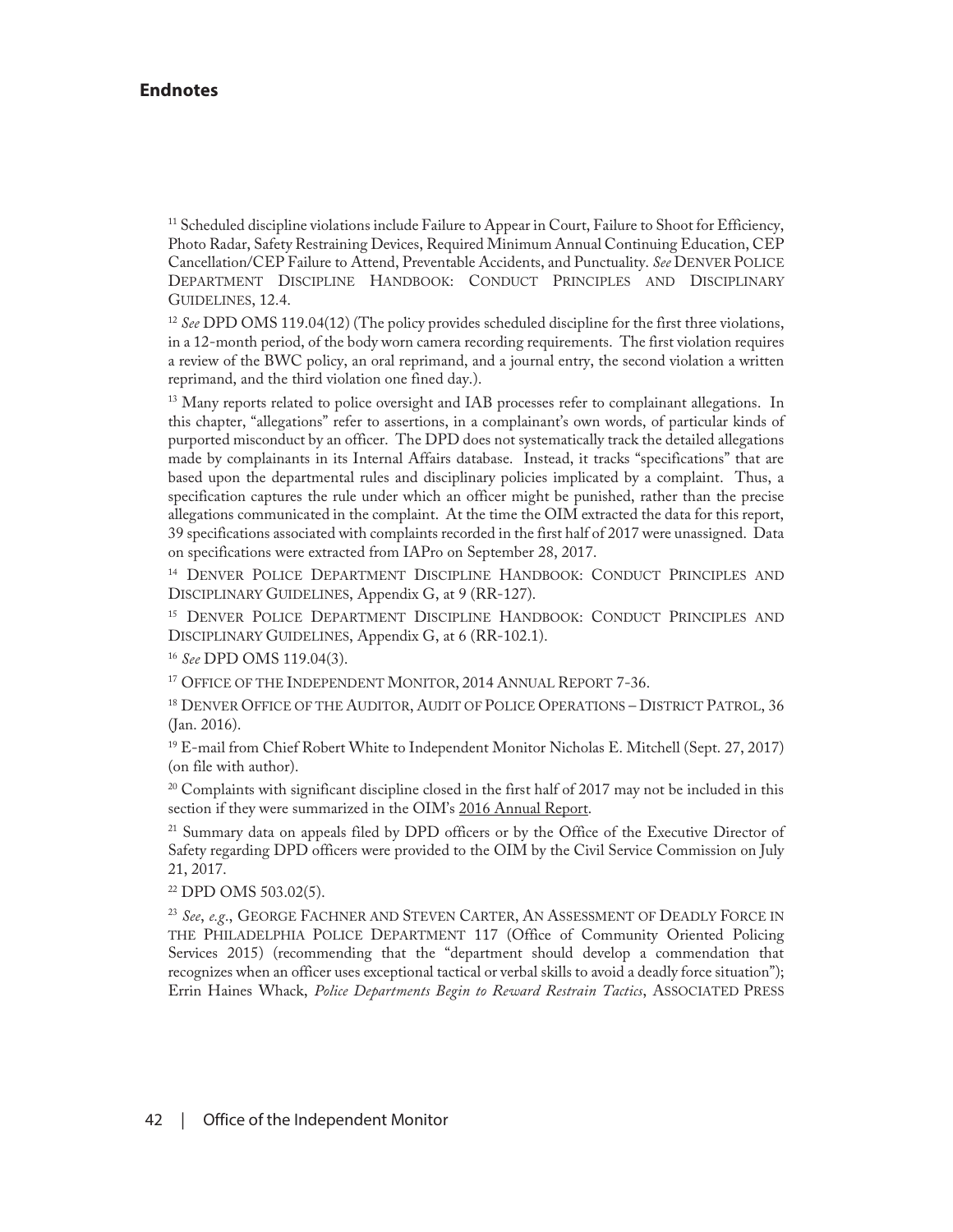## Endnotes

[11] Scheduled discipline violations include Failure to Appear in Court, Failure to Shoot for Efficiency, Photo Radar, Safety Restraining Devices, Required Minimum Annual Continuing Education, CEP Cancellation/CEP Failure to Attend, Preventable Accidents, and Punctuality. *See* DENVER POLICE DEPARTMENT DISCIPLINE HANDBOOK: CONDUCT PRINCIPLES AND DISCIPLINARY GUIDELINES, 12.4.

[12] *See* DPD OMS 119.04(12) (The policy provides scheduled discipline for the first three violations, in a 12-month period, of the body worn camera recording requirements. The first violation requires a review of the BWC policy, an oral reprimand, and a journal entry, the second violation a written reprimand, and the third violation one fined day.).

[13] Many reports related to police oversight and IAB processes refer to complainant allegations. In this chapter, "allegations" refer to assertions, in a complainant's own words, of particular kinds of purported misconduct by an officer. The DPD does not systematically track the detailed allegations made by complainants in its Internal Affairs database. Instead, it tracks "specifications" that are based upon the departmental rules and disciplinary policies implicated by a complaint. Thus, a specification captures the rule under which an officer might be punished, rather than the precise allegations communicated in the complaint. At the time the OIM extracted the data for this report, 39 specifications associated with complaints recorded in the first half of 2017 were unassigned. Data on specifications were extracted from IAPro on September 28, 2017.

[14] DENVER POLICE DEPARTMENT DISCIPLINE HANDBOOK: CONDUCT PRINCIPLES AND DISCIPLINARY GUIDELINES, Appendix G, at 9 (RR-127).

[15] DENVER POLICE DEPARTMENT DISCIPLINE HANDBOOK: CONDUCT PRINCIPLES AND DISCIPLINARY GUIDELINES, Appendix G, at 6 (RR-102.1).

[16] *See* DPD OMS 119.04(3).

[17] OFFICE OF THE INDEPENDENT MONITOR, 2014 ANNUAL REPORT 7-36.

[18] DENVER OFFICE OF THE AUDITOR, AUDIT OF POLICE OPERATIONS – DISTRICT PATROL, 36 (Jan. 2016).

[19] E-mail from Chief Robert White to Independent Monitor Nicholas E. Mitchell (Sept. 27, 2017) (on file with author).

[20] Complaints with significant discipline closed in the first half of 2017 may not be included in this section if they were summarized in the OIM's 2016 Annual Report.

[21] Summary data on appeals filed by DPD officers or by the Office of the Executive Director of Safety regarding DPD officers were provided to the OIM by the Civil Service Commission on July 21, 2017.

[22] DPD OMS 503.02(5).

[23] *See*, *e.g.*, GEORGE FACHNER AND STEVEN CARTER, AN ASSESSMENT OF DEADLY FORCE IN THE PHILADELPHIA POLICE DEPARTMENT 117 (Office of Community Oriented Policing Services 2015) (recommending that the "department should develop a commendation that recognizes when an officer uses exceptional tactical or verbal skills to avoid a deadly force situation"); Errin Haines Whack, *Police Departments Begin to Reward Restrain Tactics*, ASSOCIATED PRESS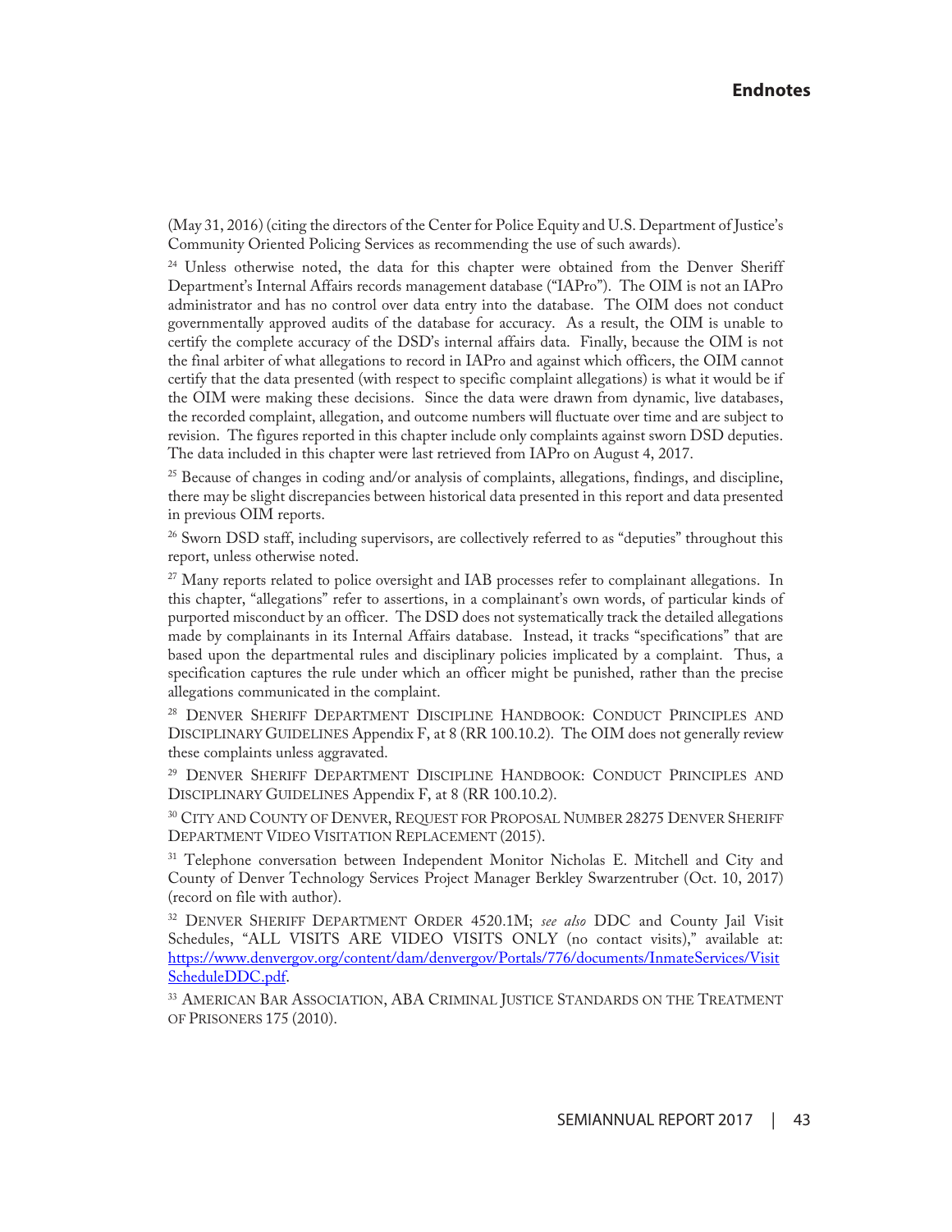(May 31, 2016) (citing the directors of the Center for Police Equity and U.S. Department of Justice's Community Oriented Policing Services as recommending the use of such awards).

[24] Unless otherwise noted, the data for this chapter were obtained from the Denver Sheriff Department's Internal Affairs records management database ("IAPro"). The OIM is not an IAPro administrator and has no control over data entry into the database. The OIM does not conduct governmentally approved audits of the database for accuracy. As a result, the OIM is unable to certify the complete accuracy of the DSD's internal affairs data. Finally, because the OIM is not the final arbiter of what allegations to record in IAPro and against which officers, the OIM cannot certify that the data presented (with respect to specific complaint allegations) is what it would be if the OIM were making these decisions. Since the data were drawn from dynamic, live databases, the recorded complaint, allegation, and outcome numbers will fluctuate over time and are subject to revision. The figures reported in this chapter include only complaints against sworn DSD deputies. The data included in this chapter were last retrieved from IAPro on August 4, 2017.

[25] Because of changes in coding and/or analysis of complaints, allegations, findings, and discipline, there may be slight discrepancies between historical data presented in this report and data presented in previous OIM reports.

[26] Sworn DSD staff, including supervisors, are collectively referred to as "deputies" throughout this report, unless otherwise noted.

[27] Many reports related to police oversight and IAB processes refer to complainant allegations. In this chapter, "allegations" refer to assertions, in a complainant's own words, of particular kinds of purported misconduct by an officer. The DSD does not systematically track the detailed allegations made by complainants in its Internal Affairs database. Instead, it tracks "specifications" that are based upon the departmental rules and disciplinary policies implicated by a complaint. Thus, a specification captures the rule under which an officer might be punished, rather than the precise allegations communicated in the complaint.

[28] Denver Sheriff Department Discipline Handbook: Conduct Principles and Disciplinary Guidelines Appendix F, at 8 (RR 100.10.2). The OIM does not generally review these complaints unless aggravated.

[29] Denver Sheriff Department Discipline Handbook: Conduct Principles and Disciplinary Guidelines Appendix F, at 8 (RR 100.10.2).

[30] City and County of Denver, Request for Proposal Number 28275 Denver Sheriff Department Video Visitation Replacement (2015).

[31] Telephone conversation between Independent Monitor Nicholas E. Mitchell and City and County of Denver Technology Services Project Manager Berkley Swarzentruber (Oct. 10, 2017) (record on file with author).

[32] Denver Sheriff Department Order 4520.1M; *see also* DDC and County Jail Visit Schedules, "ALL VISITS ARE VIDEO VISITS ONLY (no contact visits)," available at: https://www.denvergov.org/content/dam/denvergov/Portals/776/documents/InmateServices/VisitScheduleDDC.pdf.

[33] American Bar Association, ABA Criminal Justice Standards on the Treatment of Prisoners 175 (2010).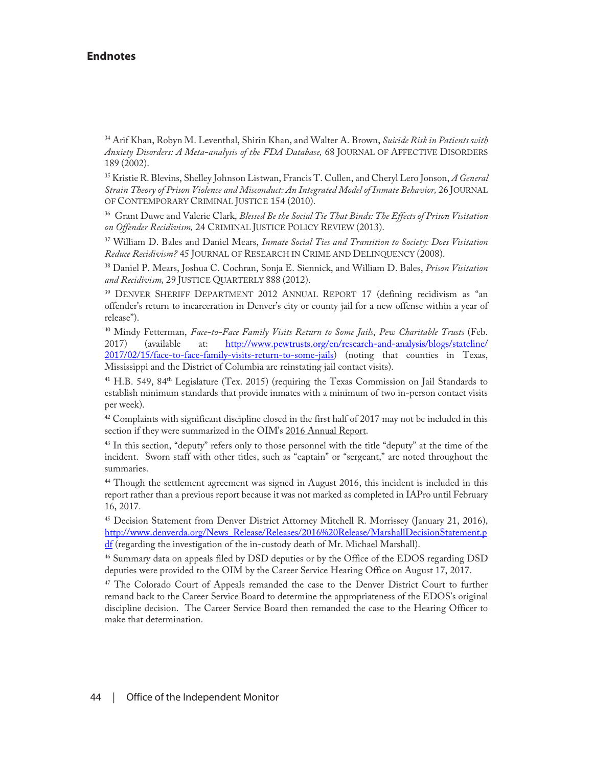## Endnotes

[34] Arif Khan, Robyn M. Leventhal, Shirin Khan, and Walter A. Brown, *Suicide Risk in Patients with Anxiety Disorders: A Meta-analysis of the FDA Database,* 68 JOURNAL OF AFFECTIVE DISORDERS 189 (2002).

[35] Kristie R. Blevins, Shelley Johnson Listwan, Francis T. Cullen, and Cheryl Lero Jonson, *A General Strain Theory of Prison Violence and Misconduct: An Integrated Model of Inmate Behavior,* 26 JOURNAL OF CONTEMPORARY CRIMINAL JUSTICE 154 (2010).

[36] Grant Duwe and Valerie Clark, *Blessed Be the Social Tie That Binds: The Effects of Prison Visitation on Offender Recidivism,* 24 CRIMINAL JUSTICE POLICY REVIEW (2013).

[37] William D. Bales and Daniel Mears, *Inmate Social Ties and Transition to Society: Does Visitation Reduce Recidivism?* 45 JOURNAL OF RESEARCH IN CRIME AND DELINQUENCY (2008).

[38] Daniel P. Mears, Joshua C. Cochran, Sonja E. Siennick, and William D. Bales, *Prison Visitation and Recidivism,* 29 JUSTICE QUARTERLY 888 (2012).

[39] DENVER SHERIFF DEPARTMENT 2012 ANNUAL REPORT 17 (defining recidivism as "an offender's return to incarceration in Denver's city or county jail for a new offense within a year of release").

[40] Mindy Fetterman, *Face-to-Face Family Visits Return to Some Jails*, *Pew Charitable Trusts* (Feb. 2017) (available at: http://www.pewtrusts.org/en/research-and-analysis/blogs/stateline/2017/02/15/face-to-face-family-visits-return-to-some-jails) (noting that counties in Texas, Mississippi and the District of Columbia are reinstating jail contact visits).

[41] H.B. 549, 84th Legislature (Tex. 2015) (requiring the Texas Commission on Jail Standards to establish minimum standards that provide inmates with a minimum of two in-person contact visits per week).

[42] Complaints with significant discipline closed in the first half of 2017 may not be included in this section if they were summarized in the OIM's 2016 Annual Report.

[43] In this section, "deputy" refers only to those personnel with the title "deputy" at the time of the incident. Sworn staff with other titles, such as "captain" or "sergeant," are noted throughout the summaries.

[44] Though the settlement agreement was signed in August 2016, this incident is included in this report rather than a previous report because it was not marked as completed in IAPro until February 16, 2017.

[45] Decision Statement from Denver District Attorney Mitchell R. Morrissey (January 21, 2016), http://www.denverda.org/News_Release/Releases/2016%20Release/MarshallDecisionStatement.pdf (regarding the investigation of the in-custody death of Mr. Michael Marshall).

[46] Summary data on appeals filed by DSD deputies or by the Office of the EDOS regarding DSD deputies were provided to the OIM by the Career Service Hearing Office on August 17, 2017.

[47] The Colorado Court of Appeals remanded the case to the Denver District Court to further remand back to the Career Service Board to determine the appropriateness of the EDOS's original discipline decision. The Career Service Board then remanded the case to the Hearing Officer to make that determination.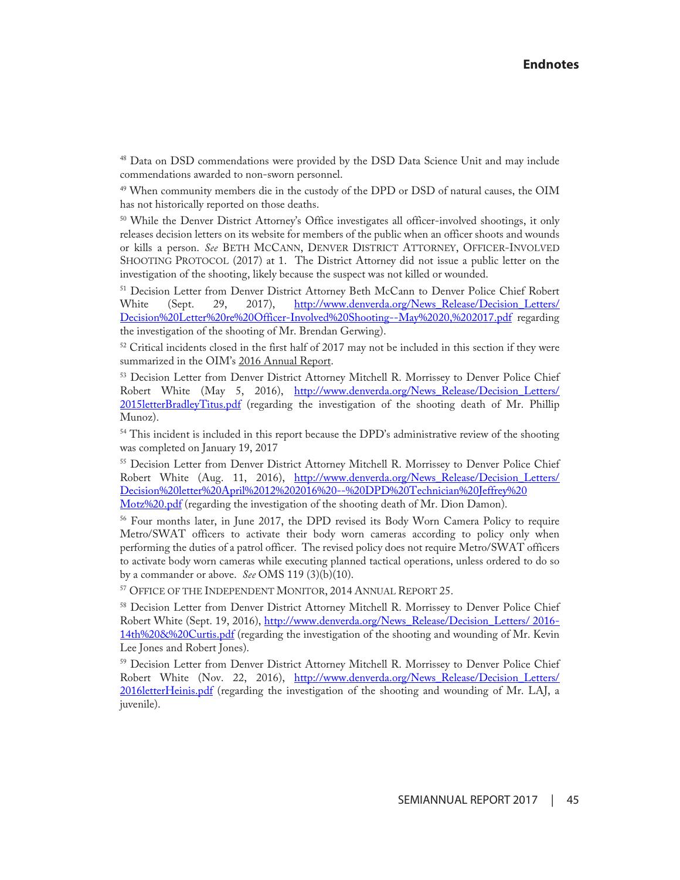## Endnotes

[48] Data on DSD commendations were provided by the DSD Data Science Unit and may include commendations awarded to non-sworn personnel.

[49] When community members die in the custody of the DPD or DSD of natural causes, the OIM has not historically reported on those deaths.

[50] While the Denver District Attorney's Office investigates all officer-involved shootings, it only releases decision letters on its website for members of the public when an officer shoots and wounds or kills a person. *See* BETH MCCANN, DENVER DISTRICT ATTORNEY, OFFICER-INVOLVED SHOOTING PROTOCOL (2017) at 1. The District Attorney did not issue a public letter on the investigation of the shooting, likely because the suspect was not killed or wounded.

[51] Decision Letter from Denver District Attorney Beth McCann to Denver Police Chief Robert White (Sept. 29, 2017), [http://www.denverda.org/News_Release/Decision_Letters/Decision%20Letter%20re%20Officer-Involved%20Shooting--May%2020,%202017.pdf](http://www.denverda.org/News_Release/Decision_Letters/Decision%20Letter%20re%20Officer-Involved%20Shooting--May%2020,%202017.pdf) regarding the investigation of the shooting of Mr. Brendan Gerwing).

[52] Critical incidents closed in the first half of 2017 may not be included in this section if they were summarized in the OIM's 2016 Annual Report.

[53] Decision Letter from Denver District Attorney Mitchell R. Morrissey to Denver Police Chief Robert White (May 5, 2016), [http://www.denverda.org/News_Release/Decision_Letters/2015letterBradleyTitus.pdf](http://www.denverda.org/News_Release/Decision_Letters/2015letterBradleyTitus.pdf) (regarding the investigation of the shooting death of Mr. Phillip Munoz).

[54] This incident is included in this report because the DPD's administrative review of the shooting was completed on January 19, 2017

[55] Decision Letter from Denver District Attorney Mitchell R. Morrissey to Denver Police Chief Robert White (Aug. 11, 2016), [http://www.denverda.org/News_Release/Decision_Letters/Decision%20letter%20April%2012%202016%20--%20DPD%20Technician%20Jeffrey%20Motz%20.pdf](http://www.denverda.org/News_Release/Decision_Letters/Decision%20letter%20April%2012%202016%20--%20DPD%20Technician%20Jeffrey%20Motz%20.pdf) (regarding the investigation of the shooting death of Mr. Dion Damon).

[56] Four months later, in June 2017, the DPD revised its Body Worn Camera Policy to require Metro/SWAT officers to activate their body worn cameras according to policy only when performing the duties of a patrol officer. The revised policy does not require Metro/SWAT officers to activate body worn cameras while executing planned tactical operations, unless ordered to do so by a commander or above. *See* OMS 119 (3)(b)(10).

[57] OFFICE OF THE INDEPENDENT MONITOR, 2014 ANNUAL REPORT 25.

[58] Decision Letter from Denver District Attorney Mitchell R. Morrissey to Denver Police Chief Robert White (Sept. 19, 2016), [http://www.denverda.org/News_Release/Decision_Letters/2016-14th%20&%20Curtis.pdf](http://www.denverda.org/News_Release/Decision_Letters/2016-14th%20&%20Curtis.pdf) (regarding the investigation of the shooting and wounding of Mr. Kevin Lee Jones and Robert Jones).

[59] Decision Letter from Denver District Attorney Mitchell R. Morrissey to Denver Police Chief Robert White (Nov. 22, 2016), [http://www.denverda.org/News_Release/Decision_Letters/2016letterHeinis.pdf](http://www.denverda.org/News_Release/Decision_Letters/2016letterHeinis.pdf) (regarding the investigation of the shooting and wounding of Mr. LAJ, a juvenile).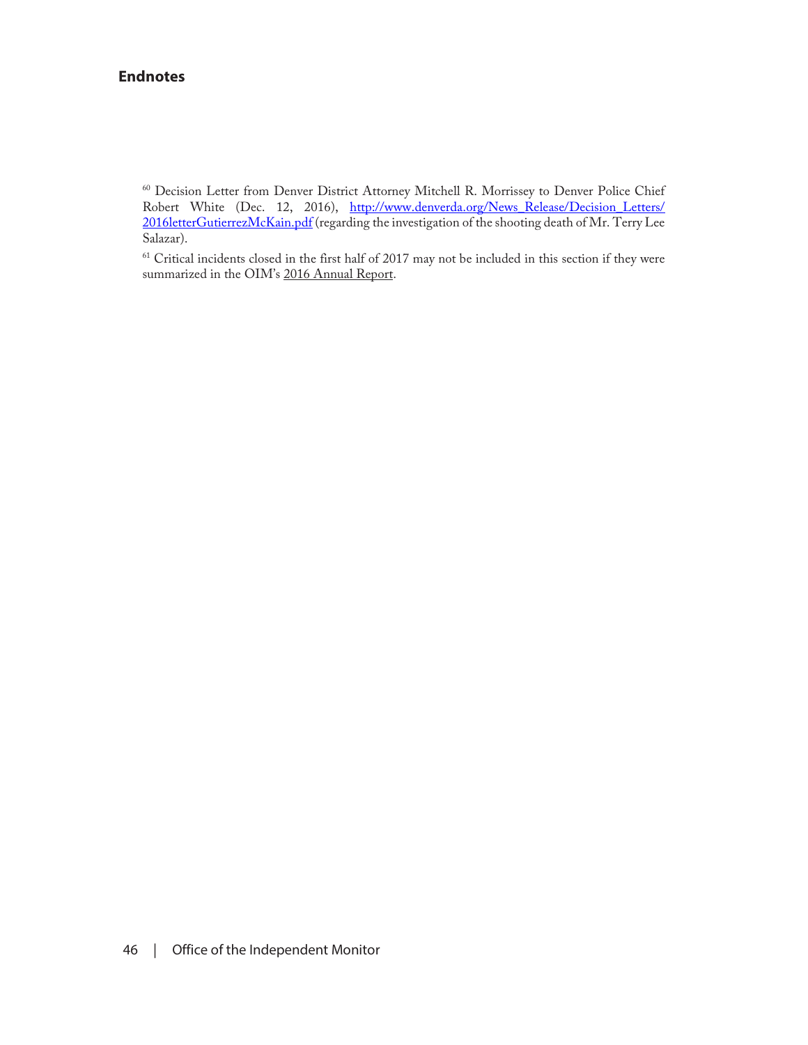## Endnotes

[60] Decision Letter from Denver District Attorney Mitchell R. Morrissey to Denver Police Chief Robert White (Dec. 12, 2016), http://www.denverda.org/News_Release/Decision_Letters/2016letterGutierrezMcKain.pdf (regarding the investigation of the shooting death of Mr. Terry Lee Salazar).

[61] Critical incidents closed in the first half of 2017 may not be included in this section if they were summarized in the OIM's 2016 Annual Report.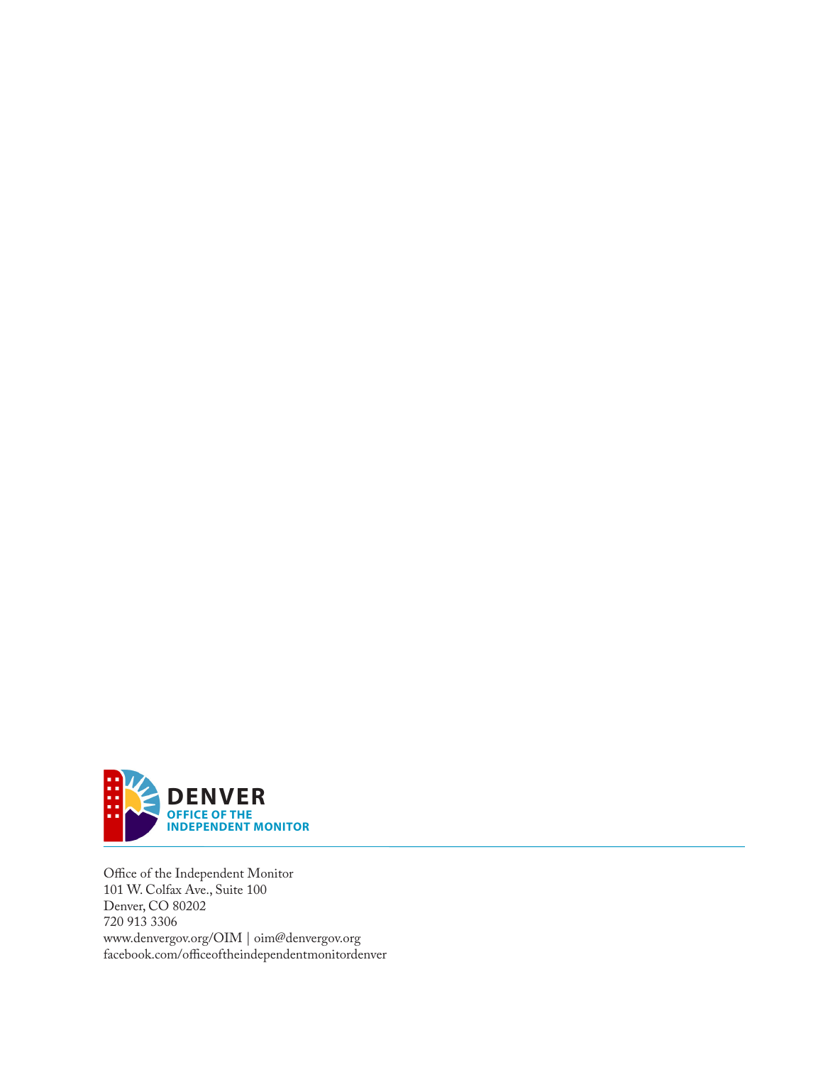**DENVER**
**OFFICE OF THE**
**INDEPENDENT MONITOR**

Office of the Independent Monitor
101 W. Colfax Ave., Suite 100
Denver, CO 80202
720 913 3306
www.denvergov.org/OIM | oim@denvergov.org
facebook.com/officeoftheindependentmonitordenver